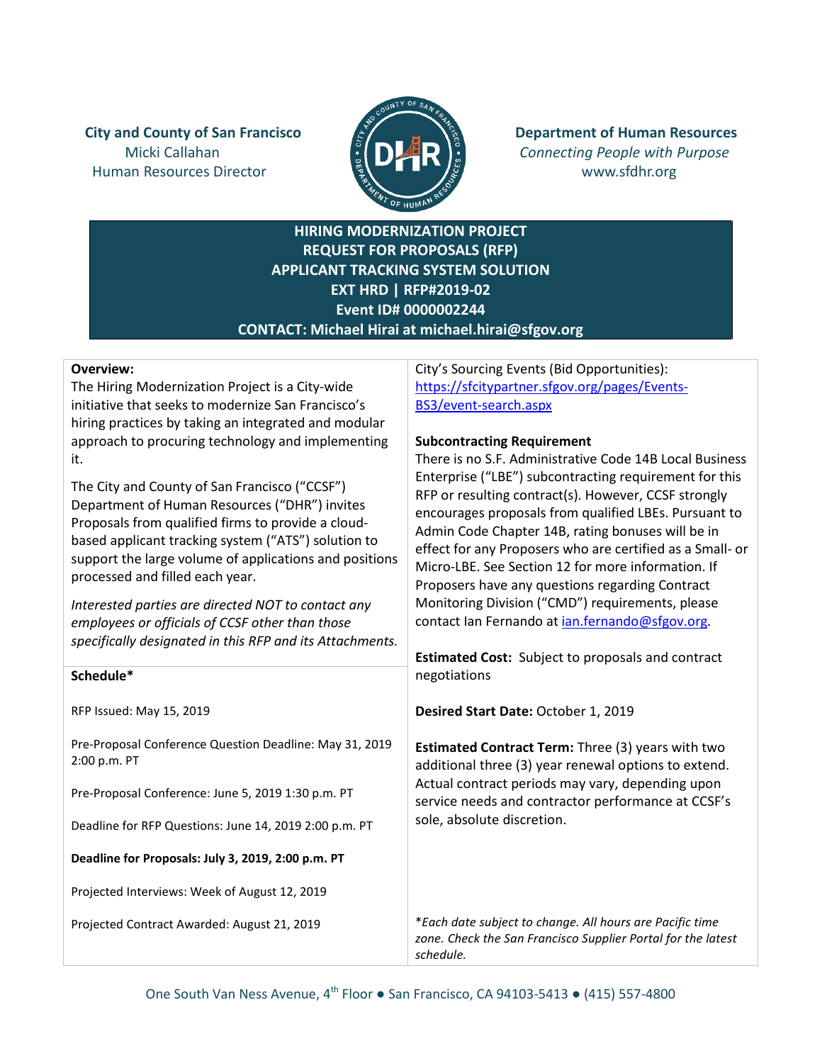**City and County of San Francisco**
Micki Callahan
Human Resources Director

**Department of Human Resources**
*Connecting People with Purpose*
www.sfdhr.org

# HIRING MODERNIZATION PROJECT
# REQUEST FOR PROPOSALS (RFP)
# APPLICANT TRACKING SYSTEM SOLUTION
# EXT HRD | RFP#2019-02
# Event ID# 0000002244
# CONTACT: Michael Hirai at michael.hirai@sfgov.org

**Overview:**
The Hiring Modernization Project is a City-wide initiative that seeks to modernize San Francisco's hiring practices by taking an integrated and modular approach to procuring technology and implementing it.

The City and County of San Francisco ("CCSF") Department of Human Resources ("DHR") invites Proposals from qualified firms to provide a cloud-based applicant tracking system ("ATS") solution to support the large volume of applications and positions processed and filled each year.

*Interested parties are directed NOT to contact any employees or officials of CCSF other than those specifically designated in this RFP and its Attachments.*

**Schedule***

RFP Issued: May 15, 2019

Pre-Proposal Conference Question Deadline: May 31, 2019 2:00 p.m. PT

Pre-Proposal Conference: June 5, 2019 1:30 p.m. PT

Deadline for RFP Questions: June 14, 2019 2:00 p.m. PT

**Deadline for Proposals: July 3, 2019, 2:00 p.m. PT**

Projected Interviews: Week of August 12, 2019

Projected Contract Awarded: August 21, 2019

City's Sourcing Events (Bid Opportunities): [https://sfcitypartner.sfgov.org/pages/Events-BS3/event-search.aspx](https://sfcitypartner.sfgov.org/pages/Events-BS3/event-search.aspx)

**Subcontracting Requirement**
There is no S.F. Administrative Code 14B Local Business Enterprise ("LBE") subcontracting requirement for this RFP or resulting contract(s). However, CCSF strongly encourages proposals from qualified LBEs. Pursuant to Admin Code Chapter 14B, rating bonuses will be in effect for any Proposers who are certified as a Small- or Micro-LBE. See Section 12 for more information. If Proposers have any questions regarding Contract Monitoring Division ("CMD") requirements, please contact Ian Fernando at ian.fernando@sfgov.org.

**Estimated Cost:** Subject to proposals and contract negotiations

**Desired Start Date:** October 1, 2019

**Estimated Contract Term:** Three (3) years with two additional three (3) year renewal options to extend. Actual contract periods may vary, depending upon service needs and contractor performance at CCSF's sole, absolute discretion.

**Each date subject to change. All hours are Pacific time zone. Check the San Francisco Supplier Portal for the latest schedule.*

One South Van Ness Avenue, 4th Floor ● San Francisco, CA 94103-5413 ● (415) 557-4800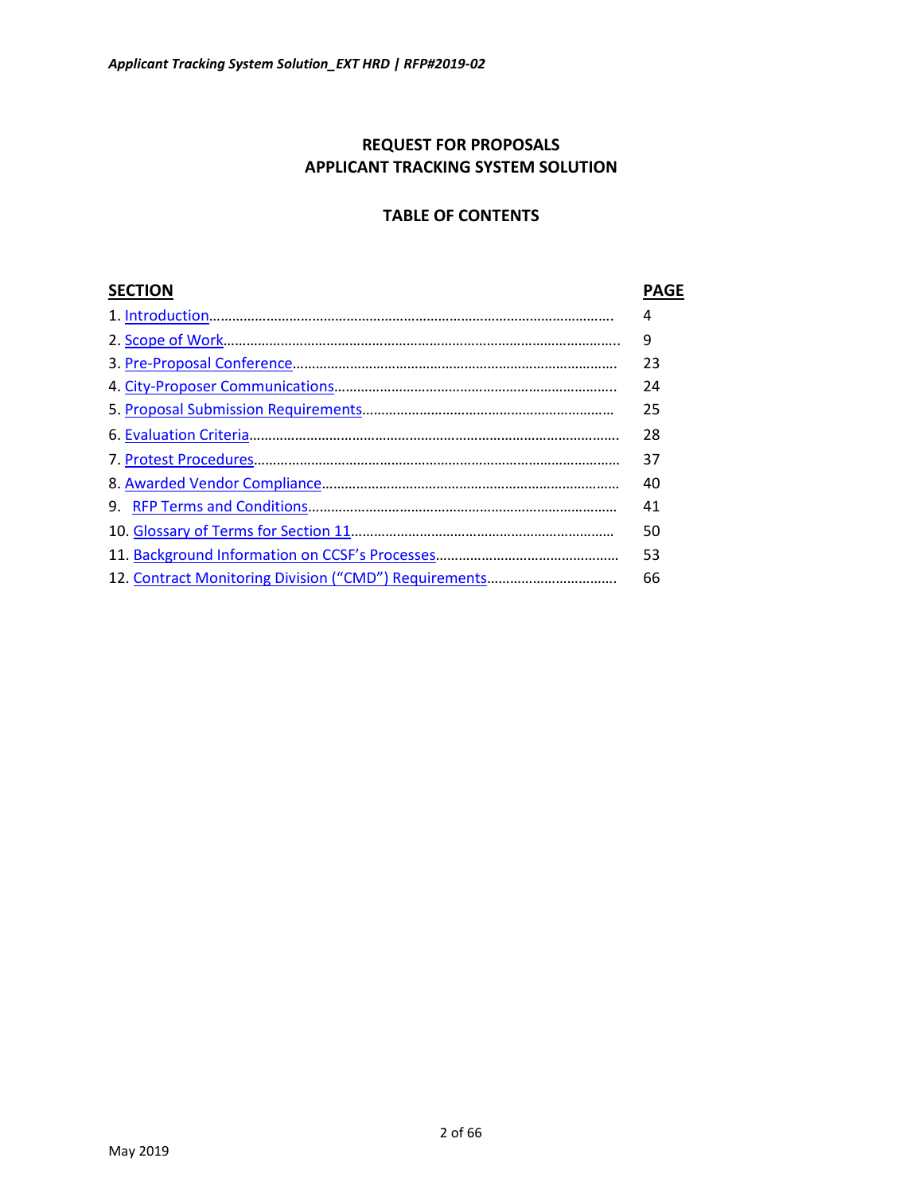# REQUEST FOR PROPOSALS
# APPLICANT TRACKING SYSTEM SOLUTION

## TABLE OF CONTENTS

| SECTION | PAGE |
|---|---|
| 1. Introduction | 4 |
| 2. Scope of Work | 9 |
| 3. Pre-Proposal Conference | 23 |
| 4. City-Proposer Communications | 24 |
| 5. Proposal Submission Requirements | 25 |
| 6. Evaluation Criteria | 28 |
| 7. Protest Procedures | 37 |
| 8. Awarded Vendor Compliance | 40 |
| 9. RFP Terms and Conditions | 41 |
| 10. Glossary of Terms for Section 11 | 50 |
| 11. Background Information on CCSF's Processes | 53 |
| 12. Contract Monitoring Division ("CMD") Requirements | 66 |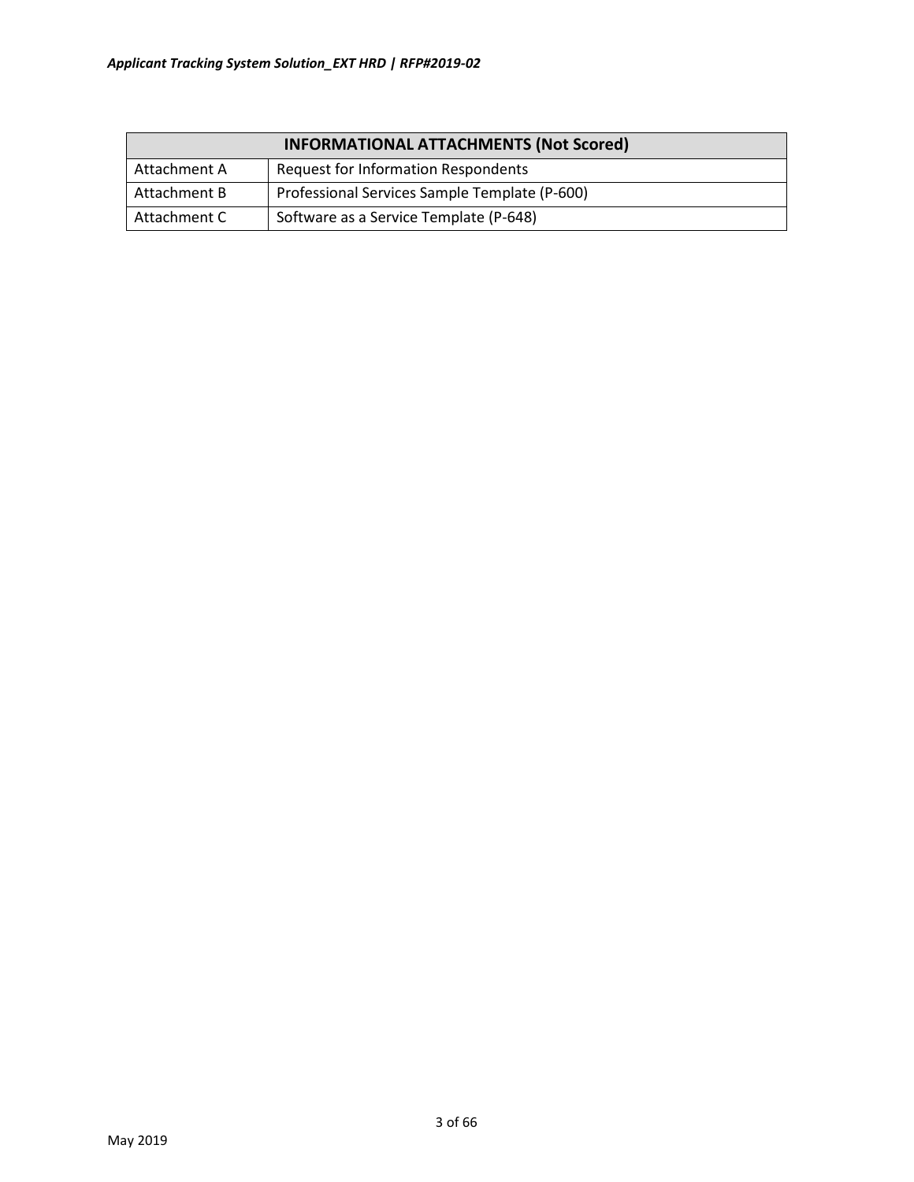| INFORMATIONAL ATTACHMENTS (Not Scored) | |
|---|---|
| Attachment A | Request for Information Respondents |
| Attachment B | Professional Services Sample Template (P-600) |
| Attachment C | Software as a Service Template (P-648) |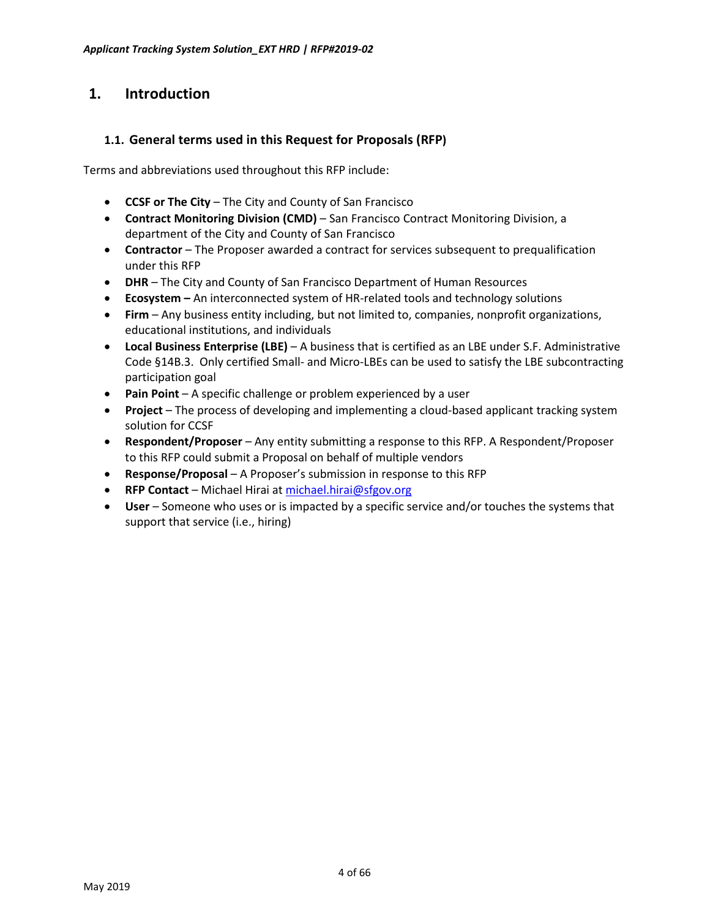# 1. Introduction

## 1.1. General terms used in this Request for Proposals (RFP)

Terms and abbreviations used throughout this RFP include:

- **CCSF or The City** – The City and County of San Francisco
- **Contract Monitoring Division (CMD)** – San Francisco Contract Monitoring Division, a department of the City and County of San Francisco
- **Contractor** – The Proposer awarded a contract for services subsequent to prequalification under this RFP
- **DHR** – The City and County of San Francisco Department of Human Resources
- **Ecosystem –** An interconnected system of HR-related tools and technology solutions
- **Firm** – Any business entity including, but not limited to, companies, nonprofit organizations, educational institutions, and individuals
- **Local Business Enterprise (LBE)** – A business that is certified as an LBE under S.F. Administrative Code §14B.3. Only certified Small- and Micro-LBEs can be used to satisfy the LBE subcontracting participation goal
- **Pain Point** – A specific challenge or problem experienced by a user
- **Project** – The process of developing and implementing a cloud-based applicant tracking system solution for CCSF
- **Respondent/Proposer** – Any entity submitting a response to this RFP. A Respondent/Proposer to this RFP could submit a Proposal on behalf of multiple vendors
- **Response/Proposal** – A Proposer's submission in response to this RFP
- **RFP Contact** – Michael Hirai at michael.hirai@sfgov.org
- **User** – Someone who uses or is impacted by a specific service and/or touches the systems that support that service (i.e., hiring)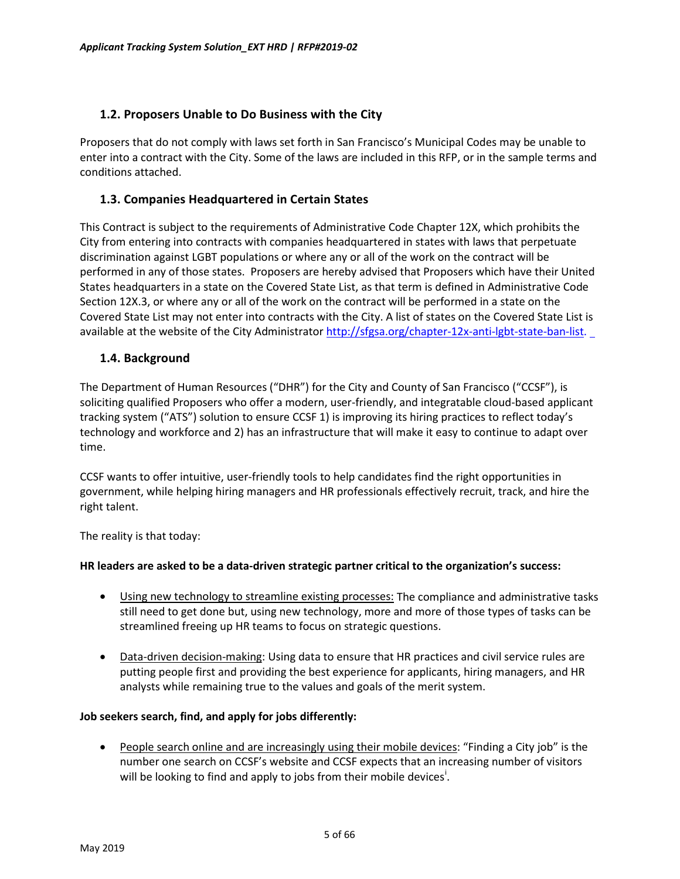## 1.2. Proposers Unable to Do Business with the City

Proposers that do not comply with laws set forth in San Francisco's Municipal Codes may be unable to enter into a contract with the City. Some of the laws are included in this RFP, or in the sample terms and conditions attached.

## 1.3. Companies Headquartered in Certain States

This Contract is subject to the requirements of Administrative Code Chapter 12X, which prohibits the City from entering into contracts with companies headquartered in states with laws that perpetuate discrimination against LGBT populations or where any or all of the work on the contract will be performed in any of those states. Proposers are hereby advised that Proposers which have their United States headquarters in a state on the Covered State List, as that term is defined in Administrative Code Section 12X.3, or where any or all of the work on the contract will be performed in a state on the Covered State List may not enter into contracts with the City. A list of states on the Covered State List is available at the website of the City Administrator http://sfgsa.org/chapter-12x-anti-lgbt-state-ban-list.

## 1.4. Background

The Department of Human Resources ("DHR") for the City and County of San Francisco ("CCSF"), is soliciting qualified Proposers who offer a modern, user-friendly, and integratable cloud-based applicant tracking system ("ATS") solution to ensure CCSF 1) is improving its hiring practices to reflect today's technology and workforce and 2) has an infrastructure that will make it easy to continue to adapt over time.

CCSF wants to offer intuitive, user-friendly tools to help candidates find the right opportunities in government, while helping hiring managers and HR professionals effectively recruit, track, and hire the right talent.

The reality is that today:

**HR leaders are asked to be a data-driven strategic partner critical to the organization's success:**

- Using new technology to streamline existing processes: The compliance and administrative tasks still need to get done but, using new technology, more and more of those types of tasks can be streamlined freeing up HR teams to focus on strategic questions.
- Data-driven decision-making: Using data to ensure that HR practices and civil service rules are putting people first and providing the best experience for applicants, hiring managers, and HR analysts while remaining true to the values and goals of the merit system.

**Job seekers search, find, and apply for jobs differently:**

- People search online and are increasingly using their mobile devices: "Finding a City job" is the number one search on CCSF's website and CCSF expects that an increasing number of visitors will be looking to find and apply to jobs from their mobile devices[i].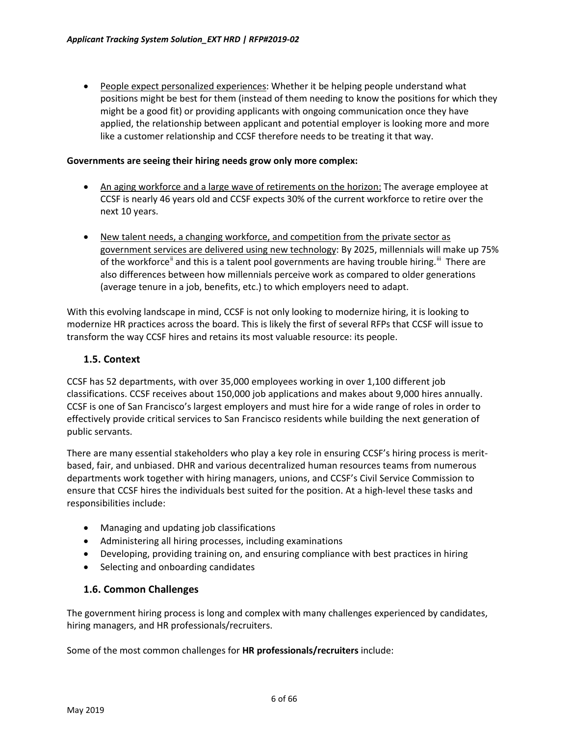- People expect personalized experiences: Whether it be helping people understand what positions might be best for them (instead of them needing to know the positions for which they might be a good fit) or providing applicants with ongoing communication once they have applied, the relationship between applicant and potential employer is looking more and more like a customer relationship and CCSF therefore needs to be treating it that way.

**Governments are seeing their hiring needs grow only more complex:**

- An aging workforce and a large wave of retirements on the horizon: The average employee at CCSF is nearly 46 years old and CCSF expects 30% of the current workforce to retire over the next 10 years.

- New talent needs, a changing workforce, and competition from the private sector as government services are delivered using new technology: By 2025, millennials will make up 75% of the workforce[ii] and this is a talent pool governments are having trouble hiring.[iii] There are also differences between how millennials perceive work as compared to older generations (average tenure in a job, benefits, etc.) to which employers need to adapt.

With this evolving landscape in mind, CCSF is not only looking to modernize hiring, it is looking to modernize HR practices across the board. This is likely the first of several RFPs that CCSF will issue to transform the way CCSF hires and retains its most valuable resource: its people.

### 1.5. Context

CCSF has 52 departments, with over 35,000 employees working in over 1,100 different job classifications. CCSF receives about 150,000 job applications and makes about 9,000 hires annually. CCSF is one of San Francisco's largest employers and must hire for a wide range of roles in order to effectively provide critical services to San Francisco residents while building the next generation of public servants.

There are many essential stakeholders who play a key role in ensuring CCSF's hiring process is merit-based, fair, and unbiased. DHR and various decentralized human resources teams from numerous departments work together with hiring managers, unions, and CCSF's Civil Service Commission to ensure that CCSF hires the individuals best suited for the position. At a high-level these tasks and responsibilities include:

- Managing and updating job classifications
- Administering all hiring processes, including examinations
- Developing, providing training on, and ensuring compliance with best practices in hiring
- Selecting and onboarding candidates

### 1.6. Common Challenges

The government hiring process is long and complex with many challenges experienced by candidates, hiring managers, and HR professionals/recruiters.

Some of the most common challenges for **HR professionals/recruiters** include: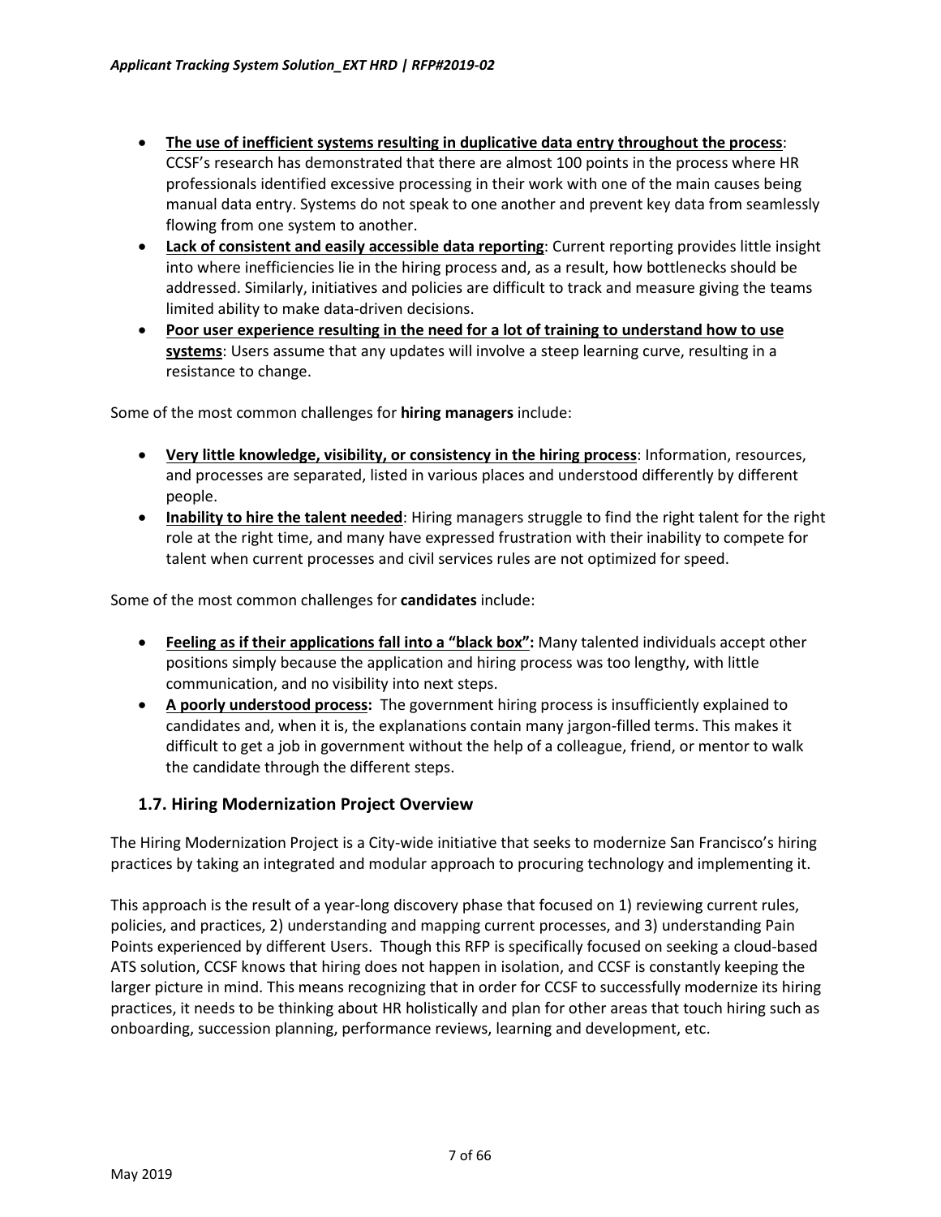- **<u>The use of inefficient systems resulting in duplicative data entry throughout the process</u>**: CCSF's research has demonstrated that there are almost 100 points in the process where HR professionals identified excessive processing in their work with one of the main causes being manual data entry. Systems do not speak to one another and prevent key data from seamlessly flowing from one system to another.
- **<u>Lack of consistent and easily accessible data reporting</u>**: Current reporting provides little insight into where inefficiencies lie in the hiring process and, as a result, how bottlenecks should be addressed. Similarly, initiatives and policies are difficult to track and measure giving the teams limited ability to make data-driven decisions.
- **<u>Poor user experience resulting in the need for a lot of training to understand how to use systems</u>**: Users assume that any updates will involve a steep learning curve, resulting in a resistance to change.

Some of the most common challenges for **hiring managers** include:

- **<u>Very little knowledge, visibility, or consistency in the hiring process</u>**: Information, resources, and processes are separated, listed in various places and understood differently by different people.
- **<u>Inability to hire the talent needed</u>**: Hiring managers struggle to find the right talent for the right role at the right time, and many have expressed frustration with their inability to compete for talent when current processes and civil services rules are not optimized for speed.

Some of the most common challenges for **candidates** include:

- **<u>Feeling as if their applications fall into a "black box"</u>:** Many talented individuals accept other positions simply because the application and hiring process was too lengthy, with little communication, and no visibility into next steps.
- **<u>A poorly understood process</u>:** The government hiring process is insufficiently explained to candidates and, when it is, the explanations contain many jargon-filled terms. This makes it difficult to get a job in government without the help of a colleague, friend, or mentor to walk the candidate through the different steps.

### 1.7. Hiring Modernization Project Overview

The Hiring Modernization Project is a City-wide initiative that seeks to modernize San Francisco's hiring practices by taking an integrated and modular approach to procuring technology and implementing it.

This approach is the result of a year-long discovery phase that focused on 1) reviewing current rules, policies, and practices, 2) understanding and mapping current processes, and 3) understanding Pain Points experienced by different Users. Though this RFP is specifically focused on seeking a cloud-based ATS solution, CCSF knows that hiring does not happen in isolation, and CCSF is constantly keeping the larger picture in mind. This means recognizing that in order for CCSF to successfully modernize its hiring practices, it needs to be thinking about HR holistically and plan for other areas that touch hiring such as onboarding, succession planning, performance reviews, learning and development, etc.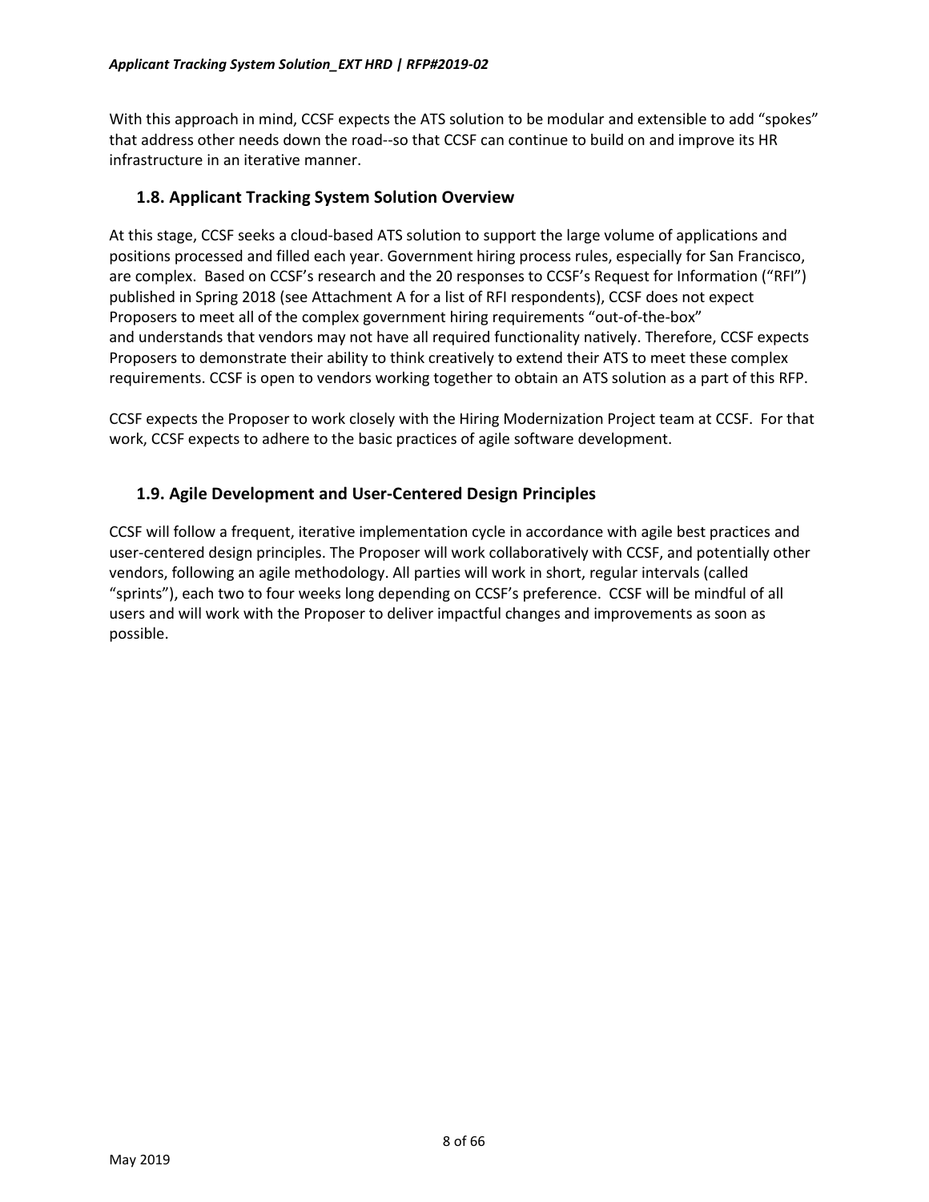With this approach in mind, CCSF expects the ATS solution to be modular and extensible to add "spokes" that address other needs down the road--so that CCSF can continue to build on and improve its HR infrastructure in an iterative manner.

## 1.8. Applicant Tracking System Solution Overview

At this stage, CCSF seeks a cloud-based ATS solution to support the large volume of applications and positions processed and filled each year. Government hiring process rules, especially for San Francisco, are complex. Based on CCSF's research and the 20 responses to CCSF's Request for Information ("RFI") published in Spring 2018 (see Attachment A for a list of RFI respondents), CCSF does not expect Proposers to meet all of the complex government hiring requirements "out-of-the-box" and understands that vendors may not have all required functionality natively. Therefore, CCSF expects Proposers to demonstrate their ability to think creatively to extend their ATS to meet these complex requirements. CCSF is open to vendors working together to obtain an ATS solution as a part of this RFP.

CCSF expects the Proposer to work closely with the Hiring Modernization Project team at CCSF. For that work, CCSF expects to adhere to the basic practices of agile software development.

## 1.9. Agile Development and User-Centered Design Principles

CCSF will follow a frequent, iterative implementation cycle in accordance with agile best practices and user-centered design principles. The Proposer will work collaboratively with CCSF, and potentially other vendors, following an agile methodology. All parties will work in short, regular intervals (called "sprints"), each two to four weeks long depending on CCSF's preference. CCSF will be mindful of all users and will work with the Proposer to deliver impactful changes and improvements as soon as possible.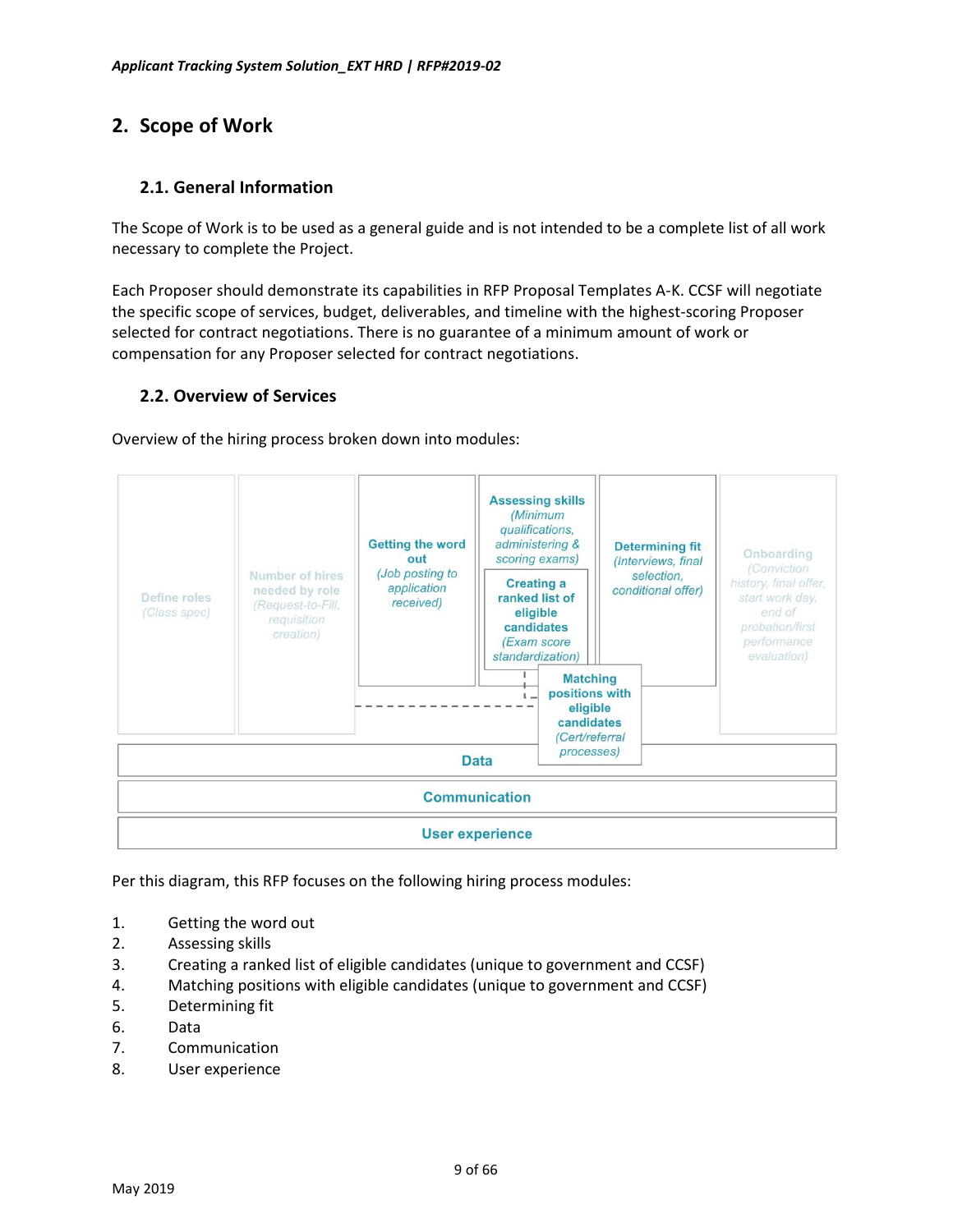## 2. Scope of Work

### 2.1. General Information

The Scope of Work is to be used as a general guide and is not intended to be a complete list of all work necessary to complete the Project.

Each Proposer should demonstrate its capabilities in RFP Proposal Templates A-K. CCSF will negotiate the specific scope of services, budget, deliverables, and timeline with the highest-scoring Proposer selected for contract negotiations. There is no guarantee of a minimum amount of work or compensation for any Proposer selected for contract negotiations.

### 2.2. Overview of Services

Overview of the hiring process broken down into modules:

- **Define roles** *(Class spec)*
- **Number of hires needed by role** *(Request-to-Fill, requisition creation)*
- **Getting the word out** *(Job posting to application received)*
- **Assessing skills** *(Minimum qualifications, administering & scoring exams)*
  - **Creating a ranked list of eligible candidates** *(Exam score standardization)*
  - **Matching positions with eligible candidates** *(Cert/referral processes)*
- **Determining fit** *(Interviews, final selection, conditional offer)*
- **Onboarding** *(Conviction history, final offer, start work day, end of probation/first performance evaluation)*
- **Data**
- **Communication**
- **User experience**

Per this diagram, this RFP focuses on the following hiring process modules:

1. Getting the word out
2. Assessing skills
3. Creating a ranked list of eligible candidates (unique to government and CCSF)
4. Matching positions with eligible candidates (unique to government and CCSF)
5. Determining fit
6. Data
7. Communication
8. User experience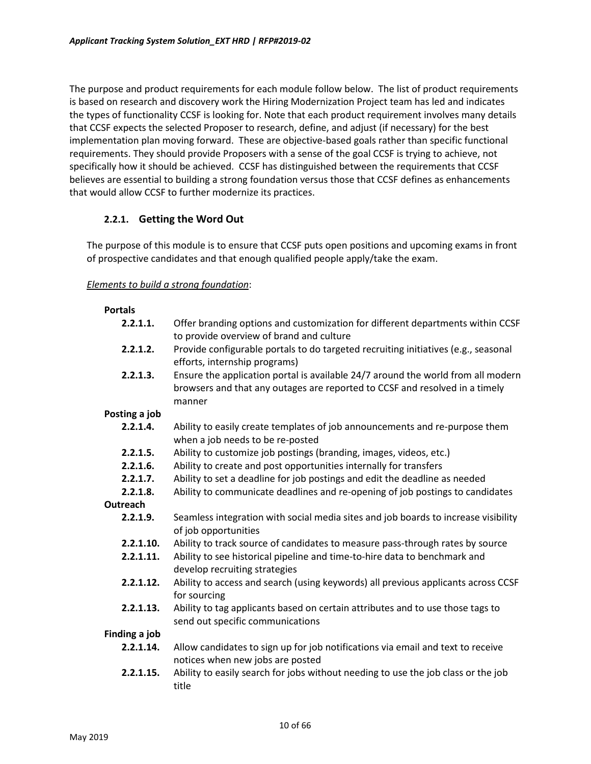The purpose and product requirements for each module follow below. The list of product requirements is based on research and discovery work the Hiring Modernization Project team has led and indicates the types of functionality CCSF is looking for. Note that each product requirement involves many details that CCSF expects the selected Proposer to research, define, and adjust (if necessary) for the best implementation plan moving forward. These are objective-based goals rather than specific functional requirements. They should provide Proposers with a sense of the goal CCSF is trying to achieve, not specifically how it should be achieved. CCSF has distinguished between the requirements that CCSF believes are essential to building a strong foundation versus those that CCSF defines as enhancements that would allow CCSF to further modernize its practices.

### 2.2.1. Getting the Word Out

The purpose of this module is to ensure that CCSF puts open positions and upcoming exams in front of prospective candidates and that enough qualified people apply/take the exam.

*Elements to build a strong foundation*:

**Portals**

- **2.2.1.1.** Offer branding options and customization for different departments within CCSF to provide overview of brand and culture
- **2.2.1.2.** Provide configurable portals to do targeted recruiting initiatives (e.g., seasonal efforts, internship programs)
- **2.2.1.3.** Ensure the application portal is available 24/7 around the world from all modern browsers and that any outages are reported to CCSF and resolved in a timely manner

**Posting a job**

- **2.2.1.4.** Ability to easily create templates of job announcements and re-purpose them when a job needs to be re-posted
- **2.2.1.5.** Ability to customize job postings (branding, images, videos, etc.)
- **2.2.1.6.** Ability to create and post opportunities internally for transfers
- **2.2.1.7.** Ability to set a deadline for job postings and edit the deadline as needed
- **2.2.1.8.** Ability to communicate deadlines and re-opening of job postings to candidates

**Outreach**

- **2.2.1.9.** Seamless integration with social media sites and job boards to increase visibility of job opportunities
- **2.2.1.10.** Ability to track source of candidates to measure pass-through rates by source
- **2.2.1.11.** Ability to see historical pipeline and time-to-hire data to benchmark and develop recruiting strategies
- **2.2.1.12.** Ability to access and search (using keywords) all previous applicants across CCSF for sourcing
- **2.2.1.13.** Ability to tag applicants based on certain attributes and to use those tags to send out specific communications

**Finding a job**

- **2.2.1.14.** Allow candidates to sign up for job notifications via email and text to receive notices when new jobs are posted
- **2.2.1.15.** Ability to easily search for jobs without needing to use the job class or the job title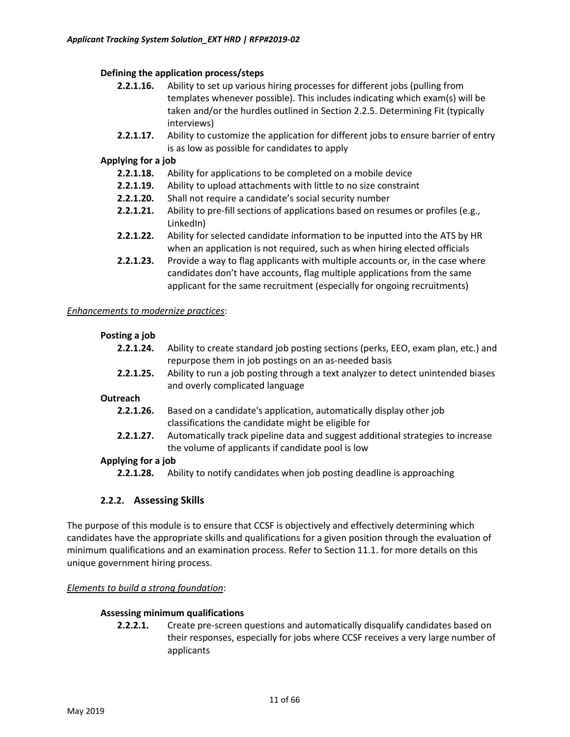**Defining the application process/steps**

- **2.2.1.16.** Ability to set up various hiring processes for different jobs (pulling from templates whenever possible). This includes indicating which exam(s) will be taken and/or the hurdles outlined in Section 2.2.5. Determining Fit (typically interviews)
- **2.2.1.17.** Ability to customize the application for different jobs to ensure barrier of entry is as low as possible for candidates to apply

**Applying for a job**

- **2.2.1.18.** Ability for applications to be completed on a mobile device
- **2.2.1.19.** Ability to upload attachments with little to no size constraint
- **2.2.1.20.** Shall not require a candidate's social security number
- **2.2.1.21.** Ability to pre-fill sections of applications based on resumes or profiles (e.g., LinkedIn)
- **2.2.1.22.** Ability for selected candidate information to be inputted into the ATS by HR when an application is not required, such as when hiring elected officials
- **2.2.1.23.** Provide a way to flag applicants with multiple accounts or, in the case where candidates don't have accounts, flag multiple applications from the same applicant for the same recruitment (especially for ongoing recruitments)

<u>*Enhancements to modernize practices*</u>:

**Posting a job**

- **2.2.1.24.** Ability to create standard job posting sections (perks, EEO, exam plan, etc.) and repurpose them in job postings on an as-needed basis
- **2.2.1.25.** Ability to run a job posting through a text analyzer to detect unintended biases and overly complicated language

**Outreach**

- **2.2.1.26.** Based on a candidate's application, automatically display other job classifications the candidate might be eligible for
- **2.2.1.27.** Automatically track pipeline data and suggest additional strategies to increase the volume of applicants if candidate pool is low

**Applying for a job**

- **2.2.1.28.** Ability to notify candidates when job posting deadline is approaching

### 2.2.2. Assessing Skills

The purpose of this module is to ensure that CCSF is objectively and effectively determining which candidates have the appropriate skills and qualifications for a given position through the evaluation of minimum qualifications and an examination process. Refer to Section 11.1. for more details on this unique government hiring process.

<u>*Elements to build a strong foundation*</u>:

**Assessing minimum qualifications**

- **2.2.2.1.** Create pre-screen questions and automatically disqualify candidates based on their responses, especially for jobs where CCSF receives a very large number of applicants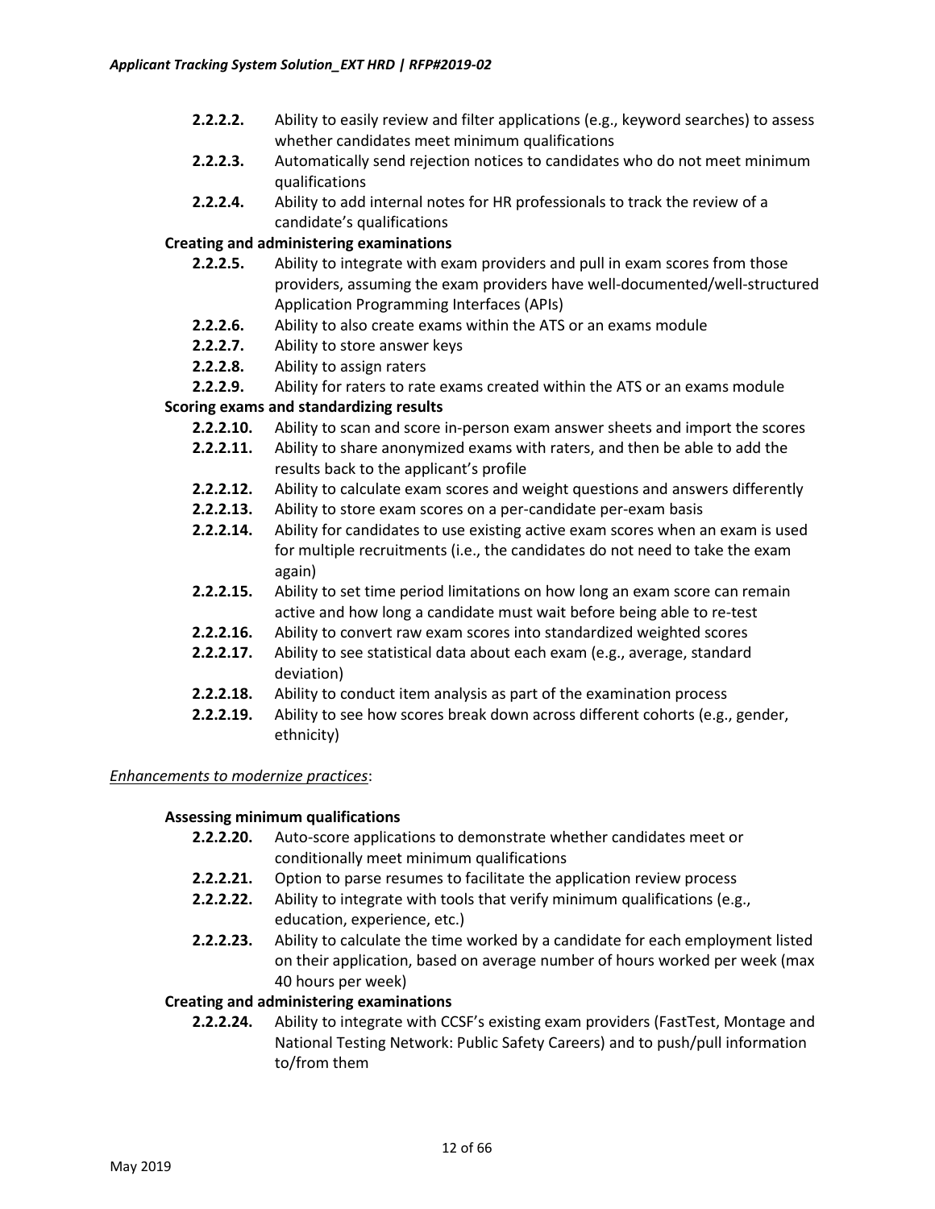- **2.2.2.2.** Ability to easily review and filter applications (e.g., keyword searches) to assess whether candidates meet minimum qualifications
- **2.2.2.3.** Automatically send rejection notices to candidates who do not meet minimum qualifications
- **2.2.2.4.** Ability to add internal notes for HR professionals to track the review of a candidate's qualifications

**Creating and administering examinations**

- **2.2.2.5.** Ability to integrate with exam providers and pull in exam scores from those providers, assuming the exam providers have well-documented/well-structured Application Programming Interfaces (APIs)
- **2.2.2.6.** Ability to also create exams within the ATS or an exams module
- **2.2.2.7.** Ability to store answer keys
- **2.2.2.8.** Ability to assign raters
- **2.2.2.9.** Ability for raters to rate exams created within the ATS or an exams module

**Scoring exams and standardizing results**

- **2.2.2.10.** Ability to scan and score in-person exam answer sheets and import the scores
- **2.2.2.11.** Ability to share anonymized exams with raters, and then be able to add the results back to the applicant's profile
- **2.2.2.12.** Ability to calculate exam scores and weight questions and answers differently
- **2.2.2.13.** Ability to store exam scores on a per-candidate per-exam basis
- **2.2.2.14.** Ability for candidates to use existing active exam scores when an exam is used for multiple recruitments (i.e., the candidates do not need to take the exam again)
- **2.2.2.15.** Ability to set time period limitations on how long an exam score can remain active and how long a candidate must wait before being able to re-test
- **2.2.2.16.** Ability to convert raw exam scores into standardized weighted scores
- **2.2.2.17.** Ability to see statistical data about each exam (e.g., average, standard deviation)
- **2.2.2.18.** Ability to conduct item analysis as part of the examination process
- **2.2.2.19.** Ability to see how scores break down across different cohorts (e.g., gender, ethnicity)

*Enhancements to modernize practices*:

**Assessing minimum qualifications**

- **2.2.2.20.** Auto-score applications to demonstrate whether candidates meet or conditionally meet minimum qualifications
- **2.2.2.21.** Option to parse resumes to facilitate the application review process
- **2.2.2.22.** Ability to integrate with tools that verify minimum qualifications (e.g., education, experience, etc.)
- **2.2.2.23.** Ability to calculate the time worked by a candidate for each employment listed on their application, based on average number of hours worked per week (max 40 hours per week)

**Creating and administering examinations**

- **2.2.2.24.** Ability to integrate with CCSF's existing exam providers (FastTest, Montage and National Testing Network: Public Safety Careers) and to push/pull information to/from them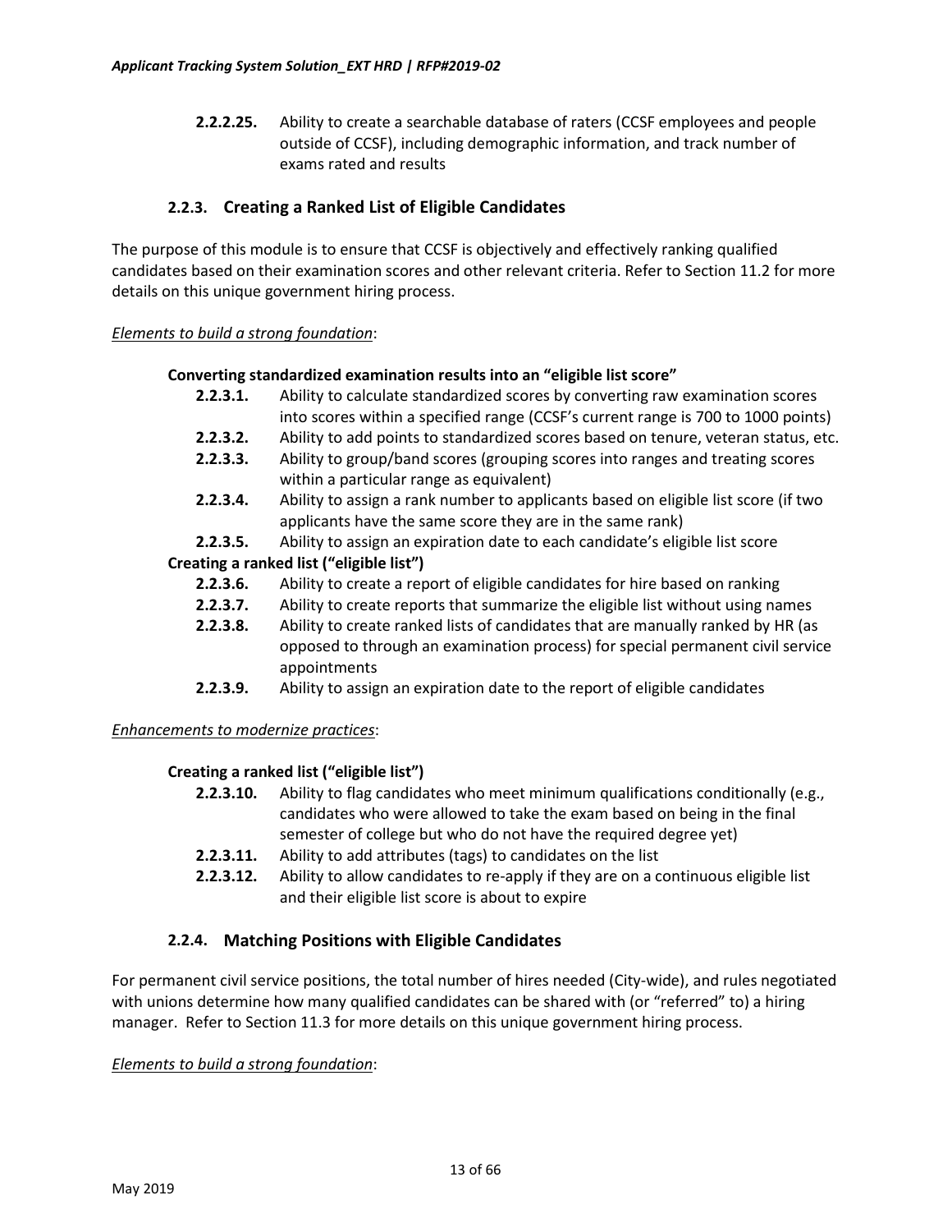**2.2.2.25.** Ability to create a searchable database of raters (CCSF employees and people outside of CCSF), including demographic information, and track number of exams rated and results

### 2.2.3. Creating a Ranked List of Eligible Candidates

The purpose of this module is to ensure that CCSF is objectively and effectively ranking qualified candidates based on their examination scores and other relevant criteria. Refer to Section 11.2 for more details on this unique government hiring process.

*Elements to build a strong foundation*:

**Converting standardized examination results into an "eligible list score"**

- **2.2.3.1.** Ability to calculate standardized scores by converting raw examination scores into scores within a specified range (CCSF's current range is 700 to 1000 points)
- **2.2.3.2.** Ability to add points to standardized scores based on tenure, veteran status, etc.
- **2.2.3.3.** Ability to group/band scores (grouping scores into ranges and treating scores within a particular range as equivalent)
- **2.2.3.4.** Ability to assign a rank number to applicants based on eligible list score (if two applicants have the same score they are in the same rank)
- **2.2.3.5.** Ability to assign an expiration date to each candidate's eligible list score

**Creating a ranked list ("eligible list")**

- **2.2.3.6.** Ability to create a report of eligible candidates for hire based on ranking
- **2.2.3.7.** Ability to create reports that summarize the eligible list without using names
- **2.2.3.8.** Ability to create ranked lists of candidates that are manually ranked by HR (as opposed to through an examination process) for special permanent civil service appointments
- **2.2.3.9.** Ability to assign an expiration date to the report of eligible candidates

*Enhancements to modernize practices*:

**Creating a ranked list ("eligible list")**

- **2.2.3.10.** Ability to flag candidates who meet minimum qualifications conditionally (e.g., candidates who were allowed to take the exam based on being in the final semester of college but who do not have the required degree yet)
- **2.2.3.11.** Ability to add attributes (tags) to candidates on the list
- **2.2.3.12.** Ability to allow candidates to re-apply if they are on a continuous eligible list and their eligible list score is about to expire

### 2.2.4. Matching Positions with Eligible Candidates

For permanent civil service positions, the total number of hires needed (City-wide), and rules negotiated with unions determine how many qualified candidates can be shared with (or "referred" to) a hiring manager. Refer to Section 11.3 for more details on this unique government hiring process.

*Elements to build a strong foundation*: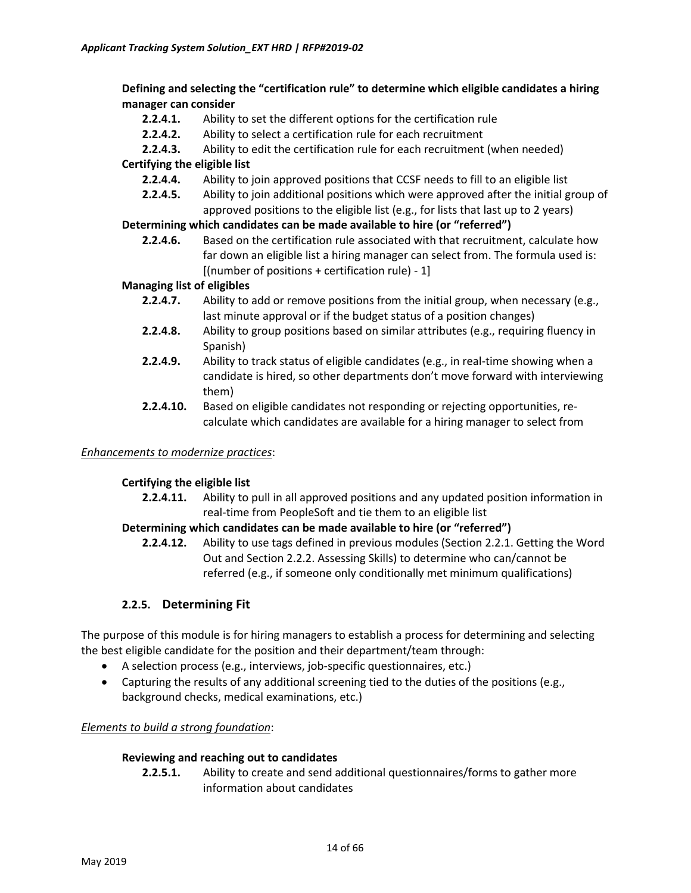**Defining and selecting the "certification rule" to determine which eligible candidates a hiring manager can consider**

- **2.2.4.1.** Ability to set the different options for the certification rule
- **2.2.4.2.** Ability to select a certification rule for each recruitment
- **2.2.4.3.** Ability to edit the certification rule for each recruitment (when needed)

**Certifying the eligible list**

- **2.2.4.4.** Ability to join approved positions that CCSF needs to fill to an eligible list
- **2.2.4.5.** Ability to join additional positions which were approved after the initial group of approved positions to the eligible list (e.g., for lists that last up to 2 years)

**Determining which candidates can be made available to hire (or "referred")**

- **2.2.4.6.** Based on the certification rule associated with that recruitment, calculate how far down an eligible list a hiring manager can select from. The formula used is: [(number of positions + certification rule) - 1]

**Managing list of eligibles**

- **2.2.4.7.** Ability to add or remove positions from the initial group, when necessary (e.g., last minute approval or if the budget status of a position changes)
- **2.2.4.8.** Ability to group positions based on similar attributes (e.g., requiring fluency in Spanish)
- **2.2.4.9.** Ability to track status of eligible candidates (e.g., in real-time showing when a candidate is hired, so other departments don't move forward with interviewing them)
- **2.2.4.10.** Based on eligible candidates not responding or rejecting opportunities, re-calculate which candidates are available for a hiring manager to select from

*Enhancements to modernize practices*:

**Certifying the eligible list**

- **2.2.4.11.** Ability to pull in all approved positions and any updated position information in real-time from PeopleSoft and tie them to an eligible list

**Determining which candidates can be made available to hire (or "referred")**

- **2.2.4.12.** Ability to use tags defined in previous modules (Section 2.2.1. Getting the Word Out and Section 2.2.2. Assessing Skills) to determine who can/cannot be referred (e.g., if someone only conditionally met minimum qualifications)

### 2.2.5. Determining Fit

The purpose of this module is for hiring managers to establish a process for determining and selecting the best eligible candidate for the position and their department/team through:

- A selection process (e.g., interviews, job-specific questionnaires, etc.)
- Capturing the results of any additional screening tied to the duties of the positions (e.g., background checks, medical examinations, etc.)

*Elements to build a strong foundation*:

**Reviewing and reaching out to candidates**

- **2.2.5.1.** Ability to create and send additional questionnaires/forms to gather more information about candidates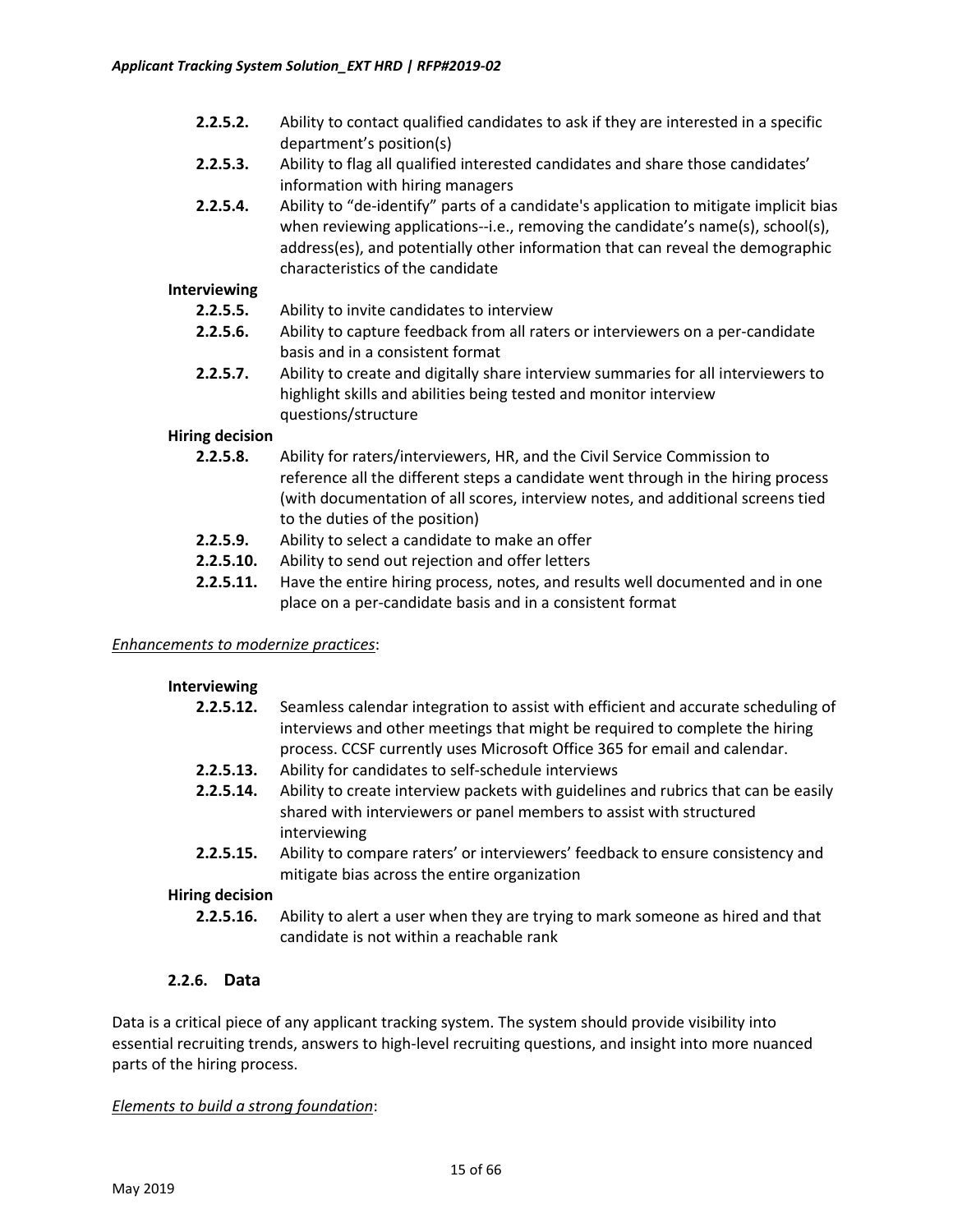**2.2.5.2.** Ability to contact qualified candidates to ask if they are interested in a specific department's position(s)

**2.2.5.3.** Ability to flag all qualified interested candidates and share those candidates' information with hiring managers

**2.2.5.4.** Ability to "de-identify" parts of a candidate's application to mitigate implicit bias when reviewing applications--i.e., removing the candidate's name(s), school(s), address(es), and potentially other information that can reveal the demographic characteristics of the candidate

**Interviewing**

**2.2.5.5.** Ability to invite candidates to interview

**2.2.5.6.** Ability to capture feedback from all raters or interviewers on a per-candidate basis and in a consistent format

**2.2.5.7.** Ability to create and digitally share interview summaries for all interviewers to highlight skills and abilities being tested and monitor interview questions/structure

**Hiring decision**

**2.2.5.8.** Ability for raters/interviewers, HR, and the Civil Service Commission to reference all the different steps a candidate went through in the hiring process (with documentation of all scores, interview notes, and additional screens tied to the duties of the position)

**2.2.5.9.** Ability to select a candidate to make an offer

**2.2.5.10.** Ability to send out rejection and offer letters

**2.2.5.11.** Have the entire hiring process, notes, and results well documented and in one place on a per-candidate basis and in a consistent format

*Enhancements to modernize practices*:

**Interviewing**

**2.2.5.12.** Seamless calendar integration to assist with efficient and accurate scheduling of interviews and other meetings that might be required to complete the hiring process. CCSF currently uses Microsoft Office 365 for email and calendar.

**2.2.5.13.** Ability for candidates to self-schedule interviews

**2.2.5.14.** Ability to create interview packets with guidelines and rubrics that can be easily shared with interviewers or panel members to assist with structured interviewing

**2.2.5.15.** Ability to compare raters' or interviewers' feedback to ensure consistency and mitigate bias across the entire organization

**Hiring decision**

**2.2.5.16.** Ability to alert a user when they are trying to mark someone as hired and that candidate is not within a reachable rank

### 2.2.6. Data

Data is a critical piece of any applicant tracking system. The system should provide visibility into essential recruiting trends, answers to high-level recruiting questions, and insight into more nuanced parts of the hiring process.

*Elements to build a strong foundation*: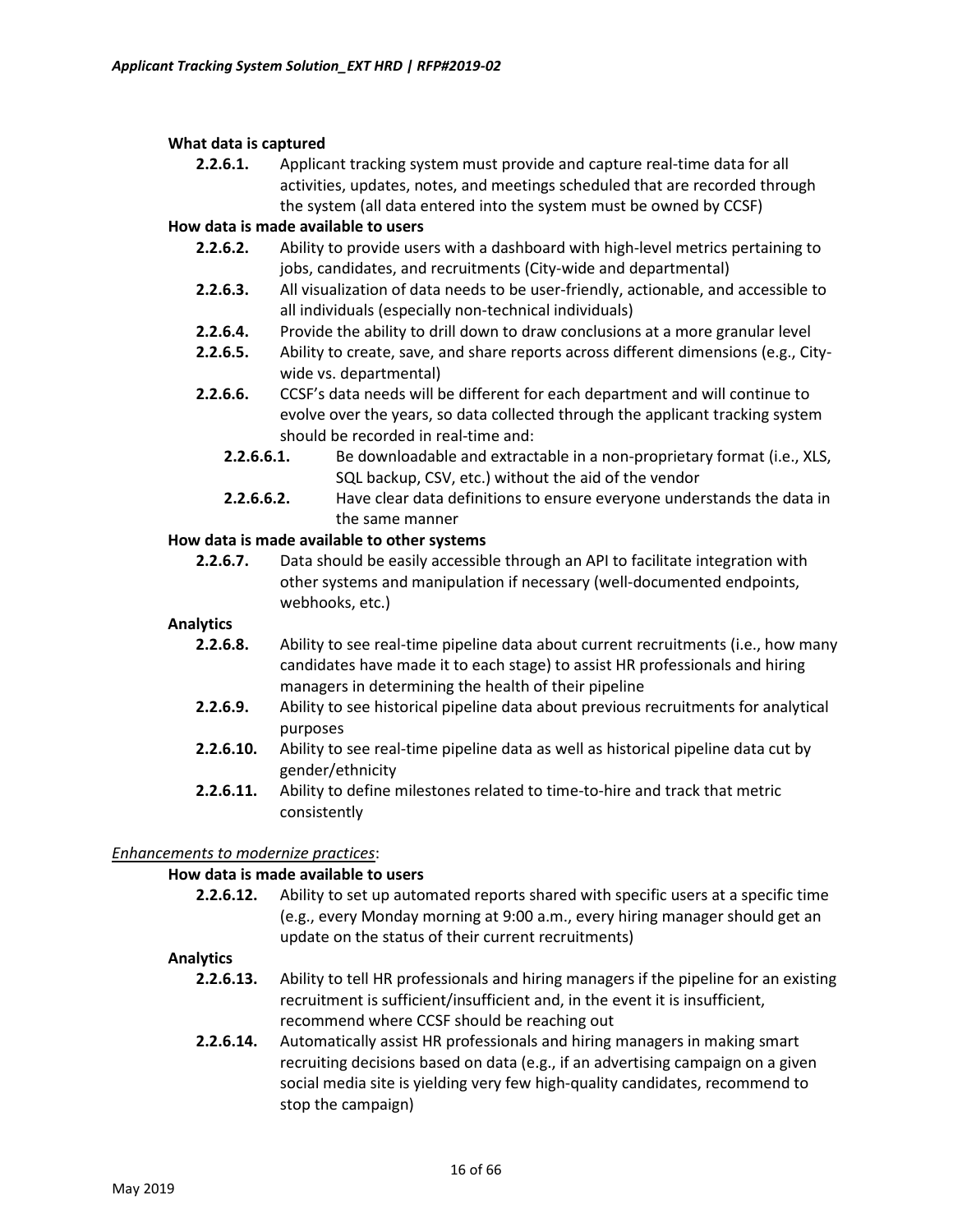**What data is captured**

**2.2.6.1.** Applicant tracking system must provide and capture real-time data for all activities, updates, notes, and meetings scheduled that are recorded through the system (all data entered into the system must be owned by CCSF)

**How data is made available to users**

**2.2.6.2.** Ability to provide users with a dashboard with high-level metrics pertaining to jobs, candidates, and recruitments (City-wide and departmental)

**2.2.6.3.** All visualization of data needs to be user-friendly, actionable, and accessible to all individuals (especially non-technical individuals)

**2.2.6.4.** Provide the ability to drill down to draw conclusions at a more granular level

**2.2.6.5.** Ability to create, save, and share reports across different dimensions (e.g., City-wide vs. departmental)

**2.2.6.6.** CCSF's data needs will be different for each department and will continue to evolve over the years, so data collected through the applicant tracking system should be recorded in real-time and:

**2.2.6.6.1.** Be downloadable and extractable in a non-proprietary format (i.e., XLS, SQL backup, CSV, etc.) without the aid of the vendor

**2.2.6.6.2.** Have clear data definitions to ensure everyone understands the data in the same manner

**How data is made available to other systems**

**2.2.6.7.** Data should be easily accessible through an API to facilitate integration with other systems and manipulation if necessary (well-documented endpoints, webhooks, etc.)

**Analytics**

**2.2.6.8.** Ability to see real-time pipeline data about current recruitments (i.e., how many candidates have made it to each stage) to assist HR professionals and hiring managers in determining the health of their pipeline

**2.2.6.9.** Ability to see historical pipeline data about previous recruitments for analytical purposes

**2.2.6.10.** Ability to see real-time pipeline data as well as historical pipeline data cut by gender/ethnicity

**2.2.6.11.** Ability to define milestones related to time-to-hire and track that metric consistently

*Enhancements to modernize practices*:

**How data is made available to users**

**2.2.6.12.** Ability to set up automated reports shared with specific users at a specific time (e.g., every Monday morning at 9:00 a.m., every hiring manager should get an update on the status of their current recruitments)

**Analytics**

**2.2.6.13.** Ability to tell HR professionals and hiring managers if the pipeline for an existing recruitment is sufficient/insufficient and, in the event it is insufficient, recommend where CCSF should be reaching out

**2.2.6.14.** Automatically assist HR professionals and hiring managers in making smart recruiting decisions based on data (e.g., if an advertising campaign on a given social media site is yielding very few high-quality candidates, recommend to stop the campaign)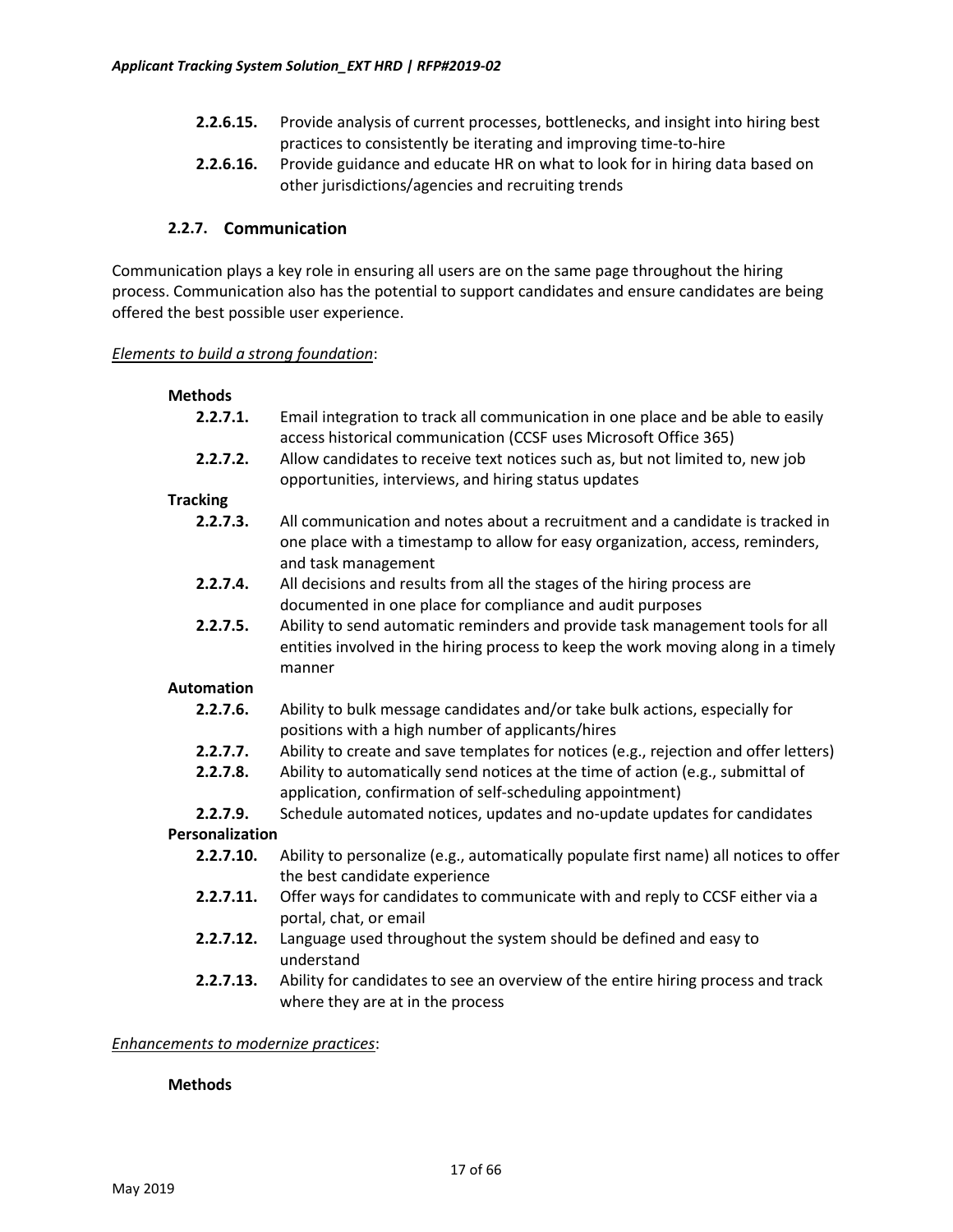**2.2.6.15.** Provide analysis of current processes, bottlenecks, and insight into hiring best practices to consistently be iterating and improving time-to-hire

**2.2.6.16.** Provide guidance and educate HR on what to look for in hiring data based on other jurisdictions/agencies and recruiting trends

### 2.2.7. Communication

Communication plays a key role in ensuring all users are on the same page throughout the hiring process. Communication also has the potential to support candidates and ensure candidates are being offered the best possible user experience.

*Elements to build a strong foundation*:

**Methods**

**2.2.7.1.** Email integration to track all communication in one place and be able to easily access historical communication (CCSF uses Microsoft Office 365)

**2.2.7.2.** Allow candidates to receive text notices such as, but not limited to, new job opportunities, interviews, and hiring status updates

**Tracking**

**2.2.7.3.** All communication and notes about a recruitment and a candidate is tracked in one place with a timestamp to allow for easy organization, access, reminders, and task management

**2.2.7.4.** All decisions and results from all the stages of the hiring process are documented in one place for compliance and audit purposes

**2.2.7.5.** Ability to send automatic reminders and provide task management tools for all entities involved in the hiring process to keep the work moving along in a timely manner

**Automation**

**2.2.7.6.** Ability to bulk message candidates and/or take bulk actions, especially for positions with a high number of applicants/hires

**2.2.7.7.** Ability to create and save templates for notices (e.g., rejection and offer letters)

**2.2.7.8.** Ability to automatically send notices at the time of action (e.g., submittal of application, confirmation of self-scheduling appointment)

**2.2.7.9.** Schedule automated notices, updates and no-update updates for candidates

**Personalization**

**2.2.7.10.** Ability to personalize (e.g., automatically populate first name) all notices to offer the best candidate experience

**2.2.7.11.** Offer ways for candidates to communicate with and reply to CCSF either via a portal, chat, or email

**2.2.7.12.** Language used throughout the system should be defined and easy to understand

**2.2.7.13.** Ability for candidates to see an overview of the entire hiring process and track where they are at in the process

*Enhancements to modernize practices*:

**Methods**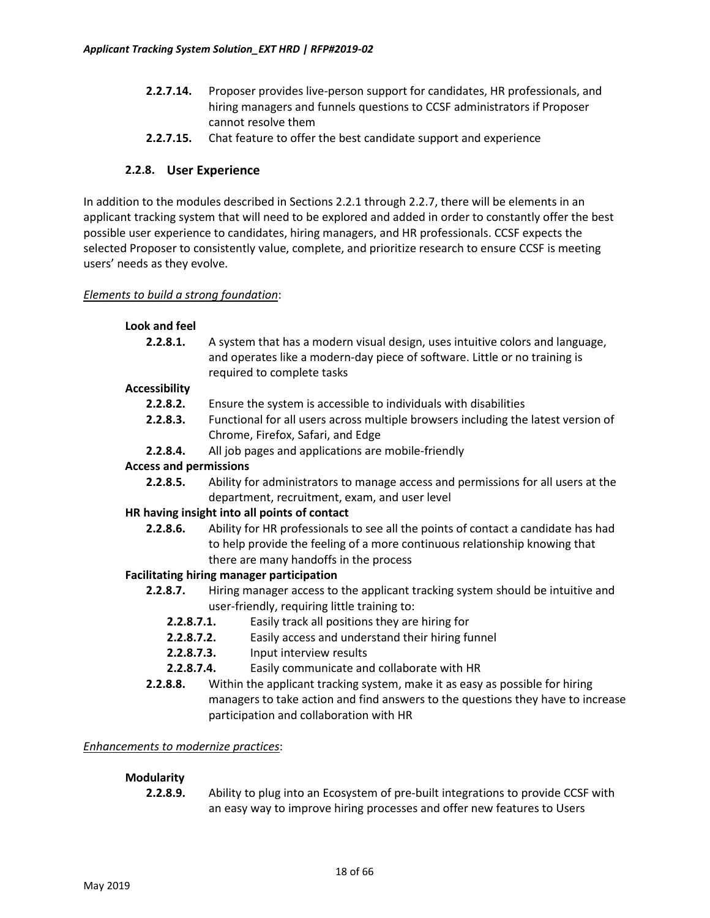**2.2.7.14.** Proposer provides live-person support for candidates, HR professionals, and hiring managers and funnels questions to CCSF administrators if Proposer cannot resolve them

**2.2.7.15.** Chat feature to offer the best candidate support and experience

### 2.2.8. User Experience

In addition to the modules described in Sections 2.2.1 through 2.2.7, there will be elements in an applicant tracking system that will need to be explored and added in order to constantly offer the best possible user experience to candidates, hiring managers, and HR professionals. CCSF expects the selected Proposer to consistently value, complete, and prioritize research to ensure CCSF is meeting users' needs as they evolve.

*Elements to build a strong foundation*:

**Look and feel**

**2.2.8.1.** A system that has a modern visual design, uses intuitive colors and language, and operates like a modern-day piece of software. Little or no training is required to complete tasks

**Accessibility**

**2.2.8.2.** Ensure the system is accessible to individuals with disabilities

**2.2.8.3.** Functional for all users across multiple browsers including the latest version of Chrome, Firefox, Safari, and Edge

**2.2.8.4.** All job pages and applications are mobile-friendly

**Access and permissions**

**2.2.8.5.** Ability for administrators to manage access and permissions for all users at the department, recruitment, exam, and user level

**HR having insight into all points of contact**

**2.2.8.6.** Ability for HR professionals to see all the points of contact a candidate has had to help provide the feeling of a more continuous relationship knowing that there are many handoffs in the process

**Facilitating hiring manager participation**

**2.2.8.7.** Hiring manager access to the applicant tracking system should be intuitive and user-friendly, requiring little training to:

- **2.2.8.7.1.** Easily track all positions they are hiring for
- **2.2.8.7.2.** Easily access and understand their hiring funnel
- **2.2.8.7.3.** Input interview results
- **2.2.8.7.4.** Easily communicate and collaborate with HR

**2.2.8.8.** Within the applicant tracking system, make it as easy as possible for hiring managers to take action and find answers to the questions they have to increase participation and collaboration with HR

*Enhancements to modernize practices*:

**Modularity**

**2.2.8.9.** Ability to plug into an Ecosystem of pre-built integrations to provide CCSF with an easy way to improve hiring processes and offer new features to Users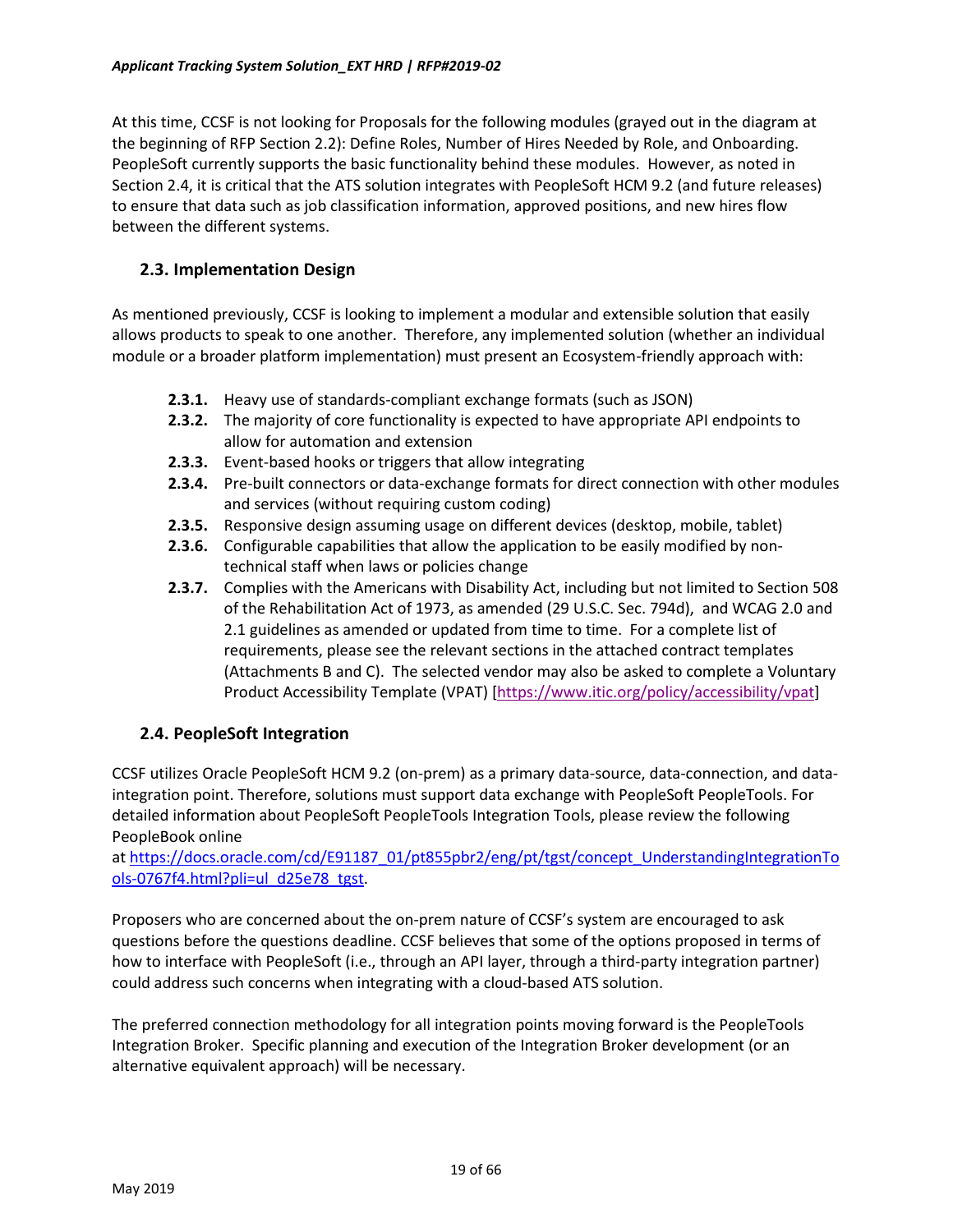At this time, CCSF is not looking for Proposals for the following modules (grayed out in the diagram at the beginning of RFP Section 2.2): Define Roles, Number of Hires Needed by Role, and Onboarding. PeopleSoft currently supports the basic functionality behind these modules. However, as noted in Section 2.4, it is critical that the ATS solution integrates with PeopleSoft HCM 9.2 (and future releases) to ensure that data such as job classification information, approved positions, and new hires flow between the different systems.

## 2.3. Implementation Design

As mentioned previously, CCSF is looking to implement a modular and extensible solution that easily allows products to speak to one another. Therefore, any implemented solution (whether an individual module or a broader platform implementation) must present an Ecosystem-friendly approach with:

- **2.3.1.** Heavy use of standards-compliant exchange formats (such as JSON)
- **2.3.2.** The majority of core functionality is expected to have appropriate API endpoints to allow for automation and extension
- **2.3.3.** Event-based hooks or triggers that allow integrating
- **2.3.4.** Pre-built connectors or data-exchange formats for direct connection with other modules and services (without requiring custom coding)
- **2.3.5.** Responsive design assuming usage on different devices (desktop, mobile, tablet)
- **2.3.6.** Configurable capabilities that allow the application to be easily modified by non-technical staff when laws or policies change
- **2.3.7.** Complies with the Americans with Disability Act, including but not limited to Section 508 of the Rehabilitation Act of 1973, as amended (29 U.S.C. Sec. 794d), and WCAG 2.0 and 2.1 guidelines as amended or updated from time to time. For a complete list of requirements, please see the relevant sections in the attached contract templates (Attachments B and C). The selected vendor may also be asked to complete a Voluntary Product Accessibility Template (VPAT) [https://www.itic.org/policy/accessibility/vpat]

## 2.4. PeopleSoft Integration

CCSF utilizes Oracle PeopleSoft HCM 9.2 (on-prem) as a primary data-source, data-connection, and data-integration point. Therefore, solutions must support data exchange with PeopleSoft PeopleTools. For detailed information about PeopleSoft PeopleTools Integration Tools, please review the following PeopleBook online at https://docs.oracle.com/cd/E91187_01/pt855pbr2/eng/pt/tgst/concept_UnderstandingIntegrationTools-0767f4.html?pli=ul_d25e78_tgst.

Proposers who are concerned about the on-prem nature of CCSF's system are encouraged to ask questions before the questions deadline. CCSF believes that some of the options proposed in terms of how to interface with PeopleSoft (i.e., through an API layer, through a third-party integration partner) could address such concerns when integrating with a cloud-based ATS solution.

The preferred connection methodology for all integration points moving forward is the PeopleTools Integration Broker. Specific planning and execution of the Integration Broker development (or an alternative equivalent approach) will be necessary.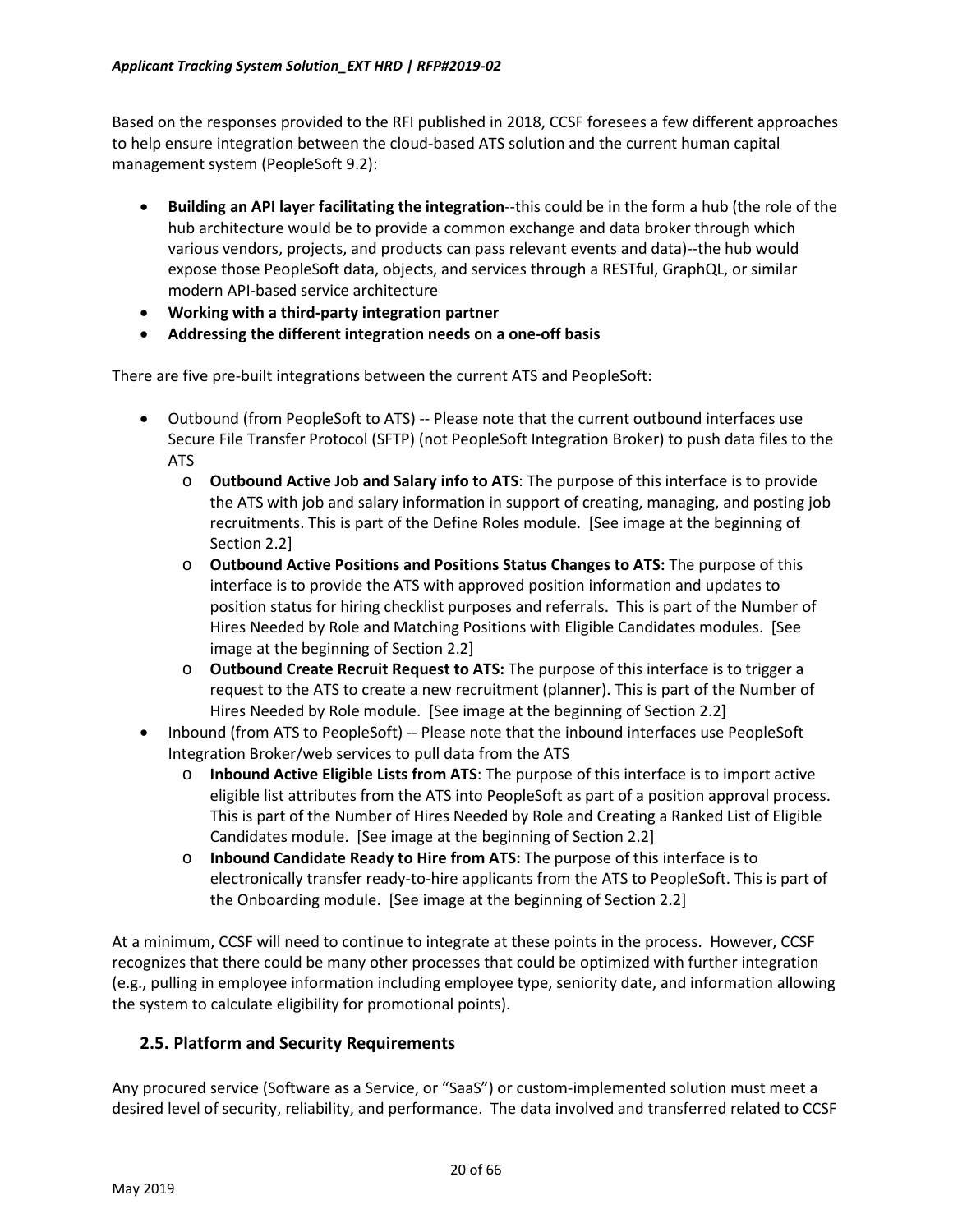Based on the responses provided to the RFI published in 2018, CCSF foresees a few different approaches to help ensure integration between the cloud-based ATS solution and the current human capital management system (PeopleSoft 9.2):

- **Building an API layer facilitating the integration**--this could be in the form a hub (the role of the hub architecture would be to provide a common exchange and data broker through which various vendors, projects, and products can pass relevant events and data)--the hub would expose those PeopleSoft data, objects, and services through a RESTful, GraphQL, or similar modern API-based service architecture
- **Working with a third-party integration partner**
- **Addressing the different integration needs on a one-off basis**

There are five pre-built integrations between the current ATS and PeopleSoft:

- Outbound (from PeopleSoft to ATS) -- Please note that the current outbound interfaces use Secure File Transfer Protocol (SFTP) (not PeopleSoft Integration Broker) to push data files to the ATS
  - **Outbound Active Job and Salary info to ATS**: The purpose of this interface is to provide the ATS with job and salary information in support of creating, managing, and posting job recruitments. This is part of the Define Roles module. [See image at the beginning of Section 2.2]
  - **Outbound Active Positions and Positions Status Changes to ATS:** The purpose of this interface is to provide the ATS with approved position information and updates to position status for hiring checklist purposes and referrals. This is part of the Number of Hires Needed by Role and Matching Positions with Eligible Candidates modules. [See image at the beginning of Section 2.2]
  - **Outbound Create Recruit Request to ATS:** The purpose of this interface is to trigger a request to the ATS to create a new recruitment (planner). This is part of the Number of Hires Needed by Role module. [See image at the beginning of Section 2.2]
- Inbound (from ATS to PeopleSoft) -- Please note that the inbound interfaces use PeopleSoft Integration Broker/web services to pull data from the ATS
  - **Inbound Active Eligible Lists from ATS**: The purpose of this interface is to import active eligible list attributes from the ATS into PeopleSoft as part of a position approval process. This is part of the Number of Hires Needed by Role and Creating a Ranked List of Eligible Candidates module. [See image at the beginning of Section 2.2]
  - **Inbound Candidate Ready to Hire from ATS:** The purpose of this interface is to electronically transfer ready-to-hire applicants from the ATS to PeopleSoft. This is part of the Onboarding module. [See image at the beginning of Section 2.2]

At a minimum, CCSF will need to continue to integrate at these points in the process. However, CCSF recognizes that there could be many other processes that could be optimized with further integration (e.g., pulling in employee information including employee type, seniority date, and information allowing the system to calculate eligibility for promotional points).

## 2.5. Platform and Security Requirements

Any procured service (Software as a Service, or "SaaS") or custom-implemented solution must meet a desired level of security, reliability, and performance. The data involved and transferred related to CCSF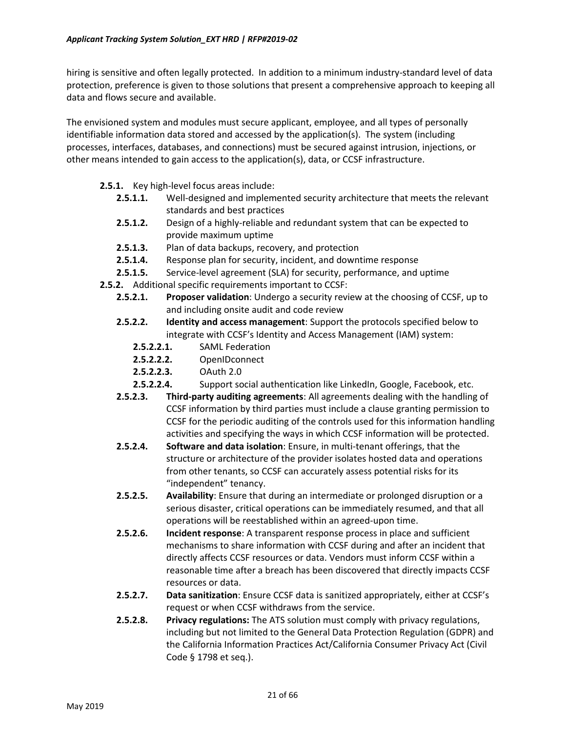hiring is sensitive and often legally protected. In addition to a minimum industry-standard level of data protection, preference is given to those solutions that present a comprehensive approach to keeping all data and flows secure and available.

The envisioned system and modules must secure applicant, employee, and all types of personally identifiable information data stored and accessed by the application(s). The system (including processes, interfaces, databases, and connections) must be secured against intrusion, injections, or other means intended to gain access to the application(s), data, or CCSF infrastructure.

- **2.5.1.** Key high-level focus areas include:
  - **2.5.1.1.** Well-designed and implemented security architecture that meets the relevant standards and best practices
  - **2.5.1.2.** Design of a highly-reliable and redundant system that can be expected to provide maximum uptime
  - **2.5.1.3.** Plan of data backups, recovery, and protection
  - **2.5.1.4.** Response plan for security, incident, and downtime response
  - **2.5.1.5.** Service-level agreement (SLA) for security, performance, and uptime
- **2.5.2.** Additional specific requirements important to CCSF:
  - **2.5.2.1.** **Proposer validation**: Undergo a security review at the choosing of CCSF, up to and including onsite audit and code review
  - **2.5.2.2.** **Identity and access management**: Support the protocols specified below to integrate with CCSF's Identity and Access Management (IAM) system:
    - **2.5.2.2.1.** SAML Federation
    - **2.5.2.2.2.** OpenIDconnect
    - **2.5.2.2.3.** OAuth 2.0
    - **2.5.2.2.4.** Support social authentication like LinkedIn, Google, Facebook, etc.
  - **2.5.2.3.** **Third-party auditing agreements**: All agreements dealing with the handling of CCSF information by third parties must include a clause granting permission to CCSF for the periodic auditing of the controls used for this information handling activities and specifying the ways in which CCSF information will be protected.
  - **2.5.2.4.** **Software and data isolation**: Ensure, in multi-tenant offerings, that the structure or architecture of the provider isolates hosted data and operations from other tenants, so CCSF can accurately assess potential risks for its "independent" tenancy.
  - **2.5.2.5.** **Availability**: Ensure that during an intermediate or prolonged disruption or a serious disaster, critical operations can be immediately resumed, and that all operations will be reestablished within an agreed-upon time.
  - **2.5.2.6.** **Incident response**: A transparent response process in place and sufficient mechanisms to share information with CCSF during and after an incident that directly affects CCSF resources or data. Vendors must inform CCSF within a reasonable time after a breach has been discovered that directly impacts CCSF resources or data.
  - **2.5.2.7.** **Data sanitization**: Ensure CCSF data is sanitized appropriately, either at CCSF's request or when CCSF withdraws from the service.
  - **2.5.2.8.** **Privacy regulations:** The ATS solution must comply with privacy regulations, including but not limited to the General Data Protection Regulation (GDPR) and the California Information Practices Act/California Consumer Privacy Act (Civil Code § 1798 et seq.).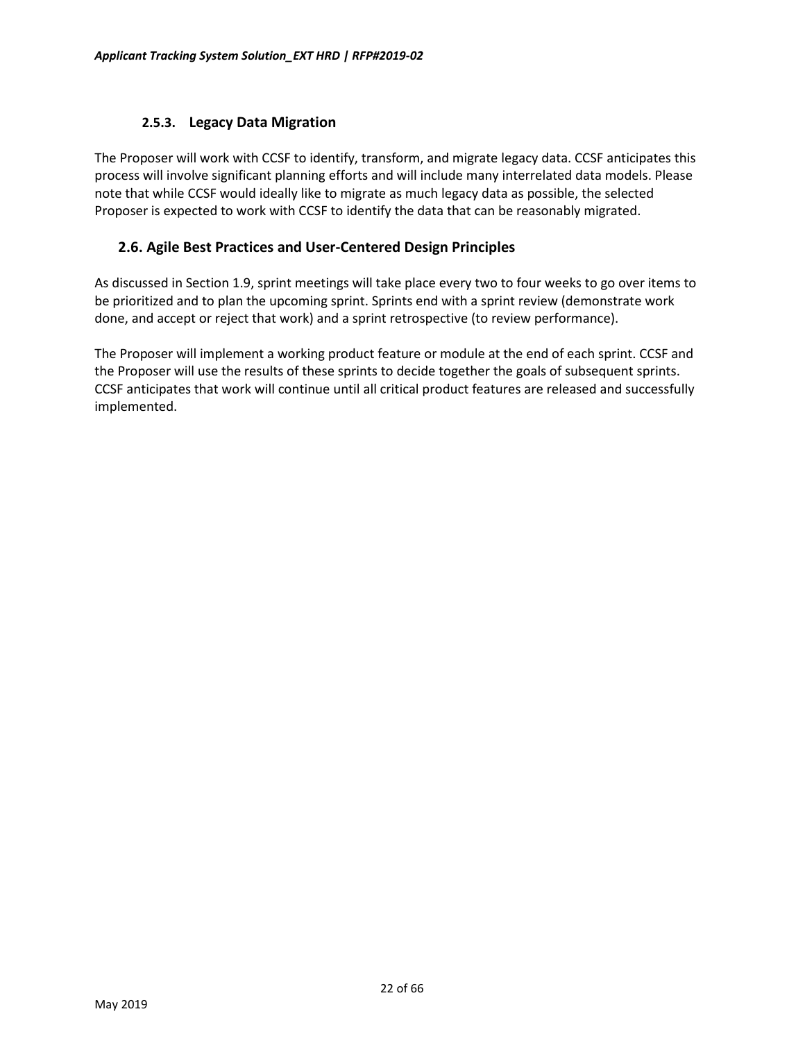#### 2.5.3. Legacy Data Migration

The Proposer will work with CCSF to identify, transform, and migrate legacy data. CCSF anticipates this process will involve significant planning efforts and will include many interrelated data models. Please note that while CCSF would ideally like to migrate as much legacy data as possible, the selected Proposer is expected to work with CCSF to identify the data that can be reasonably migrated.

### 2.6. Agile Best Practices and User-Centered Design Principles

As discussed in Section 1.9, sprint meetings will take place every two to four weeks to go over items to be prioritized and to plan the upcoming sprint. Sprints end with a sprint review (demonstrate work done, and accept or reject that work) and a sprint retrospective (to review performance).

The Proposer will implement a working product feature or module at the end of each sprint. CCSF and the Proposer will use the results of these sprints to decide together the goals of subsequent sprints. CCSF anticipates that work will continue until all critical product features are released and successfully implemented.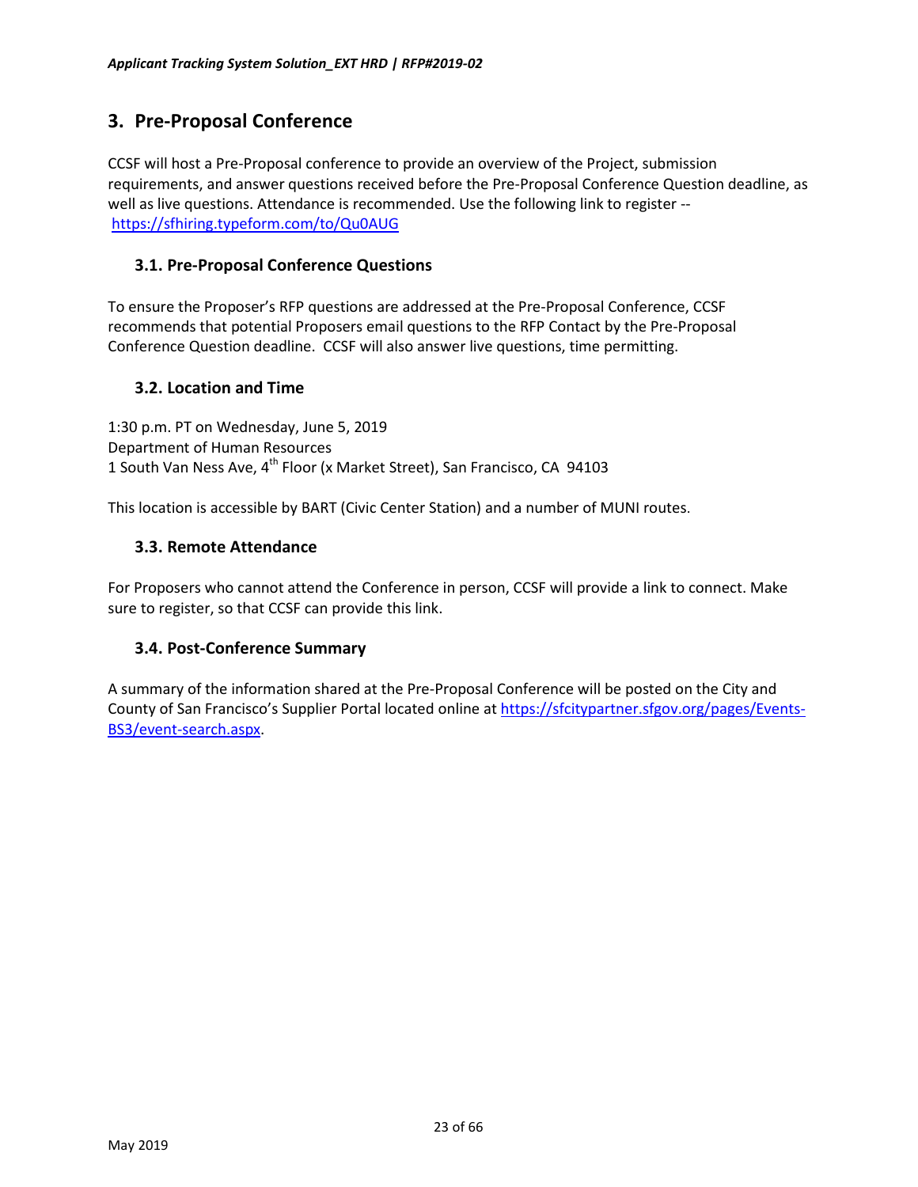## 3. Pre-Proposal Conference

CCSF will host a Pre-Proposal conference to provide an overview of the Project, submission requirements, and answer questions received before the Pre-Proposal Conference Question deadline, as well as live questions. Attendance is recommended. Use the following link to register -- https://sfhiring.typeform.com/to/Qu0AUG

### 3.1. Pre-Proposal Conference Questions

To ensure the Proposer's RFP questions are addressed at the Pre-Proposal Conference, CCSF recommends that potential Proposers email questions to the RFP Contact by the Pre-Proposal Conference Question deadline. CCSF will also answer live questions, time permitting.

### 3.2. Location and Time

1:30 p.m. PT on Wednesday, June 5, 2019
Department of Human Resources
1 South Van Ness Ave, 4th Floor (x Market Street), San Francisco, CA 94103

This location is accessible by BART (Civic Center Station) and a number of MUNI routes.

### 3.3. Remote Attendance

For Proposers who cannot attend the Conference in person, CCSF will provide a link to connect. Make sure to register, so that CCSF can provide this link.

### 3.4. Post-Conference Summary

A summary of the information shared at the Pre-Proposal Conference will be posted on the City and County of San Francisco's Supplier Portal located online at https://sfcitypartner.sfgov.org/pages/Events-BS3/event-search.aspx.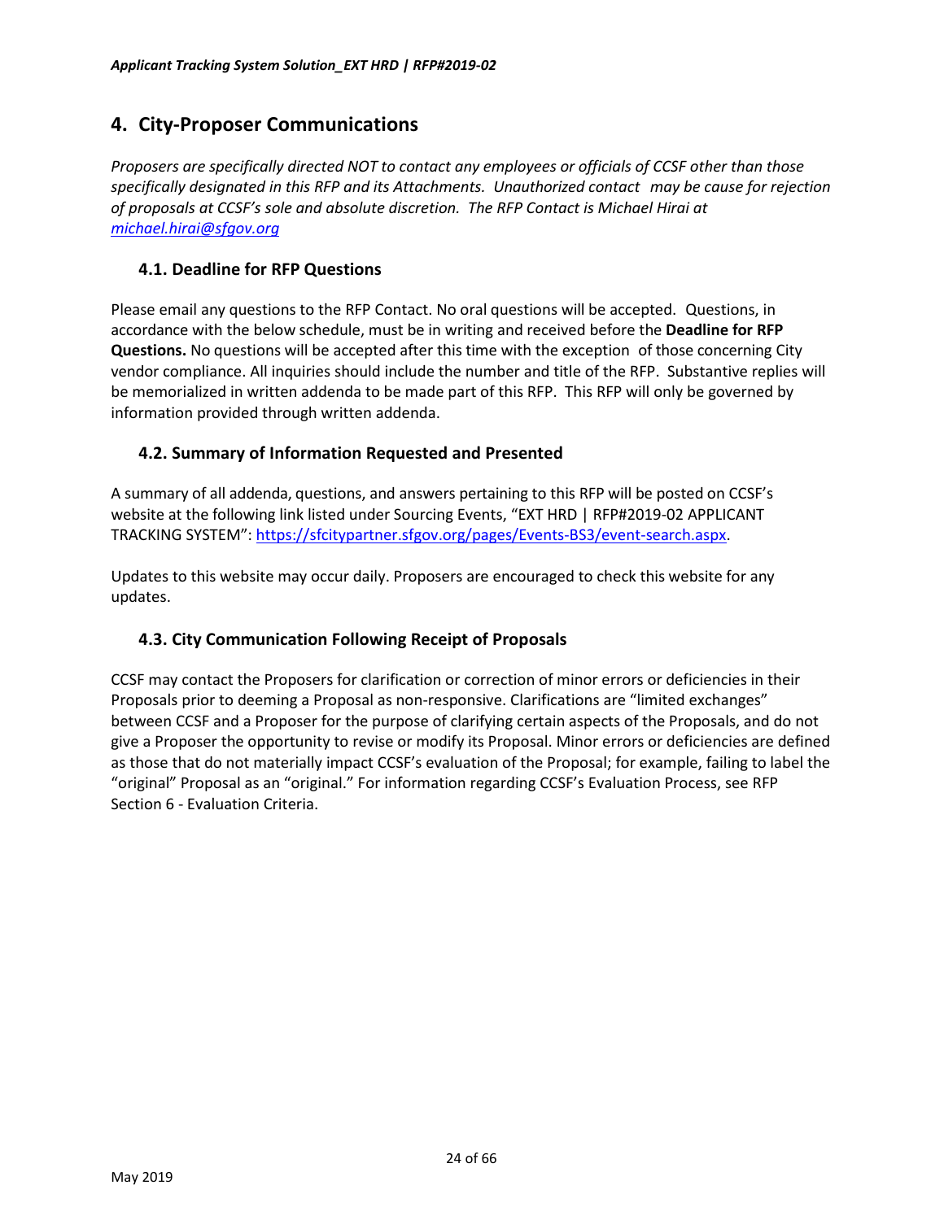## 4. City-Proposer Communications

*Proposers are specifically directed NOT to contact any employees or officials of CCSF other than those specifically designated in this RFP and its Attachments. Unauthorized contact may be cause for rejection of proposals at CCSF's sole and absolute discretion. The RFP Contact is Michael Hirai at [michael.hirai@sfgov.org](mailto:michael.hirai@sfgov.org)*

### 4.1. Deadline for RFP Questions

Please email any questions to the RFP Contact. No oral questions will be accepted. Questions, in accordance with the below schedule, must be in writing and received before the **Deadline for RFP Questions.** No questions will be accepted after this time with the exception of those concerning City vendor compliance. All inquiries should include the number and title of the RFP. Substantive replies will be memorialized in written addenda to be made part of this RFP. This RFP will only be governed by information provided through written addenda.

### 4.2. Summary of Information Requested and Presented

A summary of all addenda, questions, and answers pertaining to this RFP will be posted on CCSF's website at the following link listed under Sourcing Events, "EXT HRD | RFP#2019-02 APPLICANT TRACKING SYSTEM": [https://sfcitypartner.sfgov.org/pages/Events-BS3/event-search.aspx](https://sfcitypartner.sfgov.org/pages/Events-BS3/event-search.aspx).

Updates to this website may occur daily. Proposers are encouraged to check this website for any updates.

### 4.3. City Communication Following Receipt of Proposals

CCSF may contact the Proposers for clarification or correction of minor errors or deficiencies in their Proposals prior to deeming a Proposal as non-responsive. Clarifications are "limited exchanges" between CCSF and a Proposer for the purpose of clarifying certain aspects of the Proposals, and do not give a Proposer the opportunity to revise or modify its Proposal. Minor errors or deficiencies are defined as those that do not materially impact CCSF's evaluation of the Proposal; for example, failing to label the "original" Proposal as an "original." For information regarding CCSF's Evaluation Process, see RFP Section 6 - Evaluation Criteria.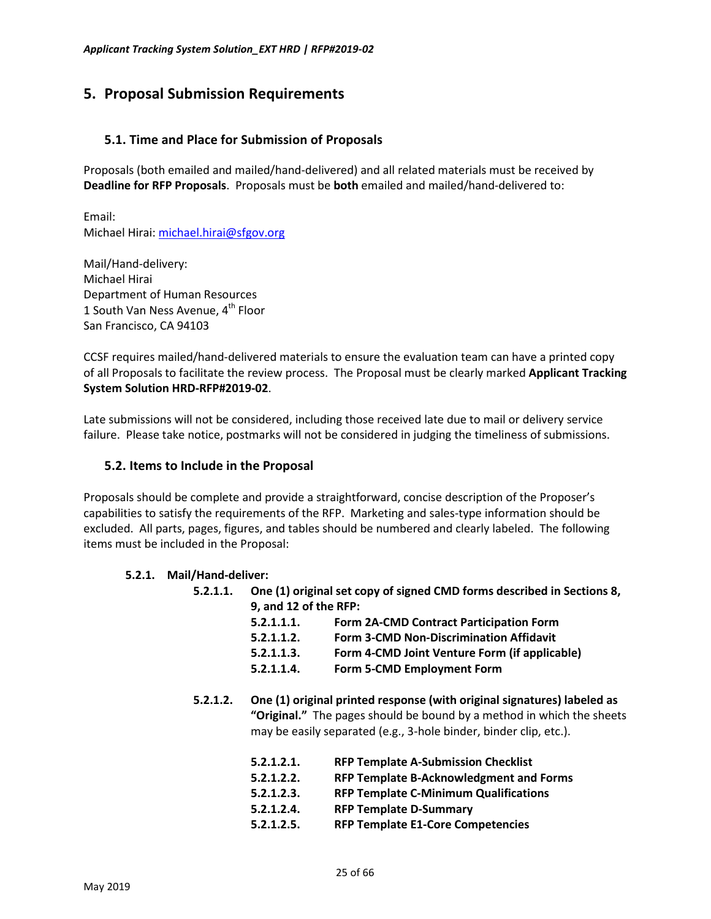# 5. Proposal Submission Requirements

## 5.1. Time and Place for Submission of Proposals

Proposals (both emailed and mailed/hand-delivered) and all related materials must be received by **Deadline for RFP Proposals**. Proposals must be **both** emailed and mailed/hand-delivered to:

Email:
Michael Hirai: michael.hirai@sfgov.org

Mail/Hand-delivery:
Michael Hirai
Department of Human Resources
1 South Van Ness Avenue, 4th Floor
San Francisco, CA 94103

CCSF requires mailed/hand-delivered materials to ensure the evaluation team can have a printed copy of all Proposals to facilitate the review process. The Proposal must be clearly marked **Applicant Tracking System Solution HRD-RFP#2019-02**.

Late submissions will not be considered, including those received late due to mail or delivery service failure. Please take notice, postmarks will not be considered in judging the timeliness of submissions.

## 5.2. Items to Include in the Proposal

Proposals should be complete and provide a straightforward, concise description of the Proposer's capabilities to satisfy the requirements of the RFP. Marketing and sales-type information should be excluded. All parts, pages, figures, and tables should be numbered and clearly labeled. The following items must be included in the Proposal:

**5.2.1. Mail/Hand-deliver:**

- **5.2.1.1. One (1) original set copy of signed CMD forms described in Sections 8, 9, and 12 of the RFP:**
  - **5.2.1.1.1. Form 2A-CMD Contract Participation Form**
  - **5.2.1.1.2. Form 3-CMD Non-Discrimination Affidavit**
  - **5.2.1.1.3. Form 4-CMD Joint Venture Form (if applicable)**
  - **5.2.1.1.4. Form 5-CMD Employment Form**

- **5.2.1.2. One (1) original printed response (with original signatures) labeled as "Original."** The pages should be bound by a method in which the sheets may be easily separated (e.g., 3-hole binder, binder clip, etc.).
  - **5.2.1.2.1. RFP Template A-Submission Checklist**
  - **5.2.1.2.2. RFP Template B-Acknowledgment and Forms**
  - **5.2.1.2.3. RFP Template C-Minimum Qualifications**
  - **5.2.1.2.4. RFP Template D-Summary**
  - **5.2.1.2.5. RFP Template E1-Core Competencies**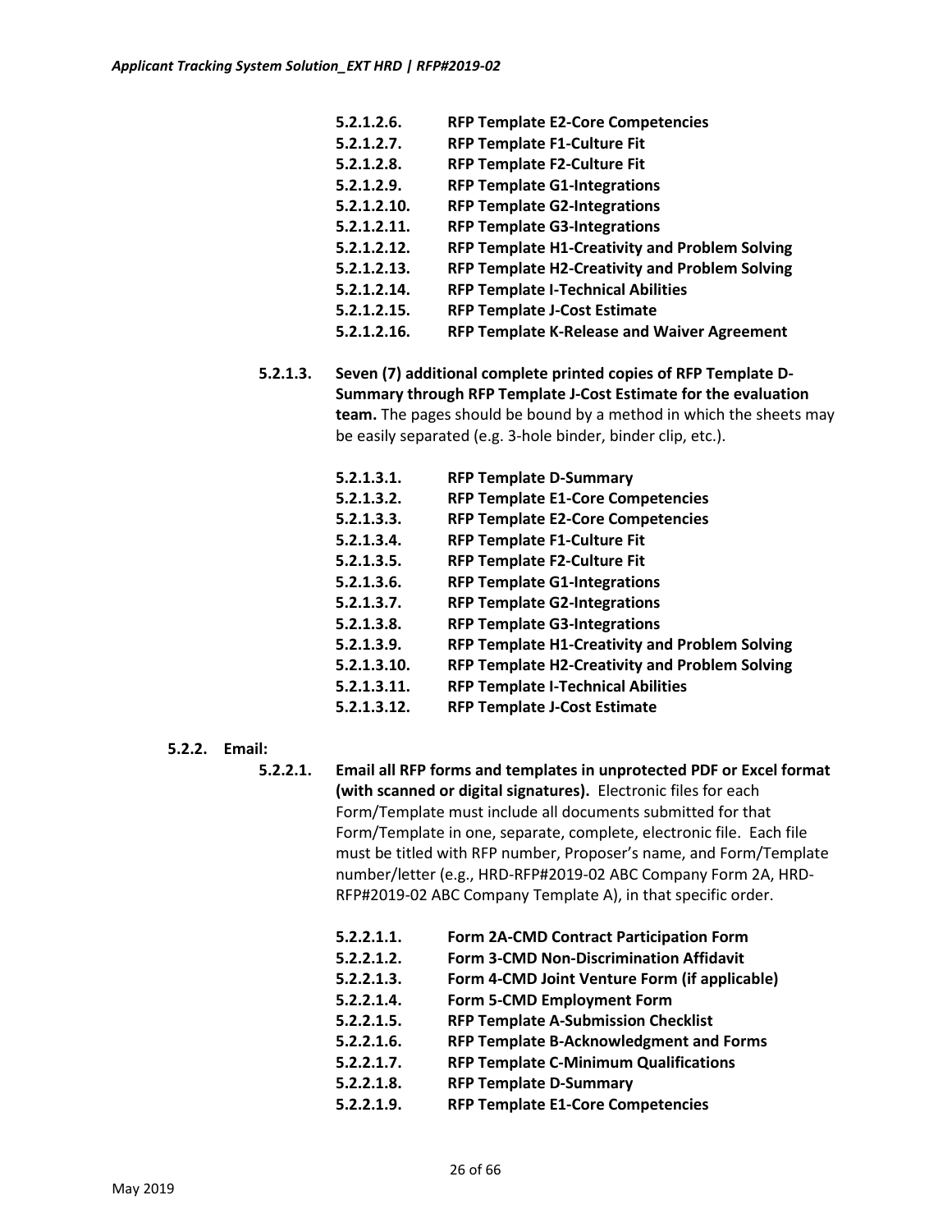- **5.2.1.2.6. RFP Template E2-Core Competencies**
- **5.2.1.2.7. RFP Template F1-Culture Fit**
- **5.2.1.2.8. RFP Template F2-Culture Fit**
- **5.2.1.2.9. RFP Template G1-Integrations**
- **5.2.1.2.10. RFP Template G2-Integrations**
- **5.2.1.2.11. RFP Template G3-Integrations**
- **5.2.1.2.12. RFP Template H1-Creativity and Problem Solving**
- **5.2.1.2.13. RFP Template H2-Creativity and Problem Solving**
- **5.2.1.2.14. RFP Template I-Technical Abilities**
- **5.2.1.2.15. RFP Template J-Cost Estimate**
- **5.2.1.2.16. RFP Template K-Release and Waiver Agreement**

**5.2.1.3. Seven (7) additional complete printed copies of RFP Template D-Summary through RFP Template J-Cost Estimate for the evaluation team.** The pages should be bound by a method in which the sheets may be easily separated (e.g. 3-hole binder, binder clip, etc.).

- **5.2.1.3.1. RFP Template D-Summary**
- **5.2.1.3.2. RFP Template E1-Core Competencies**
- **5.2.1.3.3. RFP Template E2-Core Competencies**
- **5.2.1.3.4. RFP Template F1-Culture Fit**
- **5.2.1.3.5. RFP Template F2-Culture Fit**
- **5.2.1.3.6. RFP Template G1-Integrations**
- **5.2.1.3.7. RFP Template G2-Integrations**
- **5.2.1.3.8. RFP Template G3-Integrations**
- **5.2.1.3.9. RFP Template H1-Creativity and Problem Solving**
- **5.2.1.3.10. RFP Template H2-Creativity and Problem Solving**
- **5.2.1.3.11. RFP Template I-Technical Abilities**
- **5.2.1.3.12. RFP Template J-Cost Estimate**

**5.2.2. Email:**

**5.2.2.1. Email all RFP forms and templates in unprotected PDF or Excel format (with scanned or digital signatures).** Electronic files for each Form/Template must include all documents submitted for that Form/Template in one, separate, complete, electronic file. Each file must be titled with RFP number, Proposer's name, and Form/Template number/letter (e.g., HRD-RFP#2019-02 ABC Company Form 2A, HRD-RFP#2019-02 ABC Company Template A), in that specific order.

- **5.2.2.1.1. Form 2A-CMD Contract Participation Form**
- **5.2.2.1.2. Form 3-CMD Non-Discrimination Affidavit**
- **5.2.2.1.3. Form 4-CMD Joint Venture Form (if applicable)**
- **5.2.2.1.4. Form 5-CMD Employment Form**
- **5.2.2.1.5. RFP Template A-Submission Checklist**
- **5.2.2.1.6. RFP Template B-Acknowledgment and Forms**
- **5.2.2.1.7. RFP Template C-Minimum Qualifications**
- **5.2.2.1.8. RFP Template D-Summary**
- **5.2.2.1.9. RFP Template E1-Core Competencies**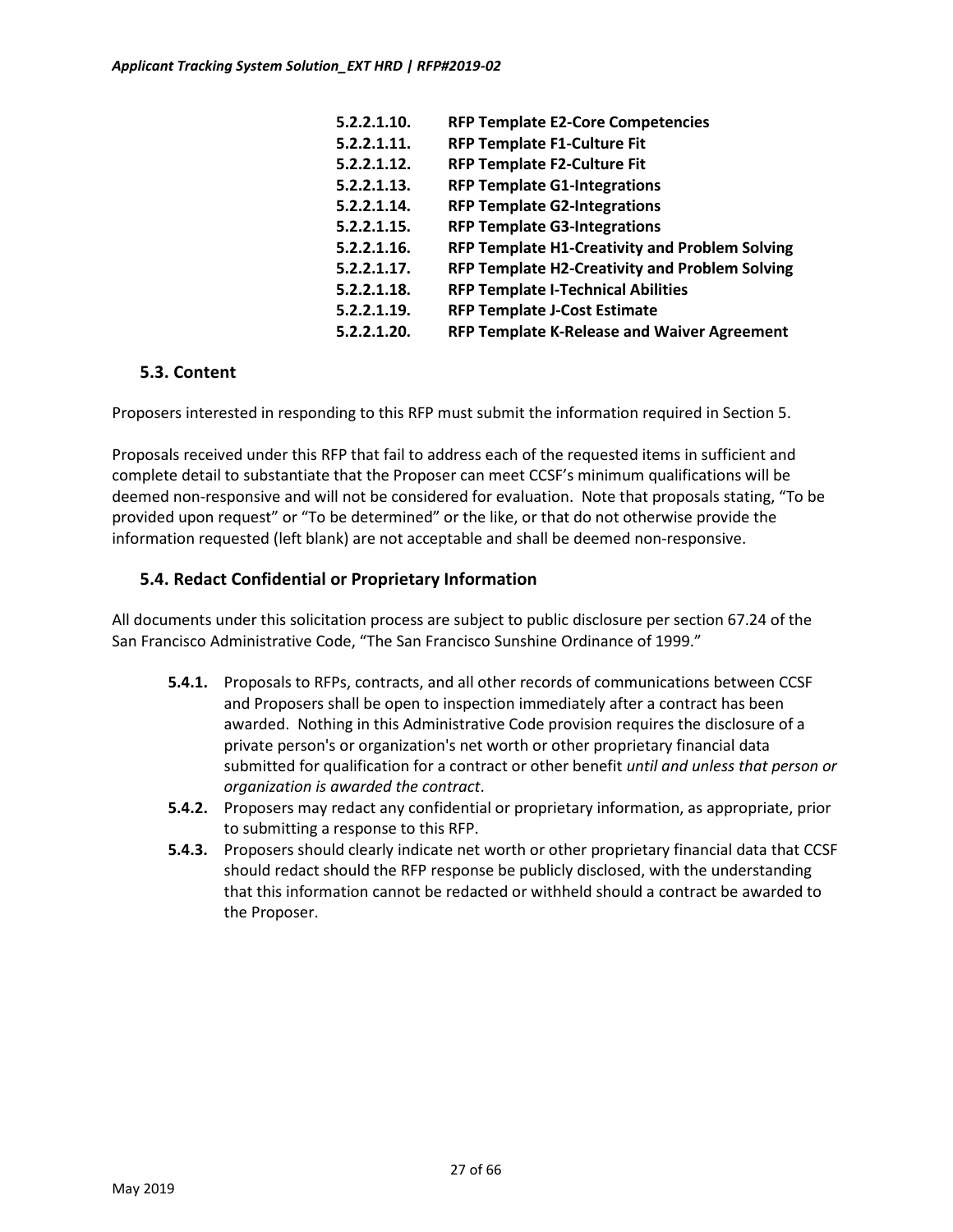**5.2.2.1.10. RFP Template E2-Core Competencies**
**5.2.2.1.11. RFP Template F1-Culture Fit**
**5.2.2.1.12. RFP Template F2-Culture Fit**
**5.2.2.1.13. RFP Template G1-Integrations**
**5.2.2.1.14. RFP Template G2-Integrations**
**5.2.2.1.15. RFP Template G3-Integrations**
**5.2.2.1.16. RFP Template H1-Creativity and Problem Solving**
**5.2.2.1.17. RFP Template H2-Creativity and Problem Solving**
**5.2.2.1.18. RFP Template I-Technical Abilities**
**5.2.2.1.19. RFP Template J-Cost Estimate**
**5.2.2.1.20. RFP Template K-Release and Waiver Agreement**

## 5.3. Content

Proposers interested in responding to this RFP must submit the information required in Section 5.

Proposals received under this RFP that fail to address each of the requested items in sufficient and complete detail to substantiate that the Proposer can meet CCSF's minimum qualifications will be deemed non-responsive and will not be considered for evaluation. Note that proposals stating, "To be provided upon request" or "To be determined" or the like, or that do not otherwise provide the information requested (left blank) are not acceptable and shall be deemed non-responsive.

## 5.4. Redact Confidential or Proprietary Information

All documents under this solicitation process are subject to public disclosure per section 67.24 of the San Francisco Administrative Code, "The San Francisco Sunshine Ordinance of 1999."

- **5.4.1.** Proposals to RFPs, contracts, and all other records of communications between CCSF and Proposers shall be open to inspection immediately after a contract has been awarded. Nothing in this Administrative Code provision requires the disclosure of a private person's or organization's net worth or other proprietary financial data submitted for qualification for a contract or other benefit *until and unless that person or organization is awarded the contract*.
- **5.4.2.** Proposers may redact any confidential or proprietary information, as appropriate, prior to submitting a response to this RFP.
- **5.4.3.** Proposers should clearly indicate net worth or other proprietary financial data that CCSF should redact should the RFP response be publicly disclosed, with the understanding that this information cannot be redacted or withheld should a contract be awarded to the Proposer.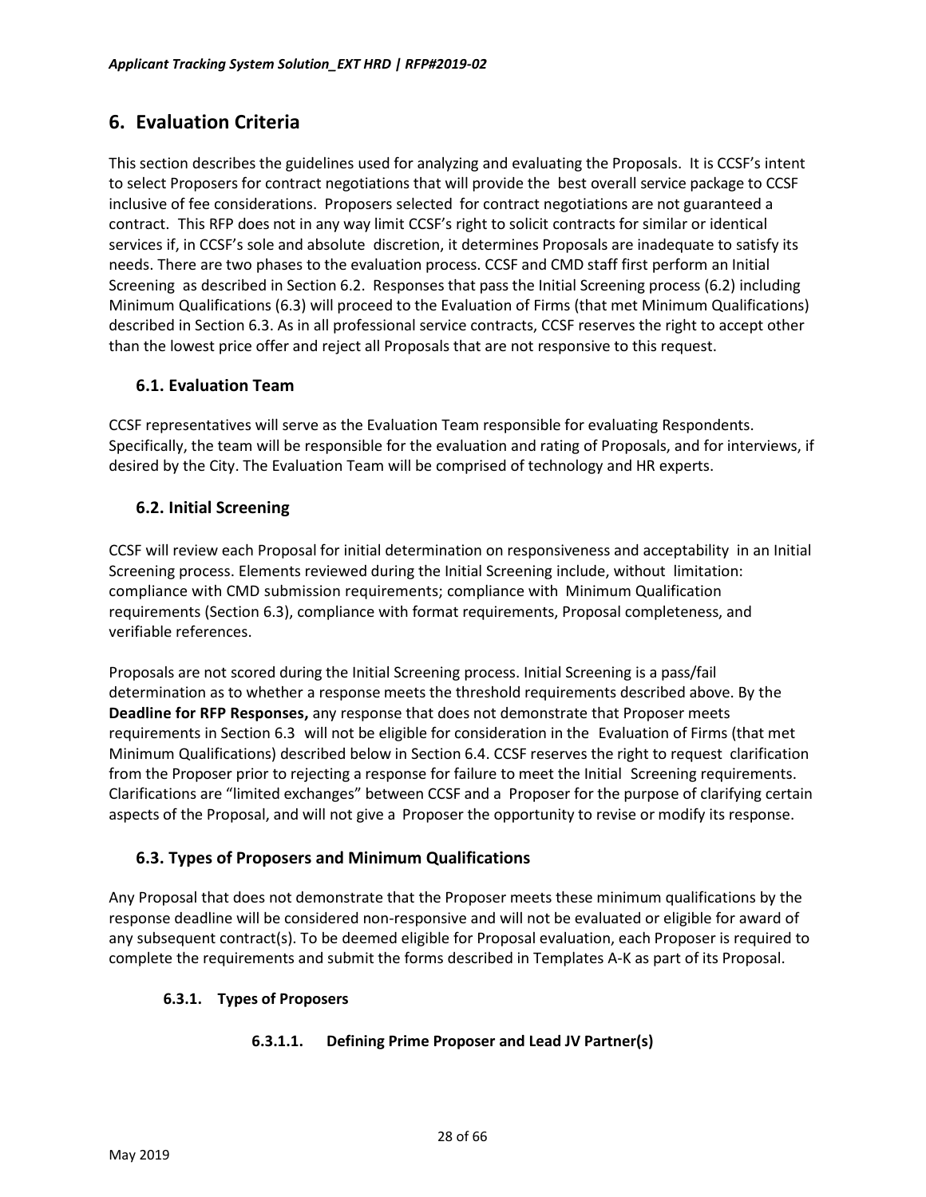## 6. Evaluation Criteria

This section describes the guidelines used for analyzing and evaluating the Proposals. It is CCSF's intent to select Proposers for contract negotiations that will provide the best overall service package to CCSF inclusive of fee considerations. Proposers selected for contract negotiations are not guaranteed a contract. This RFP does not in any way limit CCSF's right to solicit contracts for similar or identical services if, in CCSF's sole and absolute discretion, it determines Proposals are inadequate to satisfy its needs. There are two phases to the evaluation process. CCSF and CMD staff first perform an Initial Screening as described in Section 6.2. Responses that pass the Initial Screening process (6.2) including Minimum Qualifications (6.3) will proceed to the Evaluation of Firms (that met Minimum Qualifications) described in Section 6.3. As in all professional service contracts, CCSF reserves the right to accept other than the lowest price offer and reject all Proposals that are not responsive to this request.

### 6.1. Evaluation Team

CCSF representatives will serve as the Evaluation Team responsible for evaluating Respondents. Specifically, the team will be responsible for the evaluation and rating of Proposals, and for interviews, if desired by the City. The Evaluation Team will be comprised of technology and HR experts.

### 6.2. Initial Screening

CCSF will review each Proposal for initial determination on responsiveness and acceptability in an Initial Screening process. Elements reviewed during the Initial Screening include, without limitation: compliance with CMD submission requirements; compliance with Minimum Qualification requirements (Section 6.3), compliance with format requirements, Proposal completeness, and verifiable references.

Proposals are not scored during the Initial Screening process. Initial Screening is a pass/fail determination as to whether a response meets the threshold requirements described above. By the **Deadline for RFP Responses,** any response that does not demonstrate that Proposer meets requirements in Section 6.3 will not be eligible for consideration in the Evaluation of Firms (that met Minimum Qualifications) described below in Section 6.4. CCSF reserves the right to request clarification from the Proposer prior to rejecting a response for failure to meet the Initial Screening requirements. Clarifications are "limited exchanges" between CCSF and a Proposer for the purpose of clarifying certain aspects of the Proposal, and will not give a Proposer the opportunity to revise or modify its response.

### 6.3. Types of Proposers and Minimum Qualifications

Any Proposal that does not demonstrate that the Proposer meets these minimum qualifications by the response deadline will be considered non-responsive and will not be evaluated or eligible for award of any subsequent contract(s). To be deemed eligible for Proposal evaluation, each Proposer is required to complete the requirements and submit the forms described in Templates A-K as part of its Proposal.

#### 6.3.1. Types of Proposers

##### 6.3.1.1. Defining Prime Proposer and Lead JV Partner(s)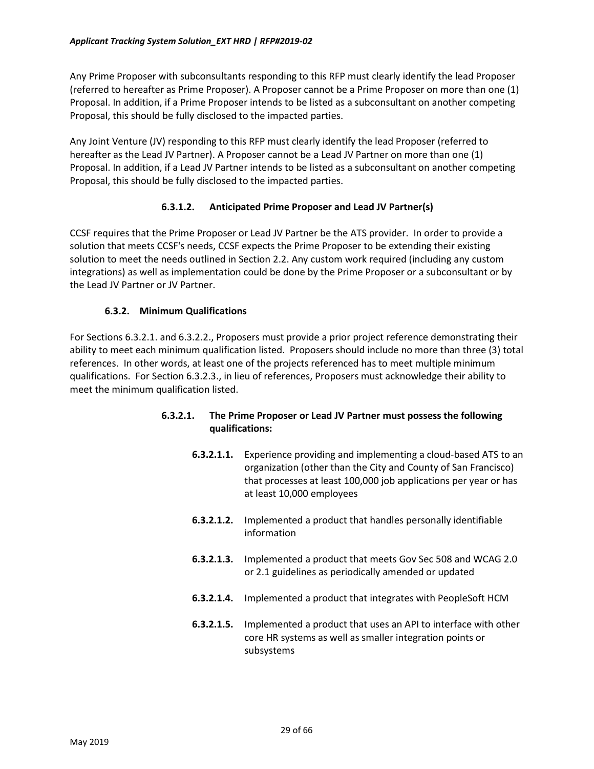Any Prime Proposer with subconsultants responding to this RFP must clearly identify the lead Proposer (referred to hereafter as Prime Proposer). A Proposer cannot be a Prime Proposer on more than one (1) Proposal. In addition, if a Prime Proposer intends to be listed as a subconsultant on another competing Proposal, this should be fully disclosed to the impacted parties.

Any Joint Venture (JV) responding to this RFP must clearly identify the lead Proposer (referred to hereafter as the Lead JV Partner). A Proposer cannot be a Lead JV Partner on more than one (1) Proposal. In addition, if a Lead JV Partner intends to be listed as a subconsultant on another competing Proposal, this should be fully disclosed to the impacted parties.

#### 6.3.1.2. Anticipated Prime Proposer and Lead JV Partner(s)

CCSF requires that the Prime Proposer or Lead JV Partner be the ATS provider. In order to provide a solution that meets CCSF's needs, CCSF expects the Prime Proposer to be extending their existing solution to meet the needs outlined in Section 2.2. Any custom work required (including any custom integrations) as well as implementation could be done by the Prime Proposer or a subconsultant or by the Lead JV Partner or JV Partner.

### 6.3.2. Minimum Qualifications

For Sections 6.3.2.1. and 6.3.2.2., Proposers must provide a prior project reference demonstrating their ability to meet each minimum qualification listed. Proposers should include no more than three (3) total references. In other words, at least one of the projects referenced has to meet multiple minimum qualifications. For Section 6.3.2.3., in lieu of references, Proposers must acknowledge their ability to meet the minimum qualification listed.

#### 6.3.2.1. The Prime Proposer or Lead JV Partner must possess the following qualifications:

- **6.3.2.1.1.** Experience providing and implementing a cloud-based ATS to an organization (other than the City and County of San Francisco) that processes at least 100,000 job applications per year or has at least 10,000 employees
- **6.3.2.1.2.** Implemented a product that handles personally identifiable information
- **6.3.2.1.3.** Implemented a product that meets Gov Sec 508 and WCAG 2.0 or 2.1 guidelines as periodically amended or updated
- **6.3.2.1.4.** Implemented a product that integrates with PeopleSoft HCM
- **6.3.2.1.5.** Implemented a product that uses an API to interface with other core HR systems as well as smaller integration points or subsystems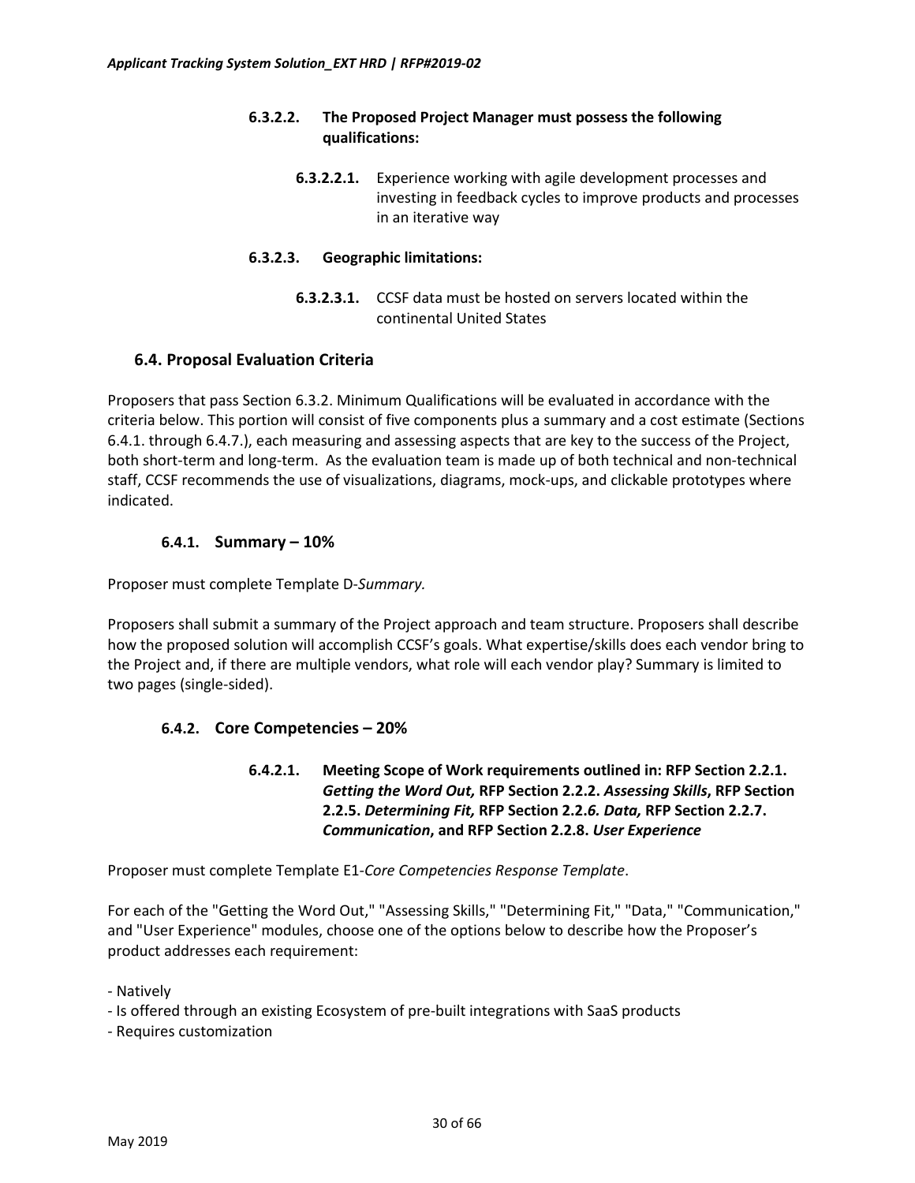#### 6.3.2.2. The Proposed Project Manager must possess the following qualifications:

**6.3.2.2.1.** Experience working with agile development processes and investing in feedback cycles to improve products and processes in an iterative way

#### 6.3.2.3. Geographic limitations:

**6.3.2.3.1.** CCSF data must be hosted on servers located within the continental United States

## 6.4. Proposal Evaluation Criteria

Proposers that pass Section 6.3.2. Minimum Qualifications will be evaluated in accordance with the criteria below. This portion will consist of five components plus a summary and a cost estimate (Sections 6.4.1. through 6.4.7.), each measuring and assessing aspects that are key to the success of the Project, both short-term and long-term. As the evaluation team is made up of both technical and non-technical staff, CCSF recommends the use of visualizations, diagrams, mock-ups, and clickable prototypes where indicated.

### 6.4.1. Summary – 10%

Proposer must complete Template D-*Summary.*

Proposers shall submit a summary of the Project approach and team structure. Proposers shall describe how the proposed solution will accomplish CCSF's goals. What expertise/skills does each vendor bring to the Project and, if there are multiple vendors, what role will each vendor play? Summary is limited to two pages (single-sided).

### 6.4.2. Core Competencies – 20%

#### 6.4.2.1. Meeting Scope of Work requirements outlined in: RFP Section 2.2.1. *Getting the Word Out,* RFP Section 2.2.2. *Assessing Skills*, RFP Section 2.2.5. *Determining Fit,* RFP Section 2.2.*6. Data,* RFP Section 2.2.7. *Communication*, and RFP Section 2.2.8. *User Experience*

Proposer must complete Template E1-*Core Competencies Response Template*.

For each of the "Getting the Word Out," "Assessing Skills," "Determining Fit," "Data," "Communication," and "User Experience" modules, choose one of the options below to describe how the Proposer's product addresses each requirement:

- Natively
- Is offered through an existing Ecosystem of pre-built integrations with SaaS products
- Requires customization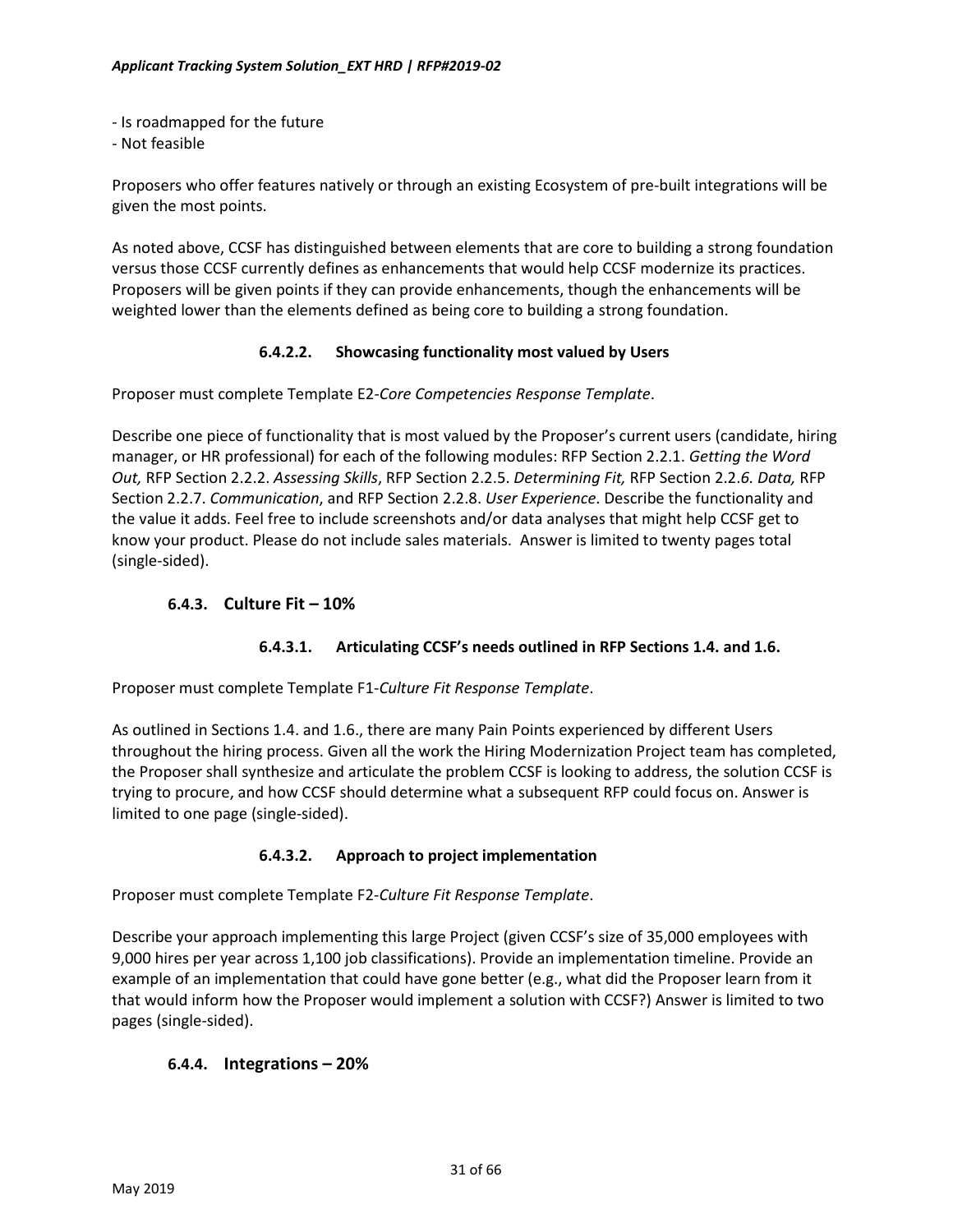- Is roadmapped for the future
- Not feasible

Proposers who offer features natively or through an existing Ecosystem of pre-built integrations will be given the most points.

As noted above, CCSF has distinguished between elements that are core to building a strong foundation versus those CCSF currently defines as enhancements that would help CCSF modernize its practices. Proposers will be given points if they can provide enhancements, though the enhancements will be weighted lower than the elements defined as being core to building a strong foundation.

#### 6.4.2.2. Showcasing functionality most valued by Users

Proposer must complete Template E2-*Core Competencies Response Template*.

Describe one piece of functionality that is most valued by the Proposer's current users (candidate, hiring manager, or HR professional) for each of the following modules: RFP Section 2.2.1. *Getting the Word Out,* RFP Section 2.2.2. *Assessing Skills*, RFP Section 2.2.5. *Determining Fit,* RFP Section 2.2.*6. Data,* RFP Section 2.2.7. *Communication*, and RFP Section 2.2.8. *User Experience*. Describe the functionality and the value it adds. Feel free to include screenshots and/or data analyses that might help CCSF get to know your product. Please do not include sales materials. Answer is limited to twenty pages total (single-sided).

### 6.4.3. Culture Fit – 10%

#### 6.4.3.1. Articulating CCSF's needs outlined in RFP Sections 1.4. and 1.6.

Proposer must complete Template F1-*Culture Fit Response Template*.

As outlined in Sections 1.4. and 1.6., there are many Pain Points experienced by different Users throughout the hiring process. Given all the work the Hiring Modernization Project team has completed, the Proposer shall synthesize and articulate the problem CCSF is looking to address, the solution CCSF is trying to procure, and how CCSF should determine what a subsequent RFP could focus on. Answer is limited to one page (single-sided).

#### 6.4.3.2. Approach to project implementation

Proposer must complete Template F2-*Culture Fit Response Template*.

Describe your approach implementing this large Project (given CCSF's size of 35,000 employees with 9,000 hires per year across 1,100 job classifications). Provide an implementation timeline. Provide an example of an implementation that could have gone better (e.g., what did the Proposer learn from it that would inform how the Proposer would implement a solution with CCSF?) Answer is limited to two pages (single-sided).

### 6.4.4. Integrations – 20%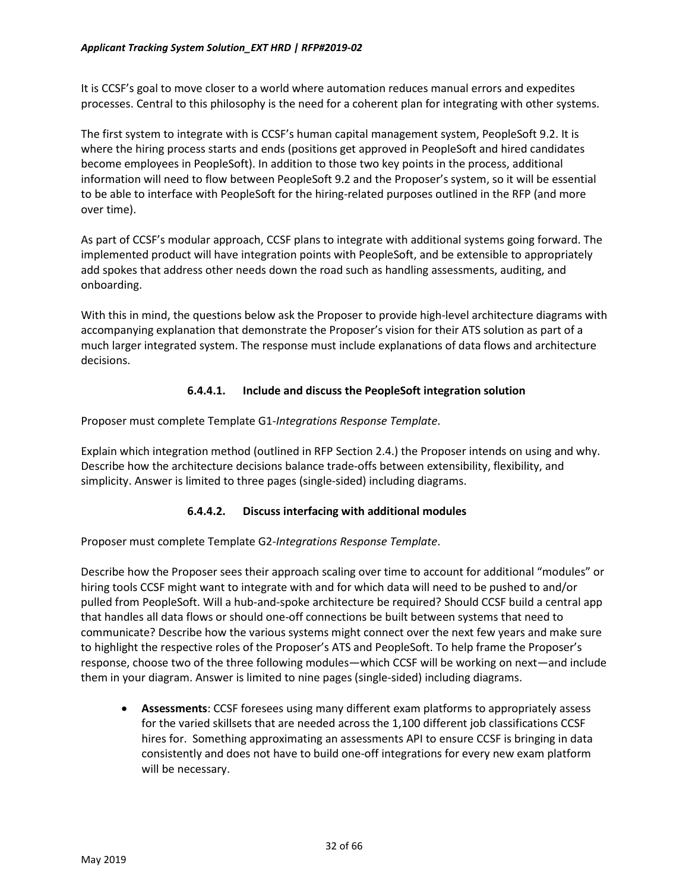It is CCSF's goal to move closer to a world where automation reduces manual errors and expedites processes. Central to this philosophy is the need for a coherent plan for integrating with other systems.

The first system to integrate with is CCSF's human capital management system, PeopleSoft 9.2. It is where the hiring process starts and ends (positions get approved in PeopleSoft and hired candidates become employees in PeopleSoft). In addition to those two key points in the process, additional information will need to flow between PeopleSoft 9.2 and the Proposer's system, so it will be essential to be able to interface with PeopleSoft for the hiring-related purposes outlined in the RFP (and more over time).

As part of CCSF's modular approach, CCSF plans to integrate with additional systems going forward. The implemented product will have integration points with PeopleSoft, and be extensible to appropriately add spokes that address other needs down the road such as handling assessments, auditing, and onboarding.

With this in mind, the questions below ask the Proposer to provide high-level architecture diagrams with accompanying explanation that demonstrate the Proposer's vision for their ATS solution as part of a much larger integrated system. The response must include explanations of data flows and architecture decisions.

#### 6.4.4.1. Include and discuss the PeopleSoft integration solution

Proposer must complete Template G1-*Integrations Response Template*.

Explain which integration method (outlined in RFP Section 2.4.) the Proposer intends on using and why. Describe how the architecture decisions balance trade-offs between extensibility, flexibility, and simplicity. Answer is limited to three pages (single-sided) including diagrams.

#### 6.4.4.2. Discuss interfacing with additional modules

Proposer must complete Template G2-*Integrations Response Template*.

Describe how the Proposer sees their approach scaling over time to account for additional "modules" or hiring tools CCSF might want to integrate with and for which data will need to be pushed to and/or pulled from PeopleSoft. Will a hub-and-spoke architecture be required? Should CCSF build a central app that handles all data flows or should one-off connections be built between systems that need to communicate? Describe how the various systems might connect over the next few years and make sure to highlight the respective roles of the Proposer's ATS and PeopleSoft. To help frame the Proposer's response, choose two of the three following modules—which CCSF will be working on next—and include them in your diagram. Answer is limited to nine pages (single-sided) including diagrams.

- **Assessments**: CCSF foresees using many different exam platforms to appropriately assess for the varied skillsets that are needed across the 1,100 different job classifications CCSF hires for. Something approximating an assessments API to ensure CCSF is bringing in data consistently and does not have to build one-off integrations for every new exam platform will be necessary.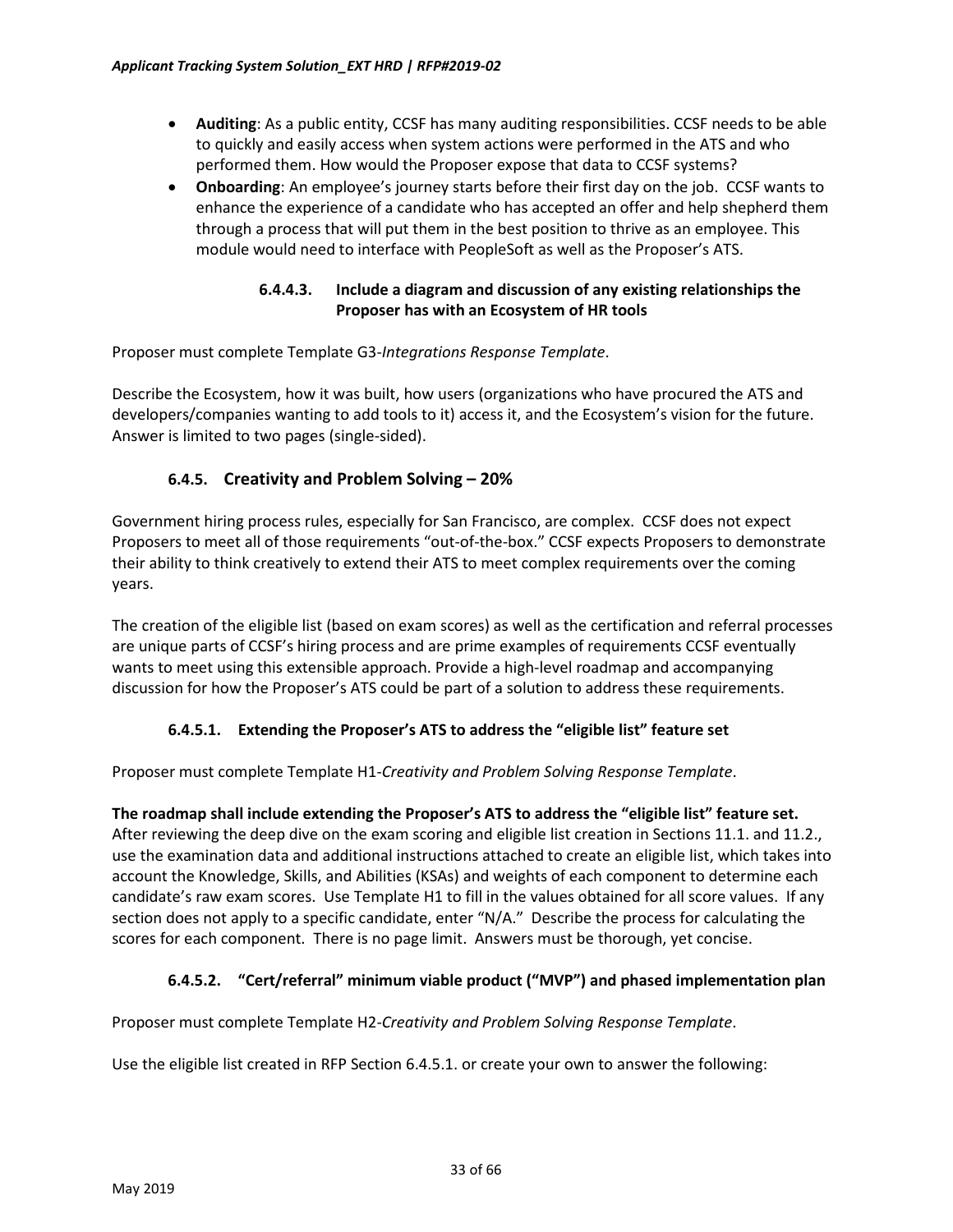- **Auditing**: As a public entity, CCSF has many auditing responsibilities. CCSF needs to be able to quickly and easily access when system actions were performed in the ATS and who performed them. How would the Proposer expose that data to CCSF systems?
- **Onboarding**: An employee's journey starts before their first day on the job. CCSF wants to enhance the experience of a candidate who has accepted an offer and help shepherd them through a process that will put them in the best position to thrive as an employee. This module would need to interface with PeopleSoft as well as the Proposer's ATS.

#### 6.4.4.3. Include a diagram and discussion of any existing relationships the Proposer has with an Ecosystem of HR tools

Proposer must complete Template G3-*Integrations Response Template*.

Describe the Ecosystem, how it was built, how users (organizations who have procured the ATS and developers/companies wanting to add tools to it) access it, and the Ecosystem's vision for the future. Answer is limited to two pages (single-sided).

### 6.4.5. Creativity and Problem Solving – 20%

Government hiring process rules, especially for San Francisco, are complex. CCSF does not expect Proposers to meet all of those requirements "out-of-the-box." CCSF expects Proposers to demonstrate their ability to think creatively to extend their ATS to meet complex requirements over the coming years.

The creation of the eligible list (based on exam scores) as well as the certification and referral processes are unique parts of CCSF's hiring process and are prime examples of requirements CCSF eventually wants to meet using this extensible approach. Provide a high-level roadmap and accompanying discussion for how the Proposer's ATS could be part of a solution to address these requirements.

#### 6.4.5.1. Extending the Proposer's ATS to address the "eligible list" feature set

Proposer must complete Template H1-*Creativity and Problem Solving Response Template*.

**The roadmap shall include extending the Proposer's ATS to address the "eligible list" feature set.** After reviewing the deep dive on the exam scoring and eligible list creation in Sections 11.1. and 11.2., use the examination data and additional instructions attached to create an eligible list, which takes into account the Knowledge, Skills, and Abilities (KSAs) and weights of each component to determine each candidate's raw exam scores. Use Template H1 to fill in the values obtained for all score values. If any section does not apply to a specific candidate, enter "N/A." Describe the process for calculating the scores for each component. There is no page limit. Answers must be thorough, yet concise.

#### 6.4.5.2. "Cert/referral" minimum viable product ("MVP") and phased implementation plan

Proposer must complete Template H2-*Creativity and Problem Solving Response Template*.

Use the eligible list created in RFP Section 6.4.5.1. or create your own to answer the following: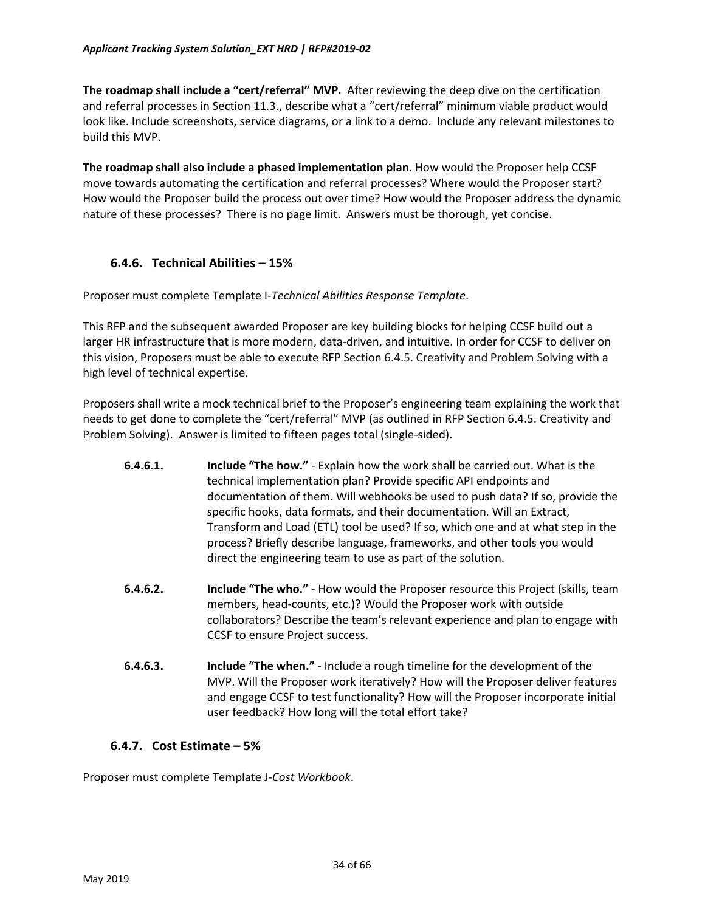**The roadmap shall include a "cert/referral" MVP.** After reviewing the deep dive on the certification and referral processes in Section 11.3., describe what a "cert/referral" minimum viable product would look like. Include screenshots, service diagrams, or a link to a demo. Include any relevant milestones to build this MVP.

**The roadmap shall also include a phased implementation plan**. How would the Proposer help CCSF move towards automating the certification and referral processes? Where would the Proposer start? How would the Proposer build the process out over time? How would the Proposer address the dynamic nature of these processes? There is no page limit. Answers must be thorough, yet concise.

### 6.4.6. Technical Abilities – 15%

Proposer must complete Template I-*Technical Abilities Response Template*.

This RFP and the subsequent awarded Proposer are key building blocks for helping CCSF build out a larger HR infrastructure that is more modern, data-driven, and intuitive. In order for CCSF to deliver on this vision, Proposers must be able to execute RFP Section 6.4.5. Creativity and Problem Solving with a high level of technical expertise.

Proposers shall write a mock technical brief to the Proposer's engineering team explaining the work that needs to get done to complete the "cert/referral" MVP (as outlined in RFP Section 6.4.5. Creativity and Problem Solving). Answer is limited to fifteen pages total (single-sided).

**6.4.6.1.** **Include "The how."** - Explain how the work shall be carried out. What is the technical implementation plan? Provide specific API endpoints and documentation of them. Will webhooks be used to push data? If so, provide the specific hooks, data formats, and their documentation. Will an Extract, Transform and Load (ETL) tool be used? If so, which one and at what step in the process? Briefly describe language, frameworks, and other tools you would direct the engineering team to use as part of the solution.

**6.4.6.2.** **Include "The who."** - How would the Proposer resource this Project (skills, team members, head-counts, etc.)? Would the Proposer work with outside collaborators? Describe the team's relevant experience and plan to engage with CCSF to ensure Project success.

**6.4.6.3.** **Include "The when."** - Include a rough timeline for the development of the MVP. Will the Proposer work iteratively? How will the Proposer deliver features and engage CCSF to test functionality? How will the Proposer incorporate initial user feedback? How long will the total effort take?

### 6.4.7. Cost Estimate – 5%

Proposer must complete Template J-*Cost Workbook*.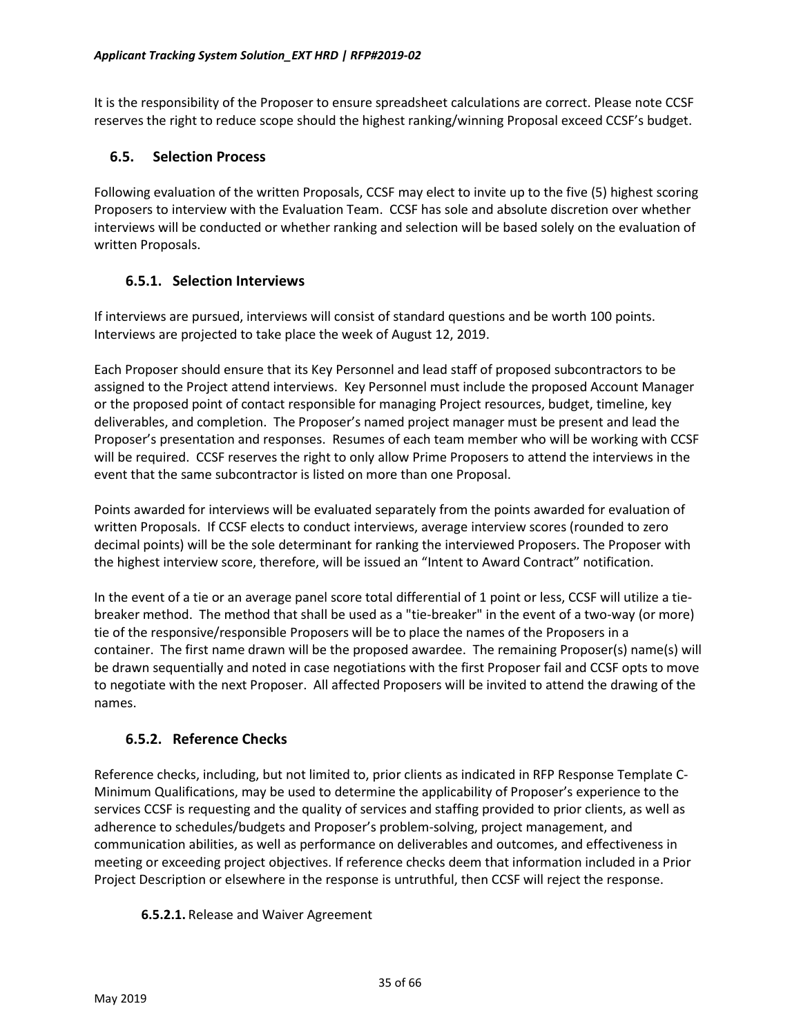It is the responsibility of the Proposer to ensure spreadsheet calculations are correct. Please note CCSF reserves the right to reduce scope should the highest ranking/winning Proposal exceed CCSF's budget.

## 6.5. Selection Process

Following evaluation of the written Proposals, CCSF may elect to invite up to the five (5) highest scoring Proposers to interview with the Evaluation Team. CCSF has sole and absolute discretion over whether interviews will be conducted or whether ranking and selection will be based solely on the evaluation of written Proposals.

### 6.5.1. Selection Interviews

If interviews are pursued, interviews will consist of standard questions and be worth 100 points. Interviews are projected to take place the week of August 12, 2019.

Each Proposer should ensure that its Key Personnel and lead staff of proposed subcontractors to be assigned to the Project attend interviews. Key Personnel must include the proposed Account Manager or the proposed point of contact responsible for managing Project resources, budget, timeline, key deliverables, and completion. The Proposer's named project manager must be present and lead the Proposer's presentation and responses. Resumes of each team member who will be working with CCSF will be required. CCSF reserves the right to only allow Prime Proposers to attend the interviews in the event that the same subcontractor is listed on more than one Proposal.

Points awarded for interviews will be evaluated separately from the points awarded for evaluation of written Proposals. If CCSF elects to conduct interviews, average interview scores (rounded to zero decimal points) will be the sole determinant for ranking the interviewed Proposers. The Proposer with the highest interview score, therefore, will be issued an "Intent to Award Contract" notification.

In the event of a tie or an average panel score total differential of 1 point or less, CCSF will utilize a tie-breaker method. The method that shall be used as a "tie-breaker" in the event of a two-way (or more) tie of the responsive/responsible Proposers will be to place the names of the Proposers in a container. The first name drawn will be the proposed awardee. The remaining Proposer(s) name(s) will be drawn sequentially and noted in case negotiations with the first Proposer fail and CCSF opts to move to negotiate with the next Proposer. All affected Proposers will be invited to attend the drawing of the names.

### 6.5.2. Reference Checks

Reference checks, including, but not limited to, prior clients as indicated in RFP Response Template C-Minimum Qualifications, may be used to determine the applicability of Proposer's experience to the services CCSF is requesting and the quality of services and staffing provided to prior clients, as well as adherence to schedules/budgets and Proposer's problem-solving, project management, and communication abilities, as well as performance on deliverables and outcomes, and effectiveness in meeting or exceeding project objectives. If reference checks deem that information included in a Prior Project Description or elsewhere in the response is untruthful, then CCSF will reject the response.

**6.5.2.1.** Release and Waiver Agreement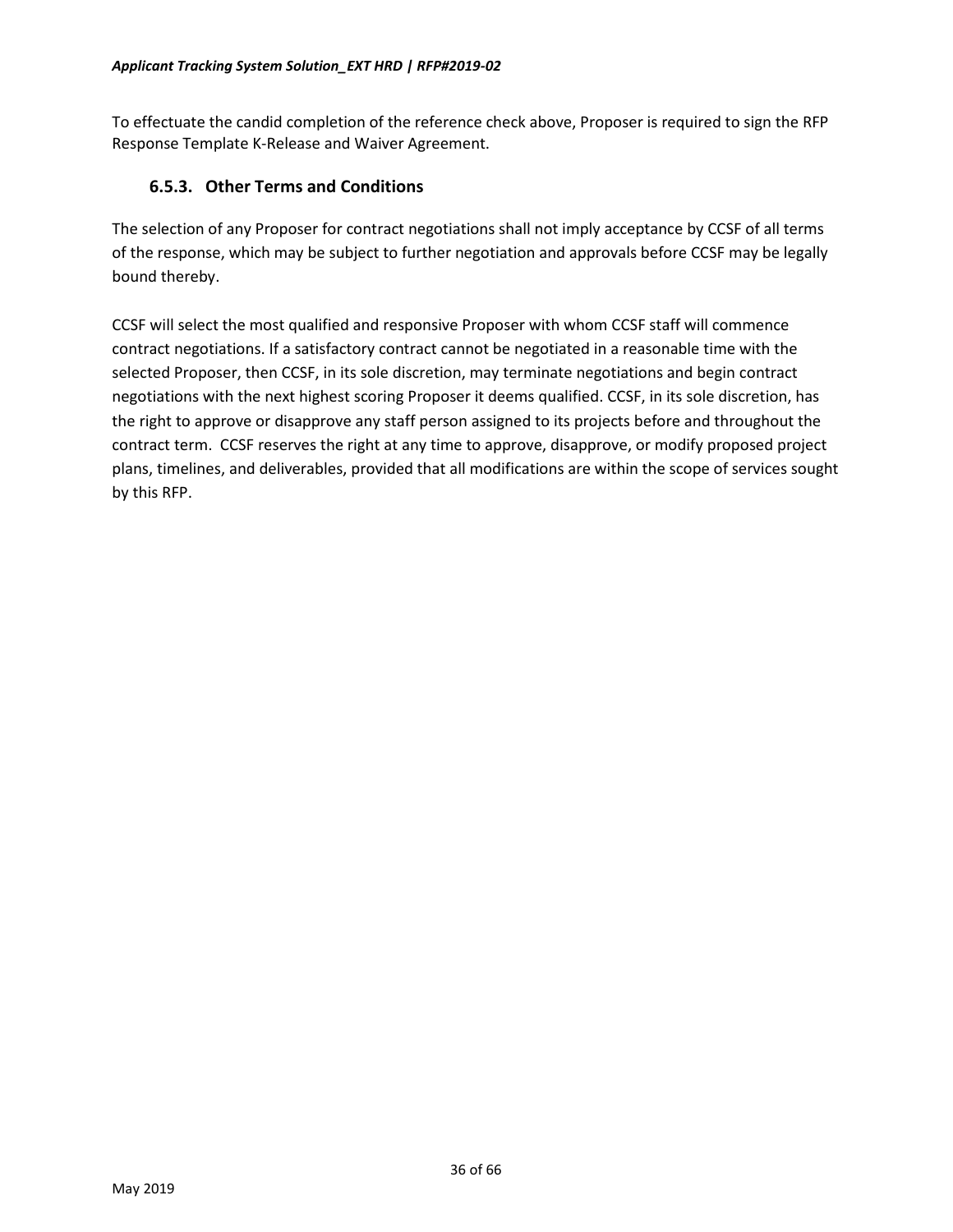To effectuate the candid completion of the reference check above, Proposer is required to sign the RFP Response Template K-Release and Waiver Agreement.

### 6.5.3. Other Terms and Conditions

The selection of any Proposer for contract negotiations shall not imply acceptance by CCSF of all terms of the response, which may be subject to further negotiation and approvals before CCSF may be legally bound thereby.

CCSF will select the most qualified and responsive Proposer with whom CCSF staff will commence contract negotiations. If a satisfactory contract cannot be negotiated in a reasonable time with the selected Proposer, then CCSF, in its sole discretion, may terminate negotiations and begin contract negotiations with the next highest scoring Proposer it deems qualified. CCSF, in its sole discretion, has the right to approve or disapprove any staff person assigned to its projects before and throughout the contract term. CCSF reserves the right at any time to approve, disapprove, or modify proposed project plans, timelines, and deliverables, provided that all modifications are within the scope of services sought by this RFP.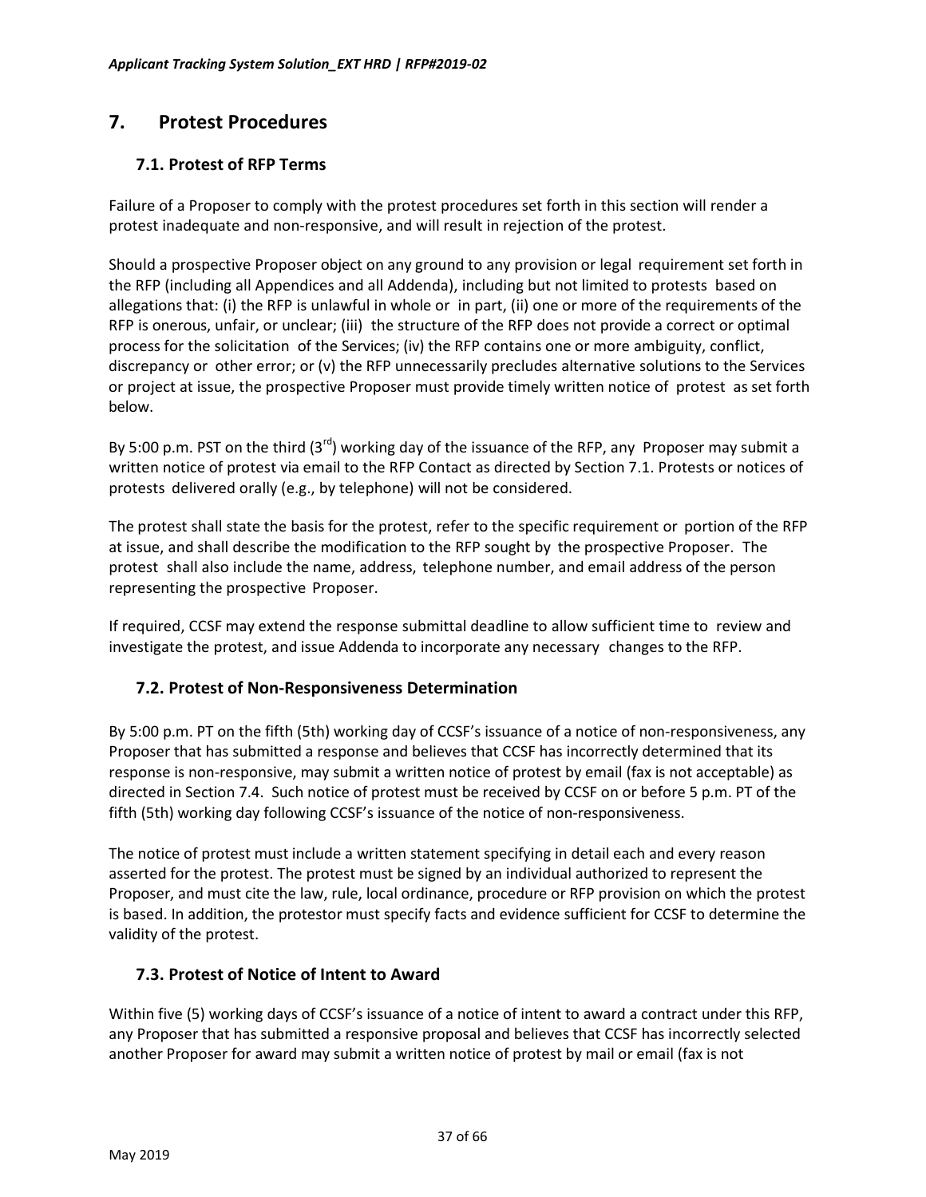## 7. Protest Procedures

### 7.1. Protest of RFP Terms

Failure of a Proposer to comply with the protest procedures set forth in this section will render a protest inadequate and non-responsive, and will result in rejection of the protest.

Should a prospective Proposer object on any ground to any provision or legal requirement set forth in the RFP (including all Appendices and all Addenda), including but not limited to protests based on allegations that: (i) the RFP is unlawful in whole or in part, (ii) one or more of the requirements of the RFP is onerous, unfair, or unclear; (iii) the structure of the RFP does not provide a correct or optimal process for the solicitation of the Services; (iv) the RFP contains one or more ambiguity, conflict, discrepancy or other error; or (v) the RFP unnecessarily precludes alternative solutions to the Services or project at issue, the prospective Proposer must provide timely written notice of protest as set forth below.

By 5:00 p.m. PST on the third (3rd) working day of the issuance of the RFP, any Proposer may submit a written notice of protest via email to the RFP Contact as directed by Section 7.1. Protests or notices of protests delivered orally (e.g., by telephone) will not be considered.

The protest shall state the basis for the protest, refer to the specific requirement or portion of the RFP at issue, and shall describe the modification to the RFP sought by the prospective Proposer. The protest shall also include the name, address, telephone number, and email address of the person representing the prospective Proposer.

If required, CCSF may extend the response submittal deadline to allow sufficient time to review and investigate the protest, and issue Addenda to incorporate any necessary changes to the RFP.

### 7.2. Protest of Non-Responsiveness Determination

By 5:00 p.m. PT on the fifth (5th) working day of CCSF's issuance of a notice of non-responsiveness, any Proposer that has submitted a response and believes that CCSF has incorrectly determined that its response is non-responsive, may submit a written notice of protest by email (fax is not acceptable) as directed in Section 7.4. Such notice of protest must be received by CCSF on or before 5 p.m. PT of the fifth (5th) working day following CCSF's issuance of the notice of non-responsiveness.

The notice of protest must include a written statement specifying in detail each and every reason asserted for the protest. The protest must be signed by an individual authorized to represent the Proposer, and must cite the law, rule, local ordinance, procedure or RFP provision on which the protest is based. In addition, the protestor must specify facts and evidence sufficient for CCSF to determine the validity of the protest.

### 7.3. Protest of Notice of Intent to Award

Within five (5) working days of CCSF's issuance of a notice of intent to award a contract under this RFP, any Proposer that has submitted a responsive proposal and believes that CCSF has incorrectly selected another Proposer for award may submit a written notice of protest by mail or email (fax is not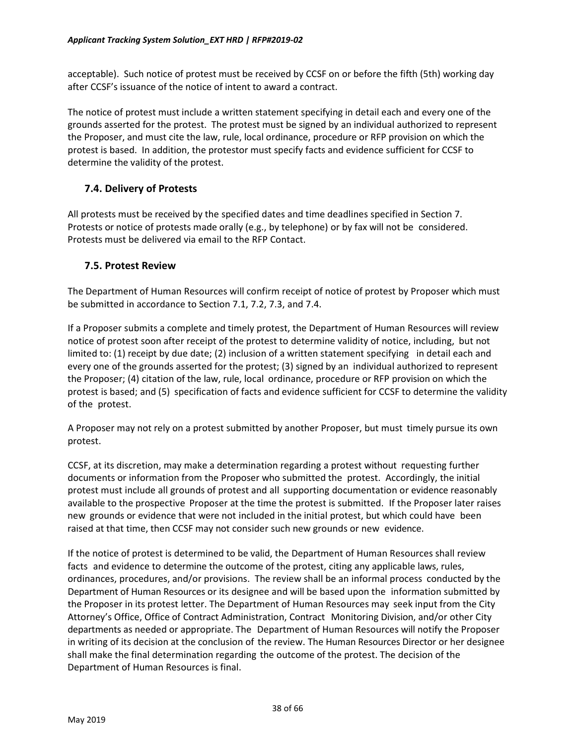acceptable). Such notice of protest must be received by CCSF on or before the fifth (5th) working day after CCSF's issuance of the notice of intent to award a contract.

The notice of protest must include a written statement specifying in detail each and every one of the grounds asserted for the protest. The protest must be signed by an individual authorized to represent the Proposer, and must cite the law, rule, local ordinance, procedure or RFP provision on which the protest is based. In addition, the protestor must specify facts and evidence sufficient for CCSF to determine the validity of the protest.

## 7.4. Delivery of Protests

All protests must be received by the specified dates and time deadlines specified in Section 7. Protests or notice of protests made orally (e.g., by telephone) or by fax will not be considered. Protests must be delivered via email to the RFP Contact.

## 7.5. Protest Review

The Department of Human Resources will confirm receipt of notice of protest by Proposer which must be submitted in accordance to Section 7.1, 7.2, 7.3, and 7.4.

If a Proposer submits a complete and timely protest, the Department of Human Resources will review notice of protest soon after receipt of the protest to determine validity of notice, including, but not limited to: (1) receipt by due date; (2) inclusion of a written statement specifying in detail each and every one of the grounds asserted for the protest; (3) signed by an individual authorized to represent the Proposer; (4) citation of the law, rule, local ordinance, procedure or RFP provision on which the protest is based; and (5) specification of facts and evidence sufficient for CCSF to determine the validity of the protest.

A Proposer may not rely on a protest submitted by another Proposer, but must timely pursue its own protest.

CCSF, at its discretion, may make a determination regarding a protest without requesting further documents or information from the Proposer who submitted the protest. Accordingly, the initial protest must include all grounds of protest and all supporting documentation or evidence reasonably available to the prospective Proposer at the time the protest is submitted. If the Proposer later raises new grounds or evidence that were not included in the initial protest, but which could have been raised at that time, then CCSF may not consider such new grounds or new evidence.

If the notice of protest is determined to be valid, the Department of Human Resources shall review facts and evidence to determine the outcome of the protest, citing any applicable laws, rules, ordinances, procedures, and/or provisions. The review shall be an informal process conducted by the Department of Human Resources or its designee and will be based upon the information submitted by the Proposer in its protest letter. The Department of Human Resources may seek input from the City Attorney's Office, Office of Contract Administration, Contract Monitoring Division, and/or other City departments as needed or appropriate. The Department of Human Resources will notify the Proposer in writing of its decision at the conclusion of the review. The Human Resources Director or her designee shall make the final determination regarding the outcome of the protest. The decision of the Department of Human Resources is final.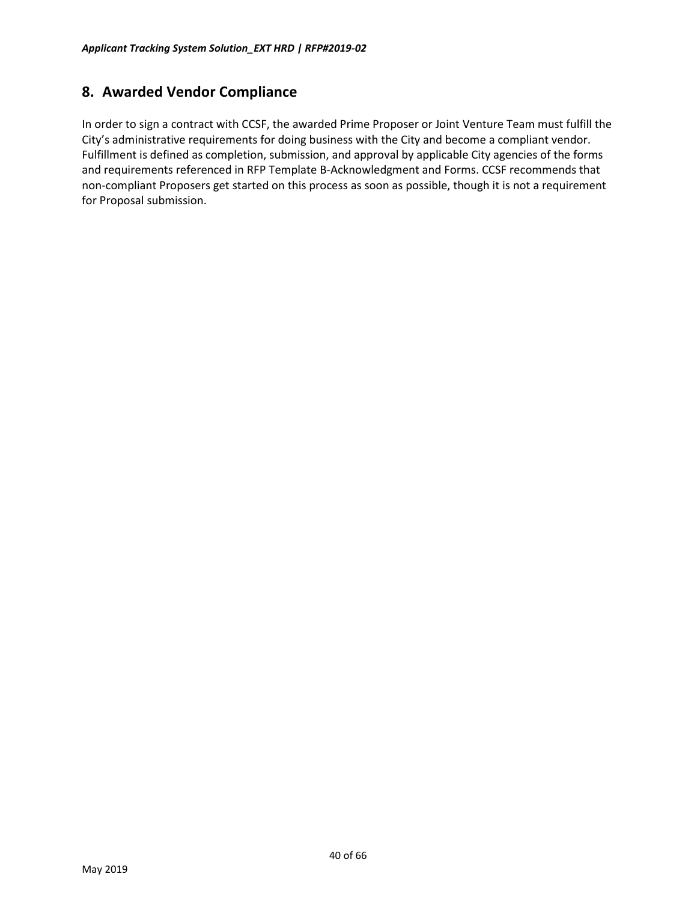## 8. Awarded Vendor Compliance

In order to sign a contract with CCSF, the awarded Prime Proposer or Joint Venture Team must fulfill the City's administrative requirements for doing business with the City and become a compliant vendor. Fulfillment is defined as completion, submission, and approval by applicable City agencies of the forms and requirements referenced in RFP Template B-Acknowledgment and Forms. CCSF recommends that non-compliant Proposers get started on this process as soon as possible, though it is not a requirement for Proposal submission.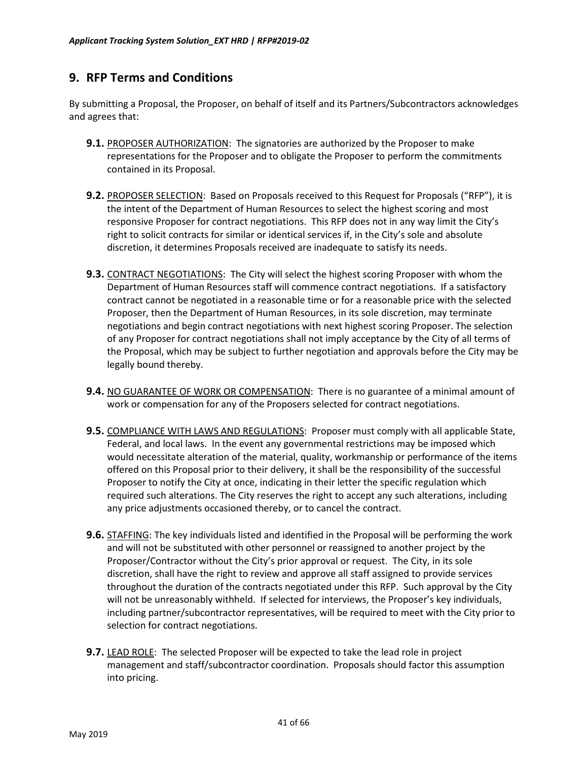## 9. RFP Terms and Conditions

By submitting a Proposal, the Proposer, on behalf of itself and its Partners/Subcontractors acknowledges and agrees that:

**9.1.** PROPOSER AUTHORIZATION: The signatories are authorized by the Proposer to make representations for the Proposer and to obligate the Proposer to perform the commitments contained in its Proposal.

**9.2.** PROPOSER SELECTION: Based on Proposals received to this Request for Proposals ("RFP"), it is the intent of the Department of Human Resources to select the highest scoring and most responsive Proposer for contract negotiations. This RFP does not in any way limit the City's right to solicit contracts for similar or identical services if, in the City's sole and absolute discretion, it determines Proposals received are inadequate to satisfy its needs.

**9.3.** CONTRACT NEGOTIATIONS: The City will select the highest scoring Proposer with whom the Department of Human Resources staff will commence contract negotiations. If a satisfactory contract cannot be negotiated in a reasonable time or for a reasonable price with the selected Proposer, then the Department of Human Resources, in its sole discretion, may terminate negotiations and begin contract negotiations with next highest scoring Proposer. The selection of any Proposer for contract negotiations shall not imply acceptance by the City of all terms of the Proposal, which may be subject to further negotiation and approvals before the City may be legally bound thereby.

**9.4.** NO GUARANTEE OF WORK OR COMPENSATION: There is no guarantee of a minimal amount of work or compensation for any of the Proposers selected for contract negotiations.

**9.5.** COMPLIANCE WITH LAWS AND REGULATIONS: Proposer must comply with all applicable State, Federal, and local laws. In the event any governmental restrictions may be imposed which would necessitate alteration of the material, quality, workmanship or performance of the items offered on this Proposal prior to their delivery, it shall be the responsibility of the successful Proposer to notify the City at once, indicating in their letter the specific regulation which required such alterations. The City reserves the right to accept any such alterations, including any price adjustments occasioned thereby, or to cancel the contract.

**9.6.** STAFFING: The key individuals listed and identified in the Proposal will be performing the work and will not be substituted with other personnel or reassigned to another project by the Proposer/Contractor without the City's prior approval or request. The City, in its sole discretion, shall have the right to review and approve all staff assigned to provide services throughout the duration of the contracts negotiated under this RFP. Such approval by the City will not be unreasonably withheld. If selected for interviews, the Proposer's key individuals, including partner/subcontractor representatives, will be required to meet with the City prior to selection for contract negotiations.

**9.7.** LEAD ROLE: The selected Proposer will be expected to take the lead role in project management and staff/subcontractor coordination. Proposals should factor this assumption into pricing.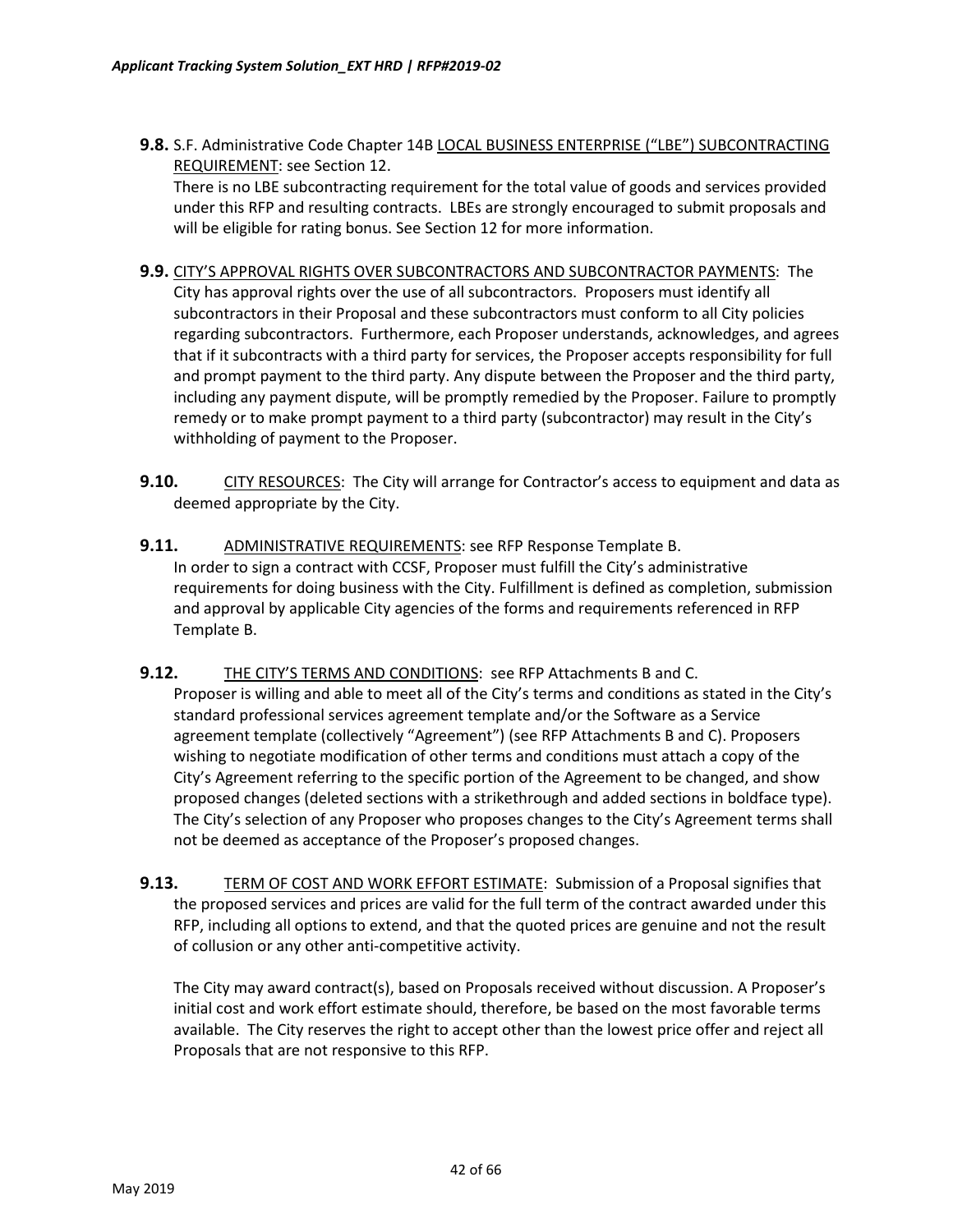**9.8.** S.F. Administrative Code Chapter 14B LOCAL BUSINESS ENTERPRISE ("LBE") SUBCONTRACTING REQUIREMENT: see Section 12.

There is no LBE subcontracting requirement for the total value of goods and services provided under this RFP and resulting contracts. LBEs are strongly encouraged to submit proposals and will be eligible for rating bonus. See Section 12 for more information.

**9.9.** CITY'S APPROVAL RIGHTS OVER SUBCONTRACTORS AND SUBCONTRACTOR PAYMENTS: The City has approval rights over the use of all subcontractors. Proposers must identify all subcontractors in their Proposal and these subcontractors must conform to all City policies regarding subcontractors. Furthermore, each Proposer understands, acknowledges, and agrees that if it subcontracts with a third party for services, the Proposer accepts responsibility for full and prompt payment to the third party. Any dispute between the Proposer and the third party, including any payment dispute, will be promptly remedied by the Proposer. Failure to promptly remedy or to make prompt payment to a third party (subcontractor) may result in the City's withholding of payment to the Proposer.

**9.10.** CITY RESOURCES: The City will arrange for Contractor's access to equipment and data as deemed appropriate by the City.

**9.11.** ADMINISTRATIVE REQUIREMENTS: see RFP Response Template B.

In order to sign a contract with CCSF, Proposer must fulfill the City's administrative requirements for doing business with the City. Fulfillment is defined as completion, submission and approval by applicable City agencies of the forms and requirements referenced in RFP Template B.

**9.12.** THE CITY'S TERMS AND CONDITIONS: see RFP Attachments B and C.

Proposer is willing and able to meet all of the City's terms and conditions as stated in the City's standard professional services agreement template and/or the Software as a Service agreement template (collectively "Agreement") (see RFP Attachments B and C). Proposers wishing to negotiate modification of other terms and conditions must attach a copy of the City's Agreement referring to the specific portion of the Agreement to be changed, and show proposed changes (deleted sections with a strikethrough and added sections in boldface type). The City's selection of any Proposer who proposes changes to the City's Agreement terms shall not be deemed as acceptance of the Proposer's proposed changes.

**9.13.** TERM OF COST AND WORK EFFORT ESTIMATE: Submission of a Proposal signifies that the proposed services and prices are valid for the full term of the contract awarded under this RFP, including all options to extend, and that the quoted prices are genuine and not the result of collusion or any other anti-competitive activity.

The City may award contract(s), based on Proposals received without discussion. A Proposer's initial cost and work effort estimate should, therefore, be based on the most favorable terms available. The City reserves the right to accept other than the lowest price offer and reject all Proposals that are not responsive to this RFP.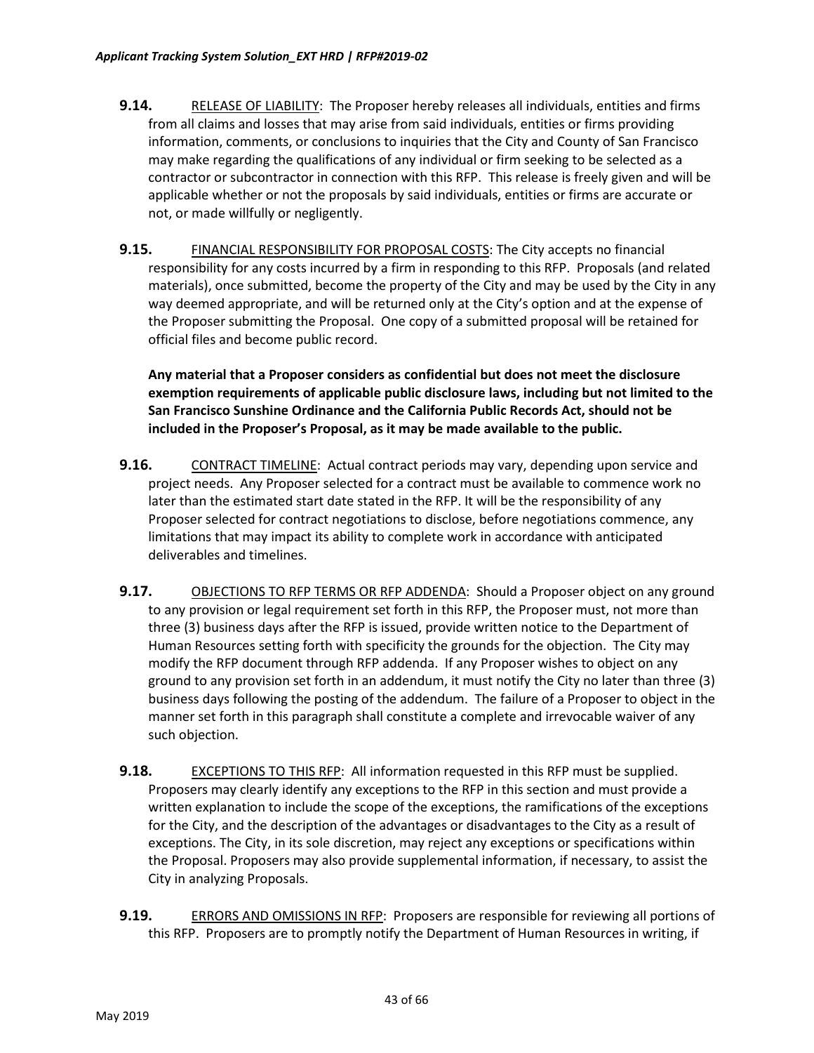**9.14.** RELEASE OF LIABILITY: The Proposer hereby releases all individuals, entities and firms from all claims and losses that may arise from said individuals, entities or firms providing information, comments, or conclusions to inquiries that the City and County of San Francisco may make regarding the qualifications of any individual or firm seeking to be selected as a contractor or subcontractor in connection with this RFP. This release is freely given and will be applicable whether or not the proposals by said individuals, entities or firms are accurate or not, or made willfully or negligently.

**9.15.** FINANCIAL RESPONSIBILITY FOR PROPOSAL COSTS: The City accepts no financial responsibility for any costs incurred by a firm in responding to this RFP. Proposals (and related materials), once submitted, become the property of the City and may be used by the City in any way deemed appropriate, and will be returned only at the City's option and at the expense of the Proposer submitting the Proposal. One copy of a submitted proposal will be retained for official files and become public record.

**Any material that a Proposer considers as confidential but does not meet the disclosure exemption requirements of applicable public disclosure laws, including but not limited to the San Francisco Sunshine Ordinance and the California Public Records Act, should not be included in the Proposer's Proposal, as it may be made available to the public.**

**9.16.** CONTRACT TIMELINE: Actual contract periods may vary, depending upon service and project needs. Any Proposer selected for a contract must be available to commence work no later than the estimated start date stated in the RFP. It will be the responsibility of any Proposer selected for contract negotiations to disclose, before negotiations commence, any limitations that may impact its ability to complete work in accordance with anticipated deliverables and timelines.

**9.17.** OBJECTIONS TO RFP TERMS OR RFP ADDENDA: Should a Proposer object on any ground to any provision or legal requirement set forth in this RFP, the Proposer must, not more than three (3) business days after the RFP is issued, provide written notice to the Department of Human Resources setting forth with specificity the grounds for the objection. The City may modify the RFP document through RFP addenda. If any Proposer wishes to object on any ground to any provision set forth in an addendum, it must notify the City no later than three (3) business days following the posting of the addendum. The failure of a Proposer to object in the manner set forth in this paragraph shall constitute a complete and irrevocable waiver of any such objection.

**9.18.** EXCEPTIONS TO THIS RFP: All information requested in this RFP must be supplied. Proposers may clearly identify any exceptions to the RFP in this section and must provide a written explanation to include the scope of the exceptions, the ramifications of the exceptions for the City, and the description of the advantages or disadvantages to the City as a result of exceptions. The City, in its sole discretion, may reject any exceptions or specifications within the Proposal. Proposers may also provide supplemental information, if necessary, to assist the City in analyzing Proposals.

**9.19.** ERRORS AND OMISSIONS IN RFP: Proposers are responsible for reviewing all portions of this RFP. Proposers are to promptly notify the Department of Human Resources in writing, if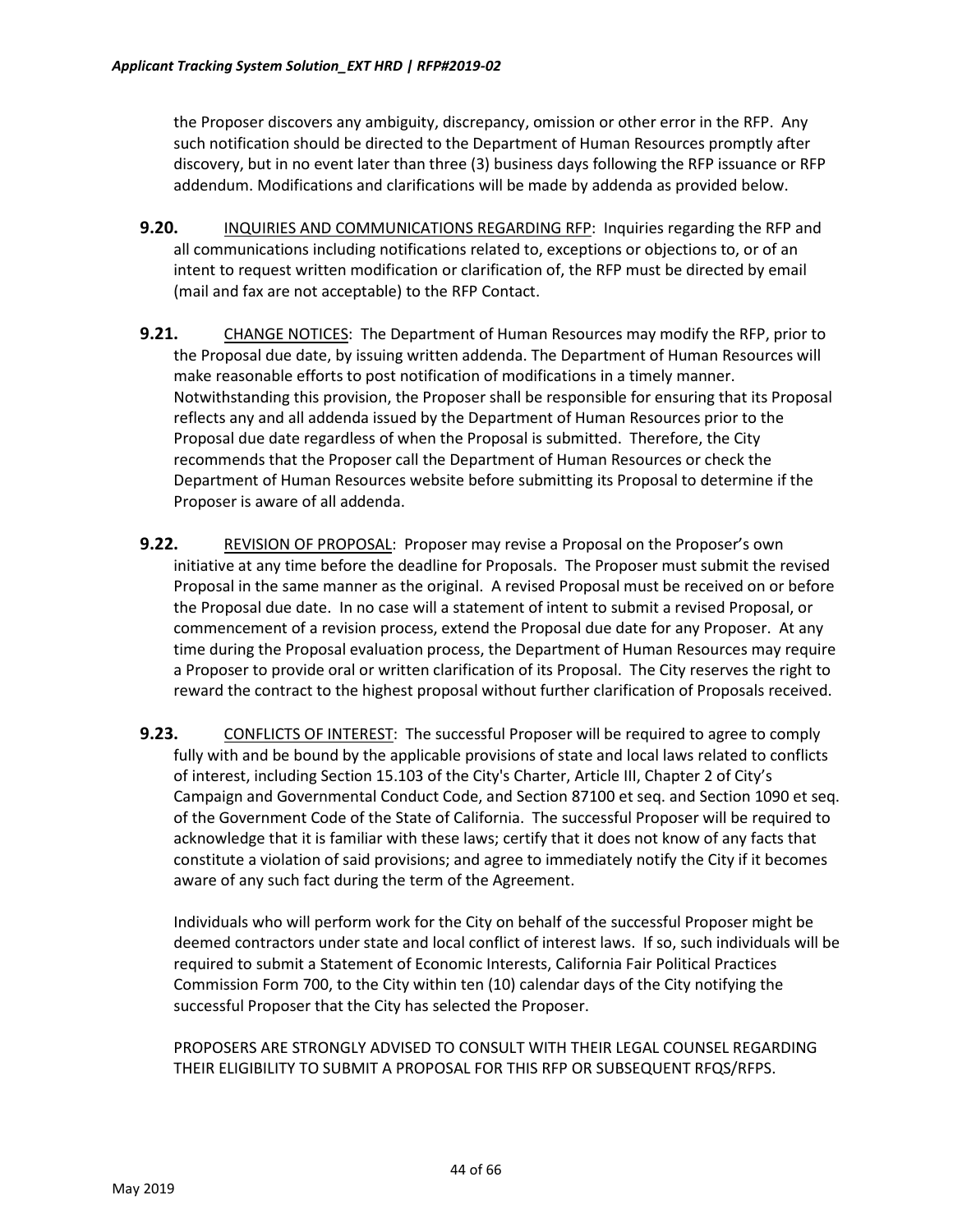the Proposer discovers any ambiguity, discrepancy, omission or other error in the RFP. Any such notification should be directed to the Department of Human Resources promptly after discovery, but in no event later than three (3) business days following the RFP issuance or RFP addendum. Modifications and clarifications will be made by addenda as provided below.

**9.20.** INQUIRIES AND COMMUNICATIONS REGARDING RFP: Inquiries regarding the RFP and all communications including notifications related to, exceptions or objections to, or of an intent to request written modification or clarification of, the RFP must be directed by email (mail and fax are not acceptable) to the RFP Contact.

**9.21.** CHANGE NOTICES: The Department of Human Resources may modify the RFP, prior to the Proposal due date, by issuing written addenda. The Department of Human Resources will make reasonable efforts to post notification of modifications in a timely manner. Notwithstanding this provision, the Proposer shall be responsible for ensuring that its Proposal reflects any and all addenda issued by the Department of Human Resources prior to the Proposal due date regardless of when the Proposal is submitted. Therefore, the City recommends that the Proposer call the Department of Human Resources or check the Department of Human Resources website before submitting its Proposal to determine if the Proposer is aware of all addenda.

**9.22.** REVISION OF PROPOSAL: Proposer may revise a Proposal on the Proposer's own initiative at any time before the deadline for Proposals. The Proposer must submit the revised Proposal in the same manner as the original. A revised Proposal must be received on or before the Proposal due date. In no case will a statement of intent to submit a revised Proposal, or commencement of a revision process, extend the Proposal due date for any Proposer. At any time during the Proposal evaluation process, the Department of Human Resources may require a Proposer to provide oral or written clarification of its Proposal. The City reserves the right to reward the contract to the highest proposal without further clarification of Proposals received.

**9.23.** CONFLICTS OF INTEREST: The successful Proposer will be required to agree to comply fully with and be bound by the applicable provisions of state and local laws related to conflicts of interest, including Section 15.103 of the City's Charter, Article III, Chapter 2 of City's Campaign and Governmental Conduct Code, and Section 87100 et seq. and Section 1090 et seq. of the Government Code of the State of California. The successful Proposer will be required to acknowledge that it is familiar with these laws; certify that it does not know of any facts that constitute a violation of said provisions; and agree to immediately notify the City if it becomes aware of any such fact during the term of the Agreement.

Individuals who will perform work for the City on behalf of the successful Proposer might be deemed contractors under state and local conflict of interest laws. If so, such individuals will be required to submit a Statement of Economic Interests, California Fair Political Practices Commission Form 700, to the City within ten (10) calendar days of the City notifying the successful Proposer that the City has selected the Proposer.

PROPOSERS ARE STRONGLY ADVISED TO CONSULT WITH THEIR LEGAL COUNSEL REGARDING THEIR ELIGIBILITY TO SUBMIT A PROPOSAL FOR THIS RFP OR SUBSEQUENT RFQS/RFPS.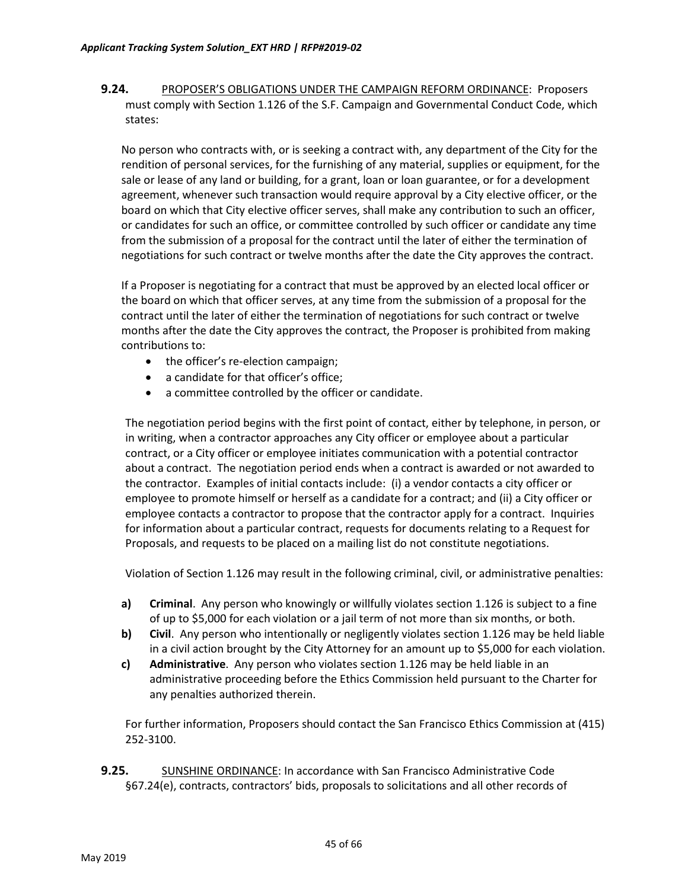**9.24.** PROPOSER'S OBLIGATIONS UNDER THE CAMPAIGN REFORM ORDINANCE: Proposers must comply with Section 1.126 of the S.F. Campaign and Governmental Conduct Code, which states:

No person who contracts with, or is seeking a contract with, any department of the City for the rendition of personal services, for the furnishing of any material, supplies or equipment, for the sale or lease of any land or building, for a grant, loan or loan guarantee, or for a development agreement, whenever such transaction would require approval by a City elective officer, or the board on which that City elective officer serves, shall make any contribution to such an officer, or candidates for such an office, or committee controlled by such officer or candidate any time from the submission of a proposal for the contract until the later of either the termination of negotiations for such contract or twelve months after the date the City approves the contract.

If a Proposer is negotiating for a contract that must be approved by an elected local officer or the board on which that officer serves, at any time from the submission of a proposal for the contract until the later of either the termination of negotiations for such contract or twelve months after the date the City approves the contract, the Proposer is prohibited from making contributions to:

- the officer's re-election campaign;
- a candidate for that officer's office;
- a committee controlled by the officer or candidate.

The negotiation period begins with the first point of contact, either by telephone, in person, or in writing, when a contractor approaches any City officer or employee about a particular contract, or a City officer or employee initiates communication with a potential contractor about a contract. The negotiation period ends when a contract is awarded or not awarded to the contractor. Examples of initial contacts include: (i) a vendor contacts a city officer or employee to promote himself or herself as a candidate for a contract; and (ii) a City officer or employee contacts a contractor to propose that the contractor apply for a contract. Inquiries for information about a particular contract, requests for documents relating to a Request for Proposals, and requests to be placed on a mailing list do not constitute negotiations.

Violation of Section 1.126 may result in the following criminal, civil, or administrative penalties:

**a)** **Criminal**. Any person who knowingly or willfully violates section 1.126 is subject to a fine of up to $5,000 for each violation or a jail term of not more than six months, or both.

**b)** **Civil**. Any person who intentionally or negligently violates section 1.126 may be held liable in a civil action brought by the City Attorney for an amount up to $5,000 for each violation.

**c)** **Administrative**. Any person who violates section 1.126 may be held liable in an administrative proceeding before the Ethics Commission held pursuant to the Charter for any penalties authorized therein.

For further information, Proposers should contact the San Francisco Ethics Commission at (415) 252-3100.

**9.25.** SUNSHINE ORDINANCE: In accordance with San Francisco Administrative Code §67.24(e), contracts, contractors' bids, proposals to solicitations and all other records of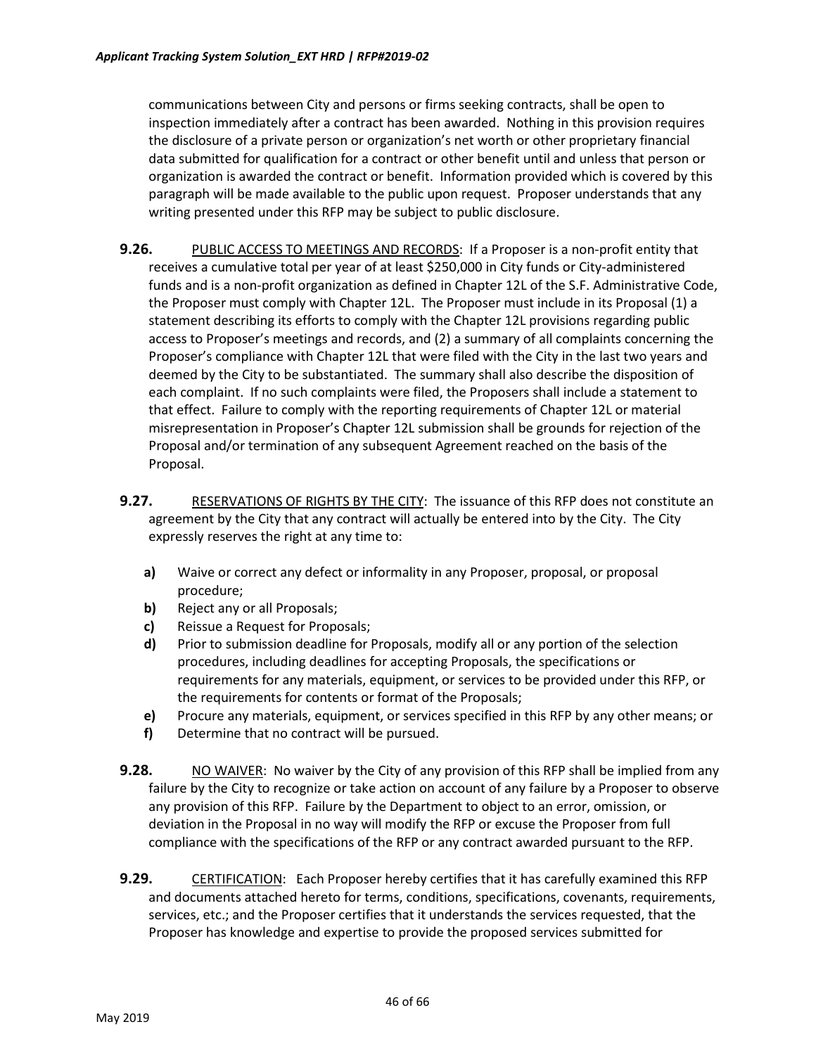communications between City and persons or firms seeking contracts, shall be open to inspection immediately after a contract has been awarded. Nothing in this provision requires the disclosure of a private person or organization's net worth or other proprietary financial data submitted for qualification for a contract or other benefit until and unless that person or organization is awarded the contract or benefit. Information provided which is covered by this paragraph will be made available to the public upon request. Proposer understands that any writing presented under this RFP may be subject to public disclosure.

**9.26.** PUBLIC ACCESS TO MEETINGS AND RECORDS: If a Proposer is a non-profit entity that receives a cumulative total per year of at least $250,000 in City funds or City-administered funds and is a non-profit organization as defined in Chapter 12L of the S.F. Administrative Code, the Proposer must comply with Chapter 12L. The Proposer must include in its Proposal (1) a statement describing its efforts to comply with the Chapter 12L provisions regarding public access to Proposer's meetings and records, and (2) a summary of all complaints concerning the Proposer's compliance with Chapter 12L that were filed with the City in the last two years and deemed by the City to be substantiated. The summary shall also describe the disposition of each complaint. If no such complaints were filed, the Proposers shall include a statement to that effect. Failure to comply with the reporting requirements of Chapter 12L or material misrepresentation in Proposer's Chapter 12L submission shall be grounds for rejection of the Proposal and/or termination of any subsequent Agreement reached on the basis of the Proposal.

**9.27.** RESERVATIONS OF RIGHTS BY THE CITY: The issuance of this RFP does not constitute an agreement by the City that any contract will actually be entered into by the City. The City expressly reserves the right at any time to:

- **a)** Waive or correct any defect or informality in any Proposer, proposal, or proposal procedure;
- **b)** Reject any or all Proposals;
- **c)** Reissue a Request for Proposals;
- **d)** Prior to submission deadline for Proposals, modify all or any portion of the selection procedures, including deadlines for accepting Proposals, the specifications or requirements for any materials, equipment, or services to be provided under this RFP, or the requirements for contents or format of the Proposals;
- **e)** Procure any materials, equipment, or services specified in this RFP by any other means; or
- **f)** Determine that no contract will be pursued.

**9.28.** NO WAIVER: No waiver by the City of any provision of this RFP shall be implied from any failure by the City to recognize or take action on account of any failure by a Proposer to observe any provision of this RFP. Failure by the Department to object to an error, omission, or deviation in the Proposal in no way will modify the RFP or excuse the Proposer from full compliance with the specifications of the RFP or any contract awarded pursuant to the RFP.

**9.29.** CERTIFICATION: Each Proposer hereby certifies that it has carefully examined this RFP and documents attached hereto for terms, conditions, specifications, covenants, requirements, services, etc.; and the Proposer certifies that it understands the services requested, that the Proposer has knowledge and expertise to provide the proposed services submitted for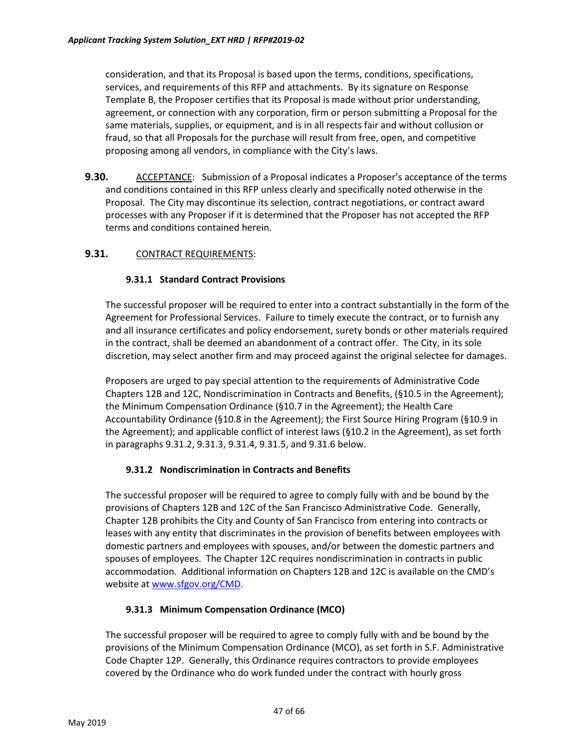consideration, and that its Proposal is based upon the terms, conditions, specifications, services, and requirements of this RFP and attachments. By its signature on Response Template B, the Proposer certifies that its Proposal is made without prior understanding, agreement, or connection with any corporation, firm or person submitting a Proposal for the same materials, supplies, or equipment, and is in all respects fair and without collusion or fraud, so that all Proposals for the purchase will result from free, open, and competitive proposing among all vendors, in compliance with the City's laws.

**9.30.** ACCEPTANCE: Submission of a Proposal indicates a Proposer's acceptance of the terms and conditions contained in this RFP unless clearly and specifically noted otherwise in the Proposal. The City may discontinue its selection, contract negotiations, or contract award processes with any Proposer if it is determined that the Proposer has not accepted the RFP terms and conditions contained herein.

**9.31.** CONTRACT REQUIREMENTS:

**9.31.1 Standard Contract Provisions**

The successful proposer will be required to enter into a contract substantially in the form of the Agreement for Professional Services. Failure to timely execute the contract, or to furnish any and all insurance certificates and policy endorsement, surety bonds or other materials required in the contract, shall be deemed an abandonment of a contract offer. The City, in its sole discretion, may select another firm and may proceed against the original selectee for damages.

Proposers are urged to pay special attention to the requirements of Administrative Code Chapters 12B and 12C, Nondiscrimination in Contracts and Benefits, (§10.5 in the Agreement); the Minimum Compensation Ordinance (§10.7 in the Agreement); the Health Care Accountability Ordinance (§10.8 in the Agreement); the First Source Hiring Program (§10.9 in the Agreement); and applicable conflict of interest laws (§10.2 in the Agreement), as set forth in paragraphs 9.31.2, 9.31.3, 9.31.4, 9.31.5, and 9.31.6 below.

**9.31.2 Nondiscrimination in Contracts and Benefits**

The successful proposer will be required to agree to comply fully with and be bound by the provisions of Chapters 12B and 12C of the San Francisco Administrative Code. Generally, Chapter 12B prohibits the City and County of San Francisco from entering into contracts or leases with any entity that discriminates in the provision of benefits between employees with domestic partners and employees with spouses, and/or between the domestic partners and spouses of employees. The Chapter 12C requires nondiscrimination in contracts in public accommodation. Additional information on Chapters 12B and 12C is available on the CMD's website at www.sfgov.org/CMD.

**9.31.3 Minimum Compensation Ordinance (MCO)**

The successful proposer will be required to agree to comply fully with and be bound by the provisions of the Minimum Compensation Ordinance (MCO), as set forth in S.F. Administrative Code Chapter 12P. Generally, this Ordinance requires contractors to provide employees covered by the Ordinance who do work funded under the contract with hourly gross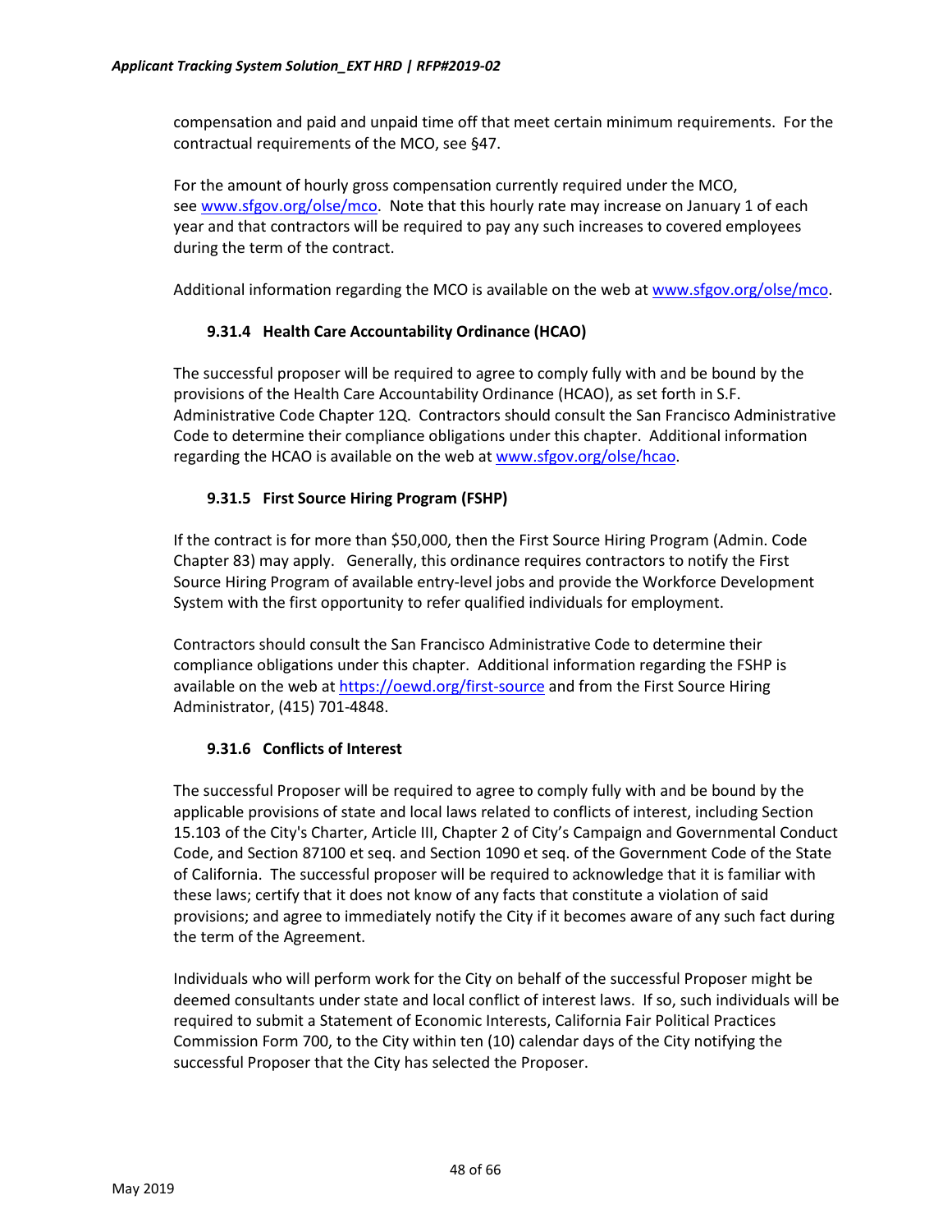compensation and paid and unpaid time off that meet certain minimum requirements. For the contractual requirements of the MCO, see §47.

For the amount of hourly gross compensation currently required under the MCO, see [www.sfgov.org/olse/mco](www.sfgov.org/olse/mco). Note that this hourly rate may increase on January 1 of each year and that contractors will be required to pay any such increases to covered employees during the term of the contract.

Additional information regarding the MCO is available on the web at [www.sfgov.org/olse/mco](www.sfgov.org/olse/mco).

### 9.31.4 Health Care Accountability Ordinance (HCAO)

The successful proposer will be required to agree to comply fully with and be bound by the provisions of the Health Care Accountability Ordinance (HCAO), as set forth in S.F. Administrative Code Chapter 12Q. Contractors should consult the San Francisco Administrative Code to determine their compliance obligations under this chapter. Additional information regarding the HCAO is available on the web at [www.sfgov.org/olse/hcao](www.sfgov.org/olse/hcao).

### 9.31.5 First Source Hiring Program (FSHP)

If the contract is for more than $50,000, then the First Source Hiring Program (Admin. Code Chapter 83) may apply. Generally, this ordinance requires contractors to notify the First Source Hiring Program of available entry-level jobs and provide the Workforce Development System with the first opportunity to refer qualified individuals for employment.

Contractors should consult the San Francisco Administrative Code to determine their compliance obligations under this chapter. Additional information regarding the FSHP is available on the web at [https://oewd.org/first-source](https://oewd.org/first-source) and from the First Source Hiring Administrator, (415) 701-4848.

### 9.31.6 Conflicts of Interest

The successful Proposer will be required to agree to comply fully with and be bound by the applicable provisions of state and local laws related to conflicts of interest, including Section 15.103 of the City's Charter, Article III, Chapter 2 of City's Campaign and Governmental Conduct Code, and Section 87100 et seq. and Section 1090 et seq. of the Government Code of the State of California. The successful proposer will be required to acknowledge that it is familiar with these laws; certify that it does not know of any facts that constitute a violation of said provisions; and agree to immediately notify the City if it becomes aware of any such fact during the term of the Agreement.

Individuals who will perform work for the City on behalf of the successful Proposer might be deemed consultants under state and local conflict of interest laws. If so, such individuals will be required to submit a Statement of Economic Interests, California Fair Political Practices Commission Form 700, to the City within ten (10) calendar days of the City notifying the successful Proposer that the City has selected the Proposer.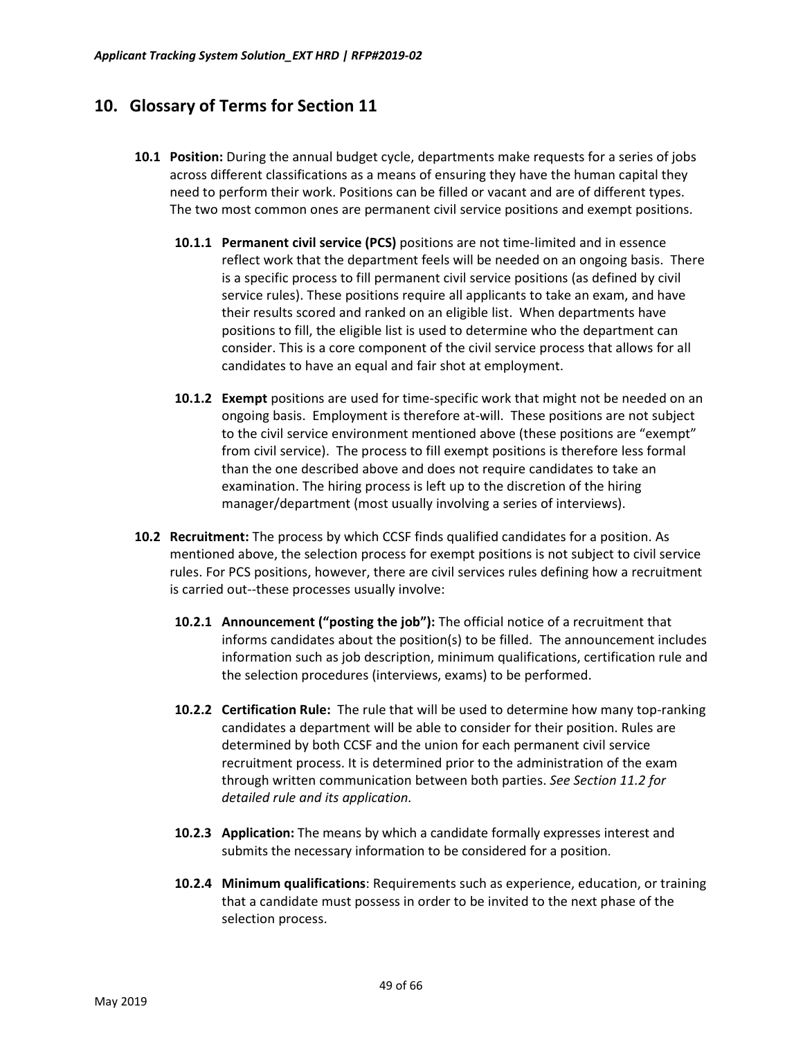## 10. Glossary of Terms for Section 11

**10.1 Position:** During the annual budget cycle, departments make requests for a series of jobs across different classifications as a means of ensuring they have the human capital they need to perform their work. Positions can be filled or vacant and are of different types. The two most common ones are permanent civil service positions and exempt positions.

**10.1.1 Permanent civil service (PCS)** positions are not time-limited and in essence reflect work that the department feels will be needed on an ongoing basis. There is a specific process to fill permanent civil service positions (as defined by civil service rules). These positions require all applicants to take an exam, and have their results scored and ranked on an eligible list. When departments have positions to fill, the eligible list is used to determine who the department can consider. This is a core component of the civil service process that allows for all candidates to have an equal and fair shot at employment.

**10.1.2 Exempt** positions are used for time-specific work that might not be needed on an ongoing basis. Employment is therefore at-will. These positions are not subject to the civil service environment mentioned above (these positions are "exempt" from civil service). The process to fill exempt positions is therefore less formal than the one described above and does not require candidates to take an examination. The hiring process is left up to the discretion of the hiring manager/department (most usually involving a series of interviews).

**10.2 Recruitment:** The process by which CCSF finds qualified candidates for a position. As mentioned above, the selection process for exempt positions is not subject to civil service rules. For PCS positions, however, there are civil services rules defining how a recruitment is carried out--these processes usually involve:

**10.2.1 Announcement ("posting the job"):** The official notice of a recruitment that informs candidates about the position(s) to be filled. The announcement includes information such as job description, minimum qualifications, certification rule and the selection procedures (interviews, exams) to be performed.

**10.2.2 Certification Rule:** The rule that will be used to determine how many top-ranking candidates a department will be able to consider for their position. Rules are determined by both CCSF and the union for each permanent civil service recruitment process. It is determined prior to the administration of the exam through written communication between both parties. *See Section 11.2 for detailed rule and its application.*

**10.2.3 Application:** The means by which a candidate formally expresses interest and submits the necessary information to be considered for a position.

**10.2.4 Minimum qualifications**: Requirements such as experience, education, or training that a candidate must possess in order to be invited to the next phase of the selection process.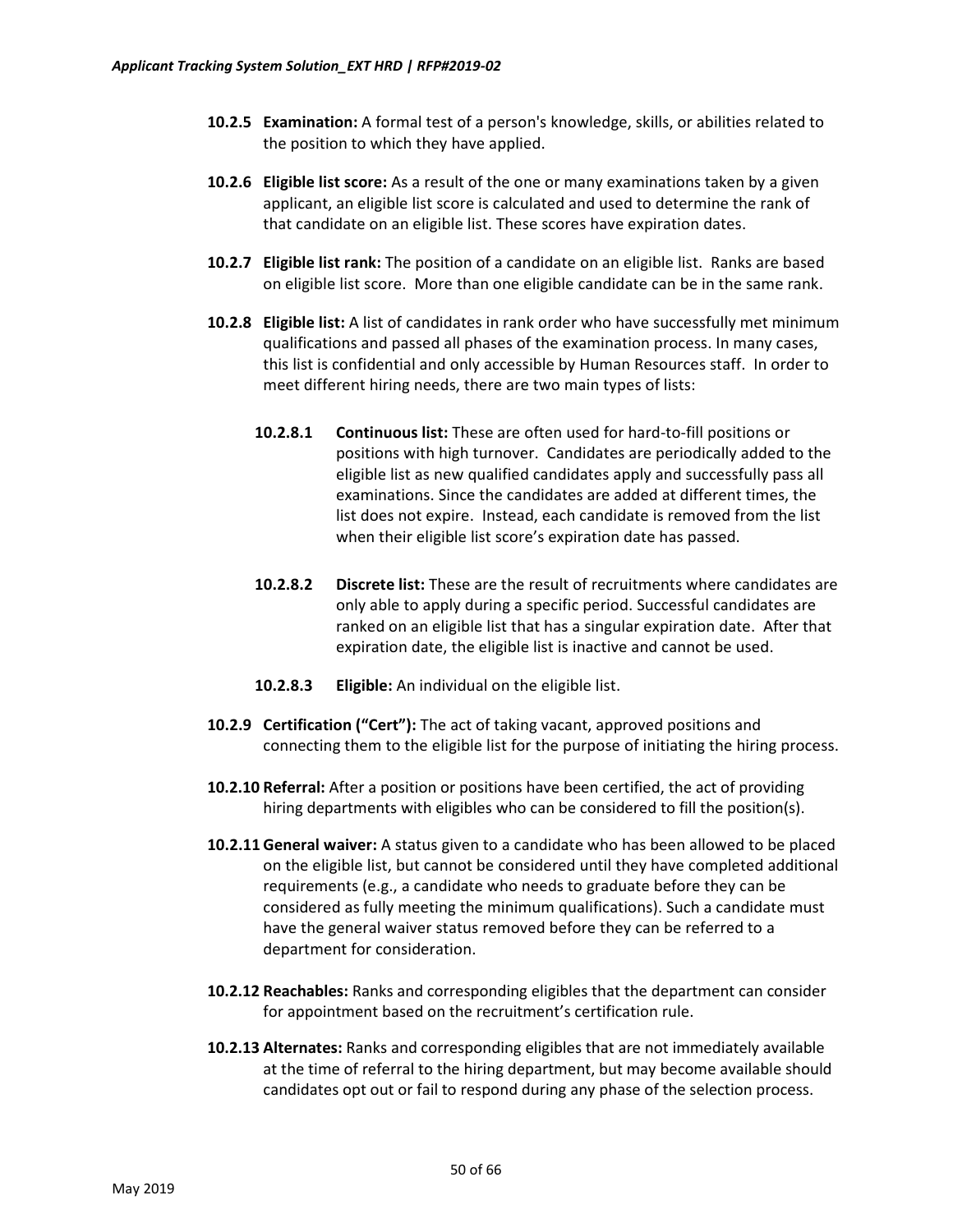- **10.2.5 Examination:** A formal test of a person's knowledge, skills, or abilities related to the position to which they have applied.

- **10.2.6 Eligible list score:** As a result of the one or many examinations taken by a given applicant, an eligible list score is calculated and used to determine the rank of that candidate on an eligible list. These scores have expiration dates.

- **10.2.7 Eligible list rank:** The position of a candidate on an eligible list. Ranks are based on eligible list score. More than one eligible candidate can be in the same rank.

- **10.2.8 Eligible list:** A list of candidates in rank order who have successfully met minimum qualifications and passed all phases of the examination process. In many cases, this list is confidential and only accessible by Human Resources staff. In order to meet different hiring needs, there are two main types of lists:

  - **10.2.8.1 Continuous list:** These are often used for hard-to-fill positions or positions with high turnover. Candidates are periodically added to the eligible list as new qualified candidates apply and successfully pass all examinations. Since the candidates are added at different times, the list does not expire. Instead, each candidate is removed from the list when their eligible list score's expiration date has passed.

  - **10.2.8.2 Discrete list:** These are the result of recruitments where candidates are only able to apply during a specific period. Successful candidates are ranked on an eligible list that has a singular expiration date. After that expiration date, the eligible list is inactive and cannot be used.

  - **10.2.8.3 Eligible:** An individual on the eligible list.

- **10.2.9 Certification ("Cert"):** The act of taking vacant, approved positions and connecting them to the eligible list for the purpose of initiating the hiring process.

- **10.2.10 Referral:** After a position or positions have been certified, the act of providing hiring departments with eligibles who can be considered to fill the position(s).

- **10.2.11 General waiver:** A status given to a candidate who has been allowed to be placed on the eligible list, but cannot be considered until they have completed additional requirements (e.g., a candidate who needs to graduate before they can be considered as fully meeting the minimum qualifications). Such a candidate must have the general waiver status removed before they can be referred to a department for consideration.

- **10.2.12 Reachables:** Ranks and corresponding eligibles that the department can consider for appointment based on the recruitment's certification rule.

- **10.2.13 Alternates:** Ranks and corresponding eligibles that are not immediately available at the time of referral to the hiring department, but may become available should candidates opt out or fail to respond during any phase of the selection process.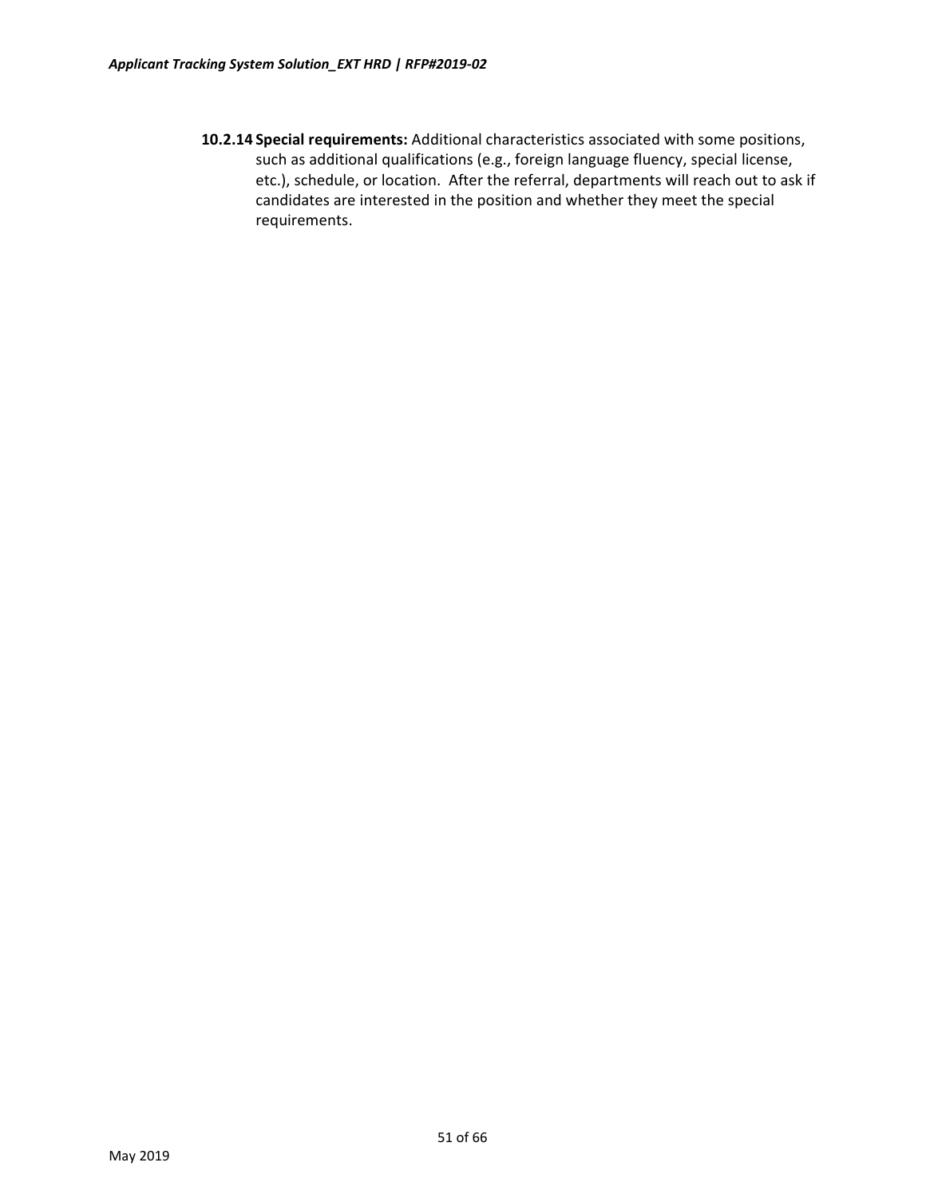**10.2.14 Special requirements:** Additional characteristics associated with some positions, such as additional qualifications (e.g., foreign language fluency, special license, etc.), schedule, or location. After the referral, departments will reach out to ask if candidates are interested in the position and whether they meet the special requirements.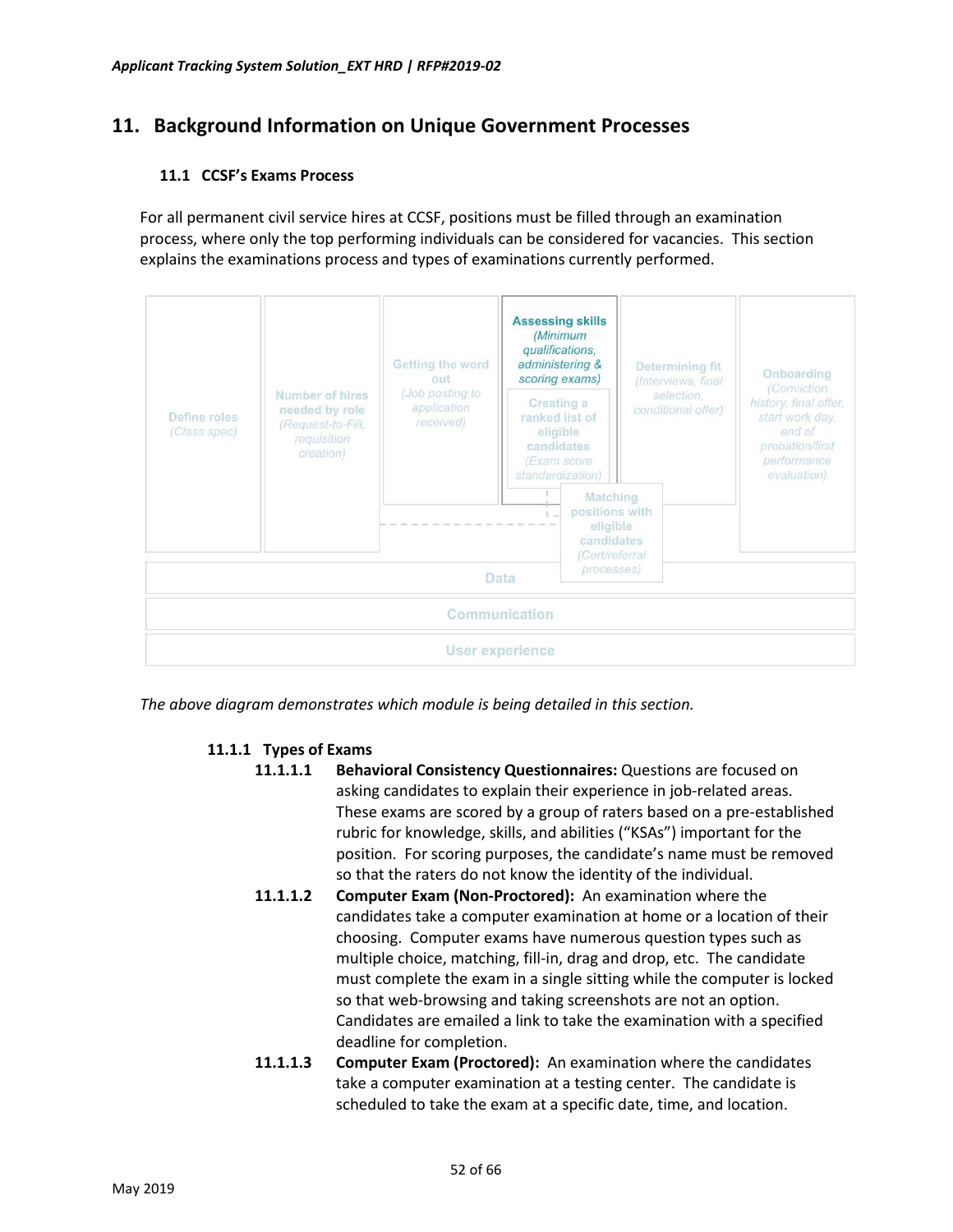## 11. Background Information on Unique Government Processes

### 11.1 CCSF's Exams Process

For all permanent civil service hires at CCSF, positions must be filled through an examination process, where only the top performing individuals can be considered for vacancies. This section explains the examinations process and types of examinations currently performed.

Define roles (Class spec)

Number of hires needed by role (Request-to-Fill, requisition creation)

Getting the word out (Job posting to application received)

**Assessing skills** *(Minimum qualifications, administering & scoring exams)*

Creating a ranked list of eligible candidates (Exam score standardization)

Matching positions with eligible candidates (Cert/referral processes)

Determining fit (Interviews, final selection, conditional offer)

Onboarding (Conviction history, final offer, start work day, end of probation/first performance evaluation)

Data

Communication

User experience

*The above diagram demonstrates which module is being detailed in this section.*

#### 11.1.1 Types of Exams

**11.1.1.1 Behavioral Consistency Questionnaires:** Questions are focused on asking candidates to explain their experience in job-related areas. These exams are scored by a group of raters based on a pre-established rubric for knowledge, skills, and abilities ("KSAs") important for the position. For scoring purposes, the candidate's name must be removed so that the raters do not know the identity of the individual.

**11.1.1.2 Computer Exam (Non-Proctored):** An examination where the candidates take a computer examination at home or a location of their choosing. Computer exams have numerous question types such as multiple choice, matching, fill-in, drag and drop, etc. The candidate must complete the exam in a single sitting while the computer is locked so that web-browsing and taking screenshots are not an option. Candidates are emailed a link to take the examination with a specified deadline for completion.

**11.1.1.3 Computer Exam (Proctored):** An examination where the candidates take a computer examination at a testing center. The candidate is scheduled to take the exam at a specific date, time, and location.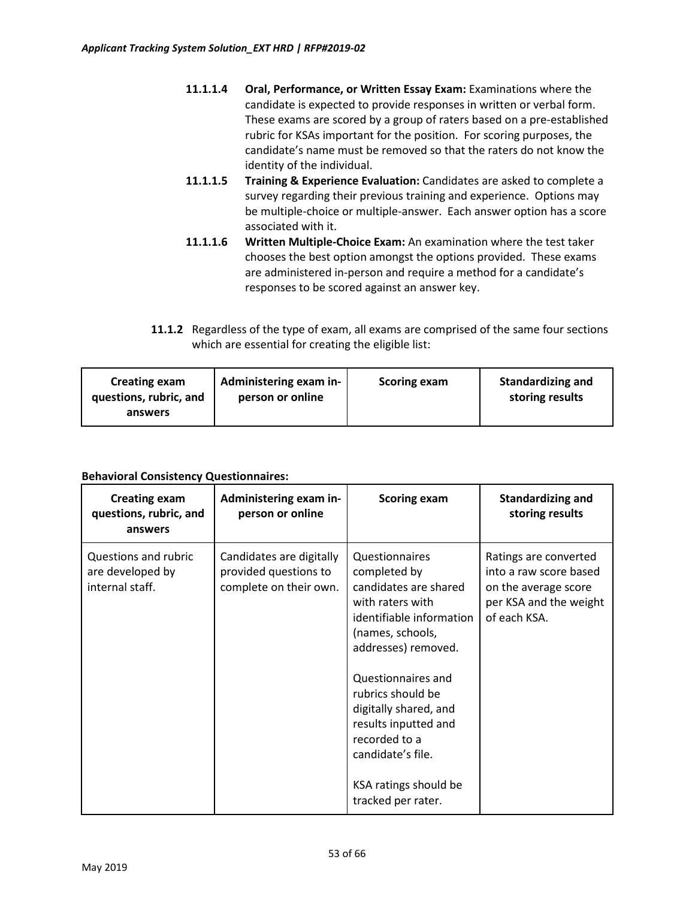**11.1.1.4 Oral, Performance, or Written Essay Exam:** Examinations where the candidate is expected to provide responses in written or verbal form. These exams are scored by a group of raters based on a pre-established rubric for KSAs important for the position. For scoring purposes, the candidate's name must be removed so that the raters do not know the identity of the individual.

**11.1.1.5 Training & Experience Evaluation:** Candidates are asked to complete a survey regarding their previous training and experience. Options may be multiple-choice or multiple-answer. Each answer option has a score associated with it.

**11.1.1.6 Written Multiple-Choice Exam:** An examination where the test taker chooses the best option amongst the options provided. These exams are administered in-person and require a method for a candidate's responses to be scored against an answer key.

**11.1.2** Regardless of the type of exam, all exams are comprised of the same four sections which are essential for creating the eligible list:

| Creating exam questions, rubric, and answers | Administering exam in-person or online | Scoring exam | Standardizing and storing results |
|---|---|---|---|

**Behavioral Consistency Questionnaires:**

| Creating exam questions, rubric, and answers | Administering exam in-person or online | Scoring exam | Standardizing and storing results |
|---|---|---|---|
| Questions and rubric are developed by internal staff. | Candidates are digitally provided questions to complete on their own. | Questionnaires completed by candidates are shared with raters with identifiable information (names, schools, addresses) removed.<br><br>Questionnaires and rubrics should be digitally shared, and results inputted and recorded to a candidate's file.<br><br>KSA ratings should be tracked per rater. | Ratings are converted into a raw score based on the average score per KSA and the weight of each KSA. |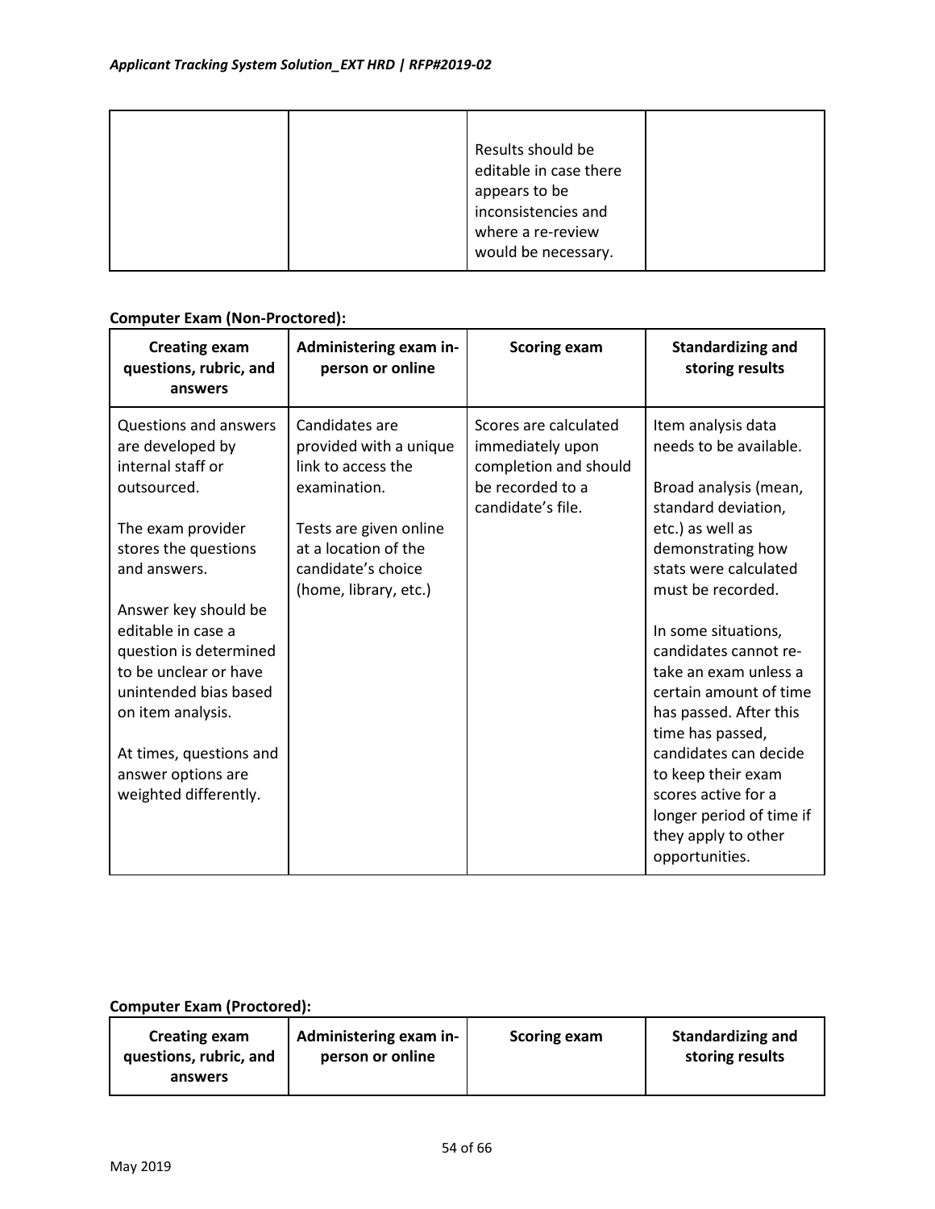| | | Results should be editable in case there appears to be inconsistencies and where a re-review would be necessary. | |
|---|---|---|---|

**Computer Exam (Non-Proctored):**

| Creating exam questions, rubric, and answers | Administering exam in-person or online | Scoring exam | Standardizing and storing results |
|---|---|---|---|
| Questions and answers are developed by internal staff or outsourced.<br><br>The exam provider stores the questions and answers.<br><br>Answer key should be editable in case a question is determined to be unclear or have unintended bias based on item analysis.<br><br>At times, questions and answer options are weighted differently. | Candidates are provided with a unique link to access the examination.<br><br>Tests are given online at a location of the candidate's choice (home, library, etc.) | Scores are calculated immediately upon completion and should be recorded to a candidate's file. | Item analysis data needs to be available.<br><br>Broad analysis (mean, standard deviation, etc.) as well as demonstrating how stats were calculated must be recorded.<br><br>In some situations, candidates cannot re-take an exam unless a certain amount of time has passed. After this time has passed, candidates can decide to keep their exam scores active for a longer period of time if they apply to other opportunities. |

**Computer Exam (Proctored):**

| Creating exam questions, rubric, and answers | Administering exam in-person or online | Scoring exam | Standardizing and storing results |
|---|---|---|---|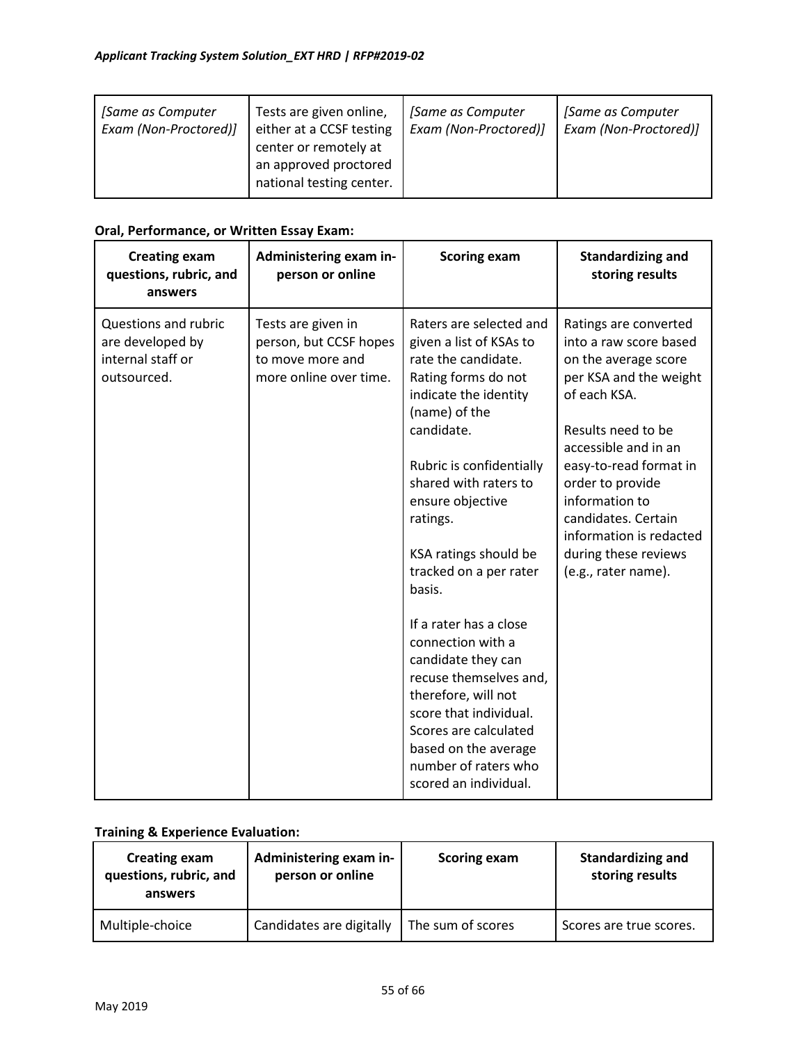| *[Same as Computer Exam (Non-Proctored)]* | Tests are given online, either at a CCSF testing center or remotely at an approved proctored national testing center. | *[Same as Computer Exam (Non-Proctored)]* | *[Same as Computer Exam (Non-Proctored)]* |
|---|---|---|---|

**Oral, Performance, or Written Essay Exam:**

| Creating exam questions, rubric, and answers | Administering exam in-person or online | Scoring exam | Standardizing and storing results |
|---|---|---|---|
| Questions and rubric are developed by internal staff or outsourced. | Tests are given in person, but CCSF hopes to move more and more online over time. | Raters are selected and given a list of KSAs to rate the candidate. Rating forms do not indicate the identity (name) of the candidate.<br><br>Rubric is confidentially shared with raters to ensure objective ratings.<br><br>KSA ratings should be tracked on a per rater basis.<br><br>If a rater has a close connection with a candidate they can recuse themselves and, therefore, will not score that individual. Scores are calculated based on the average number of raters who scored an individual. | Ratings are converted into a raw score based on the average score per KSA and the weight of each KSA.<br><br>Results need to be accessible and in an easy-to-read format in order to provide information to candidates. Certain information is redacted during these reviews (e.g., rater name). |

**Training & Experience Evaluation:**

| Creating exam questions, rubric, and answers | Administering exam in-person or online | Scoring exam | Standardizing and storing results |
|---|---|---|---|
| Multiple-choice | Candidates are digitally | The sum of scores | Scores are true scores. |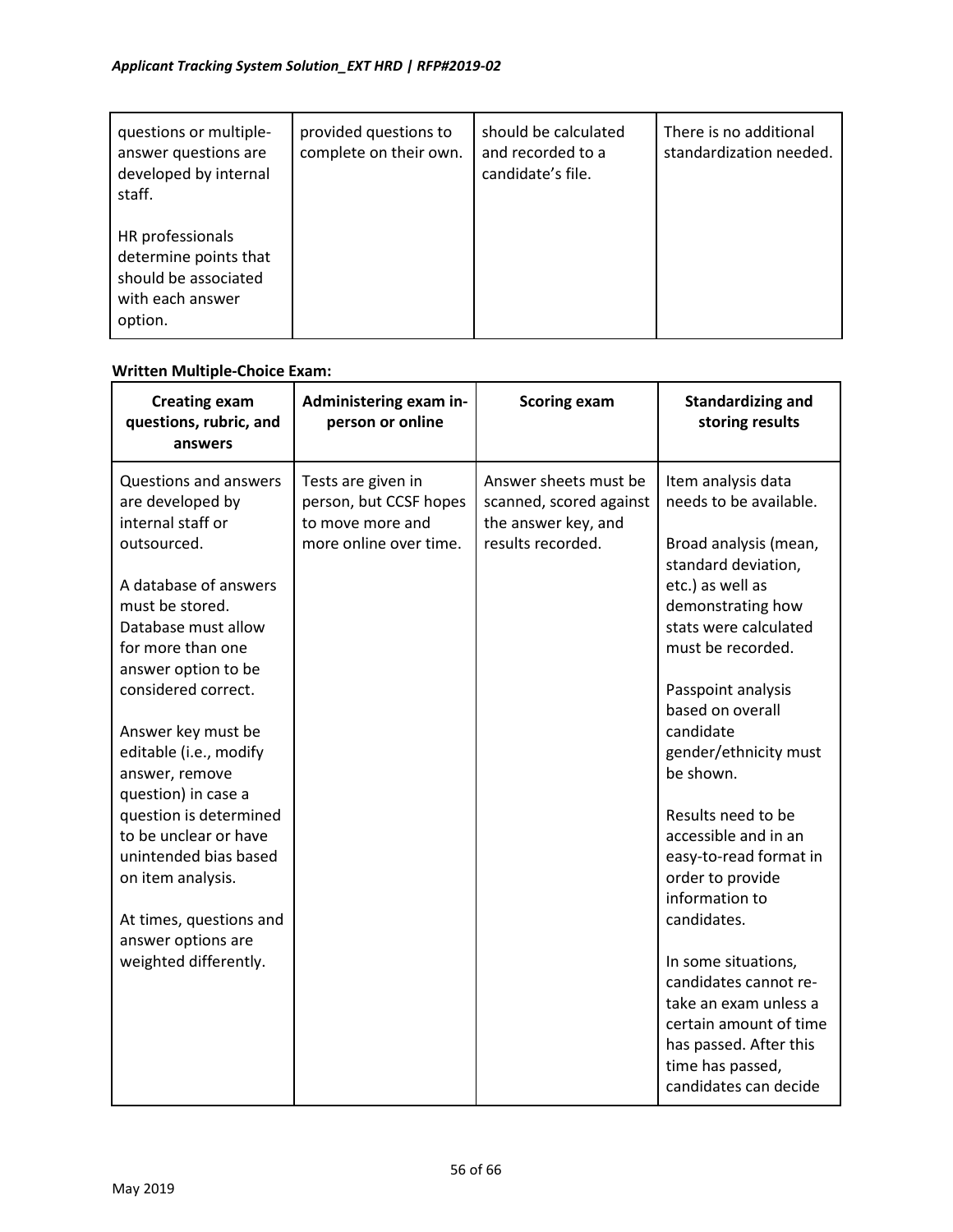| questions or multiple-answer questions are developed by internal staff.<br><br>HR professionals determine points that should be associated with each answer option. | provided questions to complete on their own. | should be calculated and recorded to a candidate's file. | There is no additional standardization needed. |
|---|---|---|---|

**Written Multiple-Choice Exam:**

| Creating exam questions, rubric, and answers | Administering exam in-person or online | Scoring exam | Standardizing and storing results |
|---|---|---|---|
| Questions and answers are developed by internal staff or outsourced.<br><br>A database of answers must be stored. Database must allow for more than one answer option to be considered correct.<br><br>Answer key must be editable (i.e., modify answer, remove question) in case a question is determined to be unclear or have unintended bias based on item analysis.<br><br>At times, questions and answer options are weighted differently. | Tests are given in person, but CCSF hopes to move more and more online over time. | Answer sheets must be scanned, scored against the answer key, and results recorded. | Item analysis data needs to be available.<br><br>Broad analysis (mean, standard deviation, etc.) as well as demonstrating how stats were calculated must be recorded.<br><br>Passpoint analysis based on overall candidate gender/ethnicity must be shown.<br><br>Results need to be accessible and in an easy-to-read format in order to provide information to candidates.<br><br>In some situations, candidates cannot re-take an exam unless a certain amount of time has passed. After this time has passed, candidates can decide |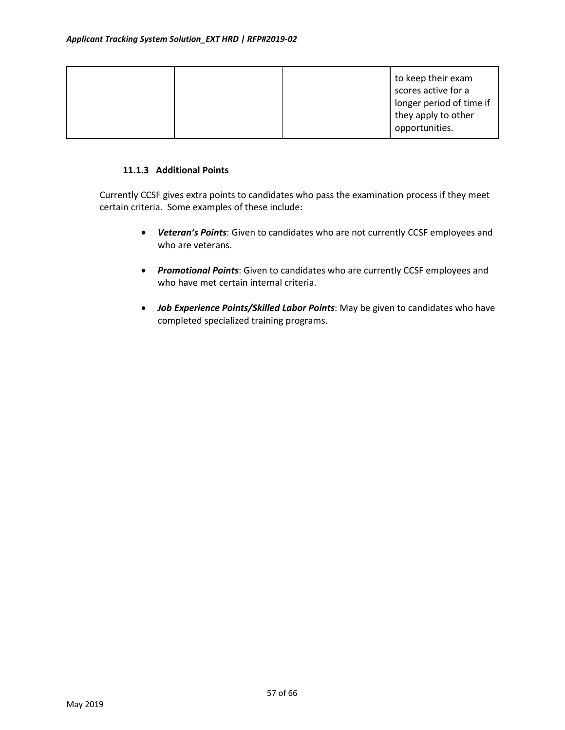| | | | to keep their exam scores active for a longer period of time if they apply to other opportunities. |
|---|---|---|---|

#### 11.1.3 Additional Points

Currently CCSF gives extra points to candidates who pass the examination process if they meet certain criteria. Some examples of these include:

- ***Veteran's Points***: Given to candidates who are not currently CCSF employees and who are veterans.
- ***Promotional Points***: Given to candidates who are currently CCSF employees and who have met certain internal criteria.
- ***Job Experience Points/Skilled Labor Points***: May be given to candidates who have completed specialized training programs.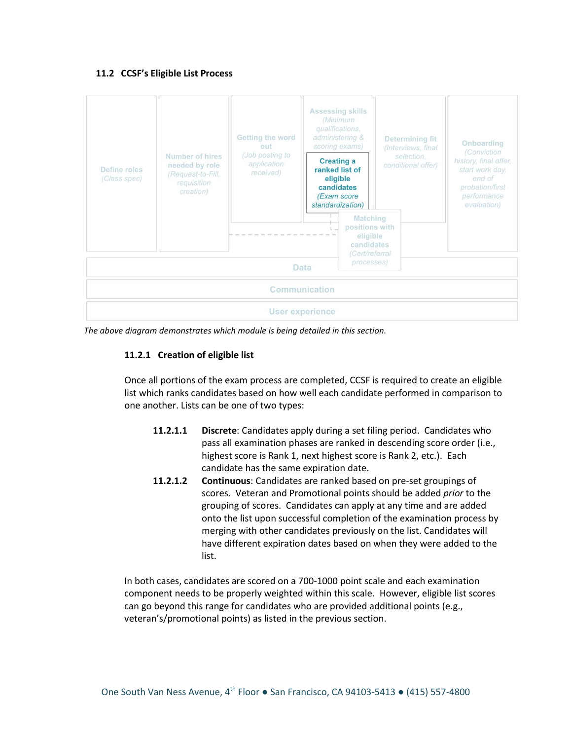### 11.2 CCSF's Eligible List Process

Define roles (Class spec) | Number of hires needed by role (Request-to-Fill, requisition creation) | Getting the word out (Job posting to application received) | Assessing skills (Minimum qualifications, administering & scoring exams) | **Creating a ranked list of eligible candidates** *(Exam score standardization)* | Matching positions with eligible candidates (Cert/referral processes) | Determining fit (Interviews, final selection, conditional offer) | Onboarding (Conviction history, final offer, start work day, end of probation/first performance evaluation)

Data

Communication

User experience

*The above diagram demonstrates which module is being detailed in this section.*

#### 11.2.1 Creation of eligible list

Once all portions of the exam process are completed, CCSF is required to create an eligible list which ranks candidates based on how well each candidate performed in comparison to one another. Lists can be one of two types:

**11.2.1.1** **Discrete**: Candidates apply during a set filing period. Candidates who pass all examination phases are ranked in descending score order (i.e., highest score is Rank 1, next highest score is Rank 2, etc.). Each candidate has the same expiration date.

**11.2.1.2** **Continuous**: Candidates are ranked based on pre-set groupings of scores. Veteran and Promotional points should be added *prior* to the grouping of scores. Candidates can apply at any time and are added onto the list upon successful completion of the examination process by merging with other candidates previously on the list. Candidates will have different expiration dates based on when they were added to the list.

In both cases, candidates are scored on a 700-1000 point scale and each examination component needs to be properly weighted within this scale. However, eligible list scores can go beyond this range for candidates who are provided additional points (e.g., veteran's/promotional points) as listed in the previous section.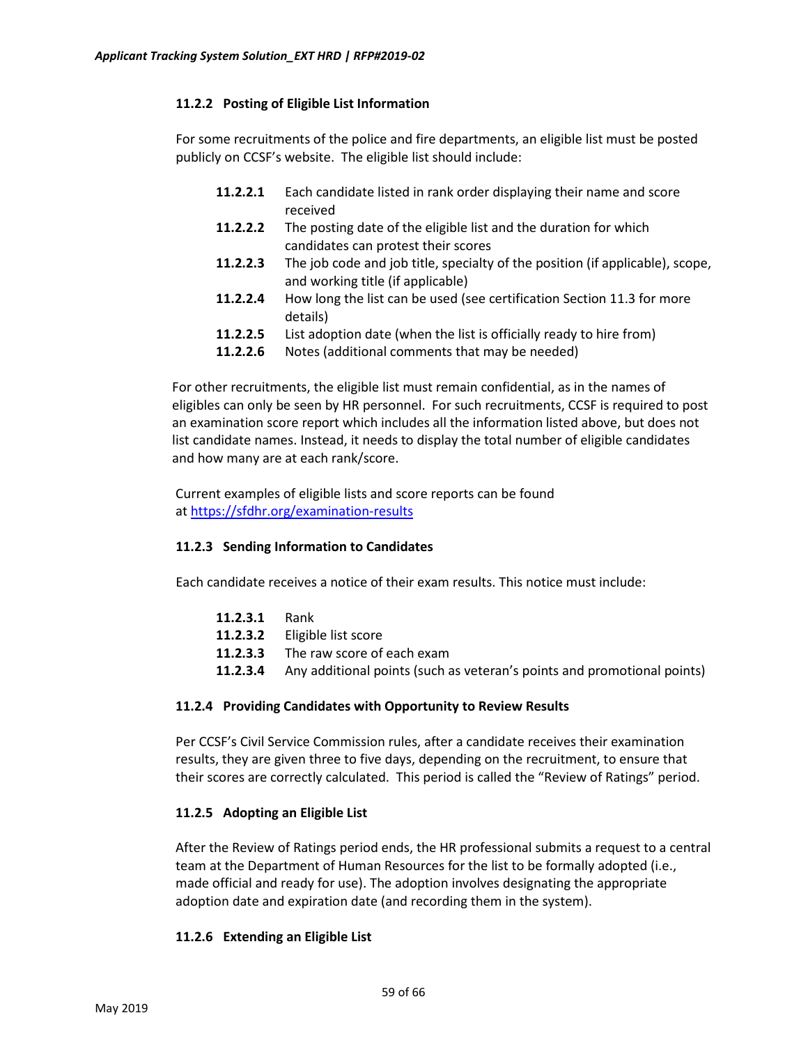### 11.2.2 Posting of Eligible List Information

For some recruitments of the police and fire departments, an eligible list must be posted publicly on CCSF's website. The eligible list should include:

- **11.2.2.1** Each candidate listed in rank order displaying their name and score received
- **11.2.2.2** The posting date of the eligible list and the duration for which candidates can protest their scores
- **11.2.2.3** The job code and job title, specialty of the position (if applicable), scope, and working title (if applicable)
- **11.2.2.4** How long the list can be used (see certification Section 11.3 for more details)
- **11.2.2.5** List adoption date (when the list is officially ready to hire from)
- **11.2.2.6** Notes (additional comments that may be needed)

For other recruitments, the eligible list must remain confidential, as in the names of eligibles can only be seen by HR personnel. For such recruitments, CCSF is required to post an examination score report which includes all the information listed above, but does not list candidate names. Instead, it needs to display the total number of eligible candidates and how many are at each rank/score.

Current examples of eligible lists and score reports can be found at https://sfdhr.org/examination-results

### 11.2.3 Sending Information to Candidates

Each candidate receives a notice of their exam results. This notice must include:

- **11.2.3.1** Rank
- **11.2.3.2** Eligible list score
- **11.2.3.3** The raw score of each exam
- **11.2.3.4** Any additional points (such as veteran's points and promotional points)

### 11.2.4 Providing Candidates with Opportunity to Review Results

Per CCSF's Civil Service Commission rules, after a candidate receives their examination results, they are given three to five days, depending on the recruitment, to ensure that their scores are correctly calculated. This period is called the "Review of Ratings" period.

### 11.2.5 Adopting an Eligible List

After the Review of Ratings period ends, the HR professional submits a request to a central team at the Department of Human Resources for the list to be formally adopted (i.e., made official and ready for use). The adoption involves designating the appropriate adoption date and expiration date (and recording them in the system).

### 11.2.6 Extending an Eligible List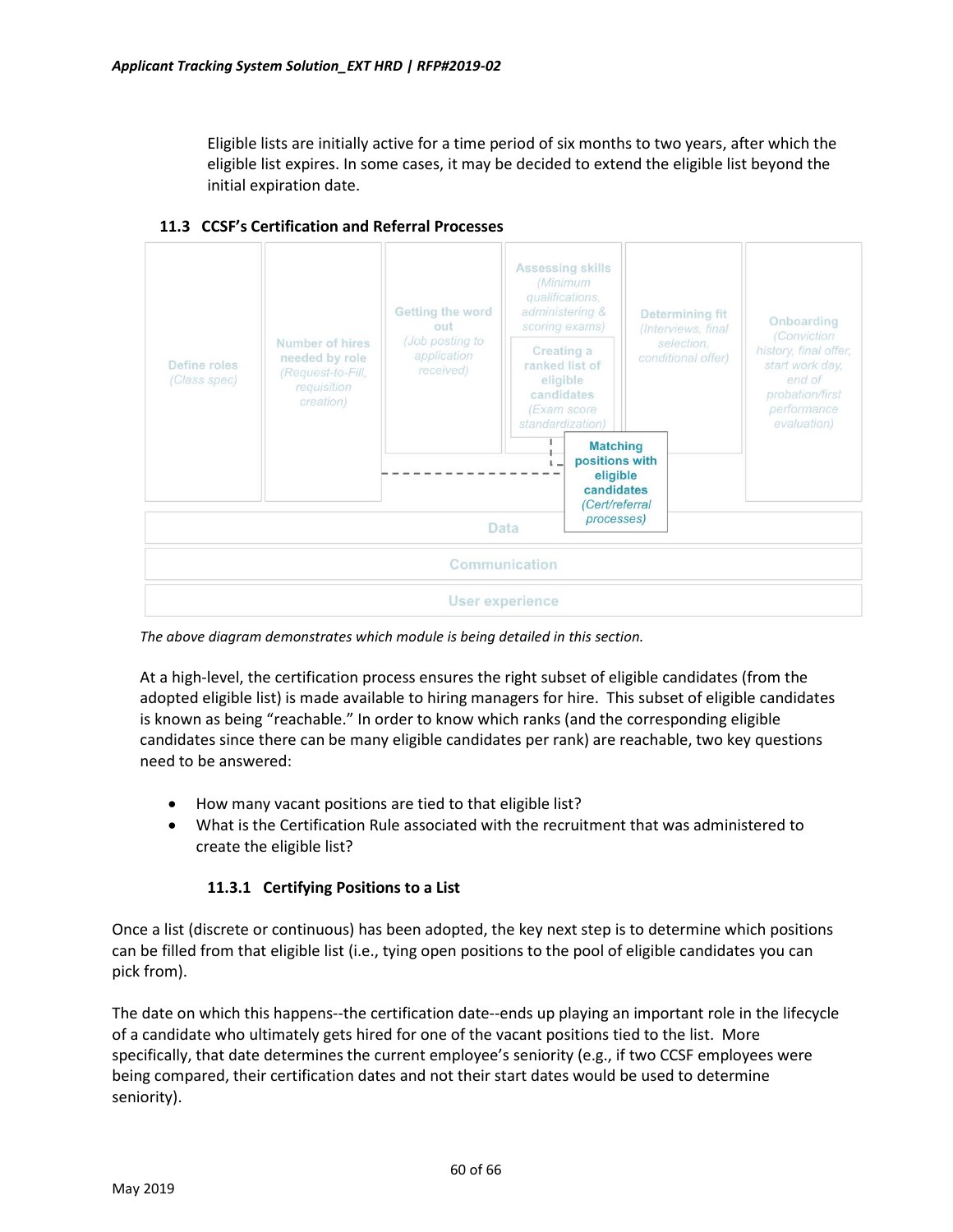Eligible lists are initially active for a time period of six months to two years, after which the eligible list expires. In some cases, it may be decided to extend the eligible list beyond the initial expiration date.

### 11.3 CCSF's Certification and Referral Processes

*The above diagram demonstrates which module is being detailed in this section.*

At a high-level, the certification process ensures the right subset of eligible candidates (from the adopted eligible list) is made available to hiring managers for hire. This subset of eligible candidates is known as being "reachable." In order to know which ranks (and the corresponding eligible candidates since there can be many eligible candidates per rank) are reachable, two key questions need to be answered:

- How many vacant positions are tied to that eligible list?
- What is the Certification Rule associated with the recruitment that was administered to create the eligible list?

#### 11.3.1 Certifying Positions to a List

Once a list (discrete or continuous) has been adopted, the key next step is to determine which positions can be filled from that eligible list (i.e., tying open positions to the pool of eligible candidates you can pick from).

The date on which this happens--the certification date--ends up playing an important role in the lifecycle of a candidate who ultimately gets hired for one of the vacant positions tied to the list. More specifically, that date determines the current employee's seniority (e.g., if two CCSF employees were being compared, their certification dates and not their start dates would be used to determine seniority).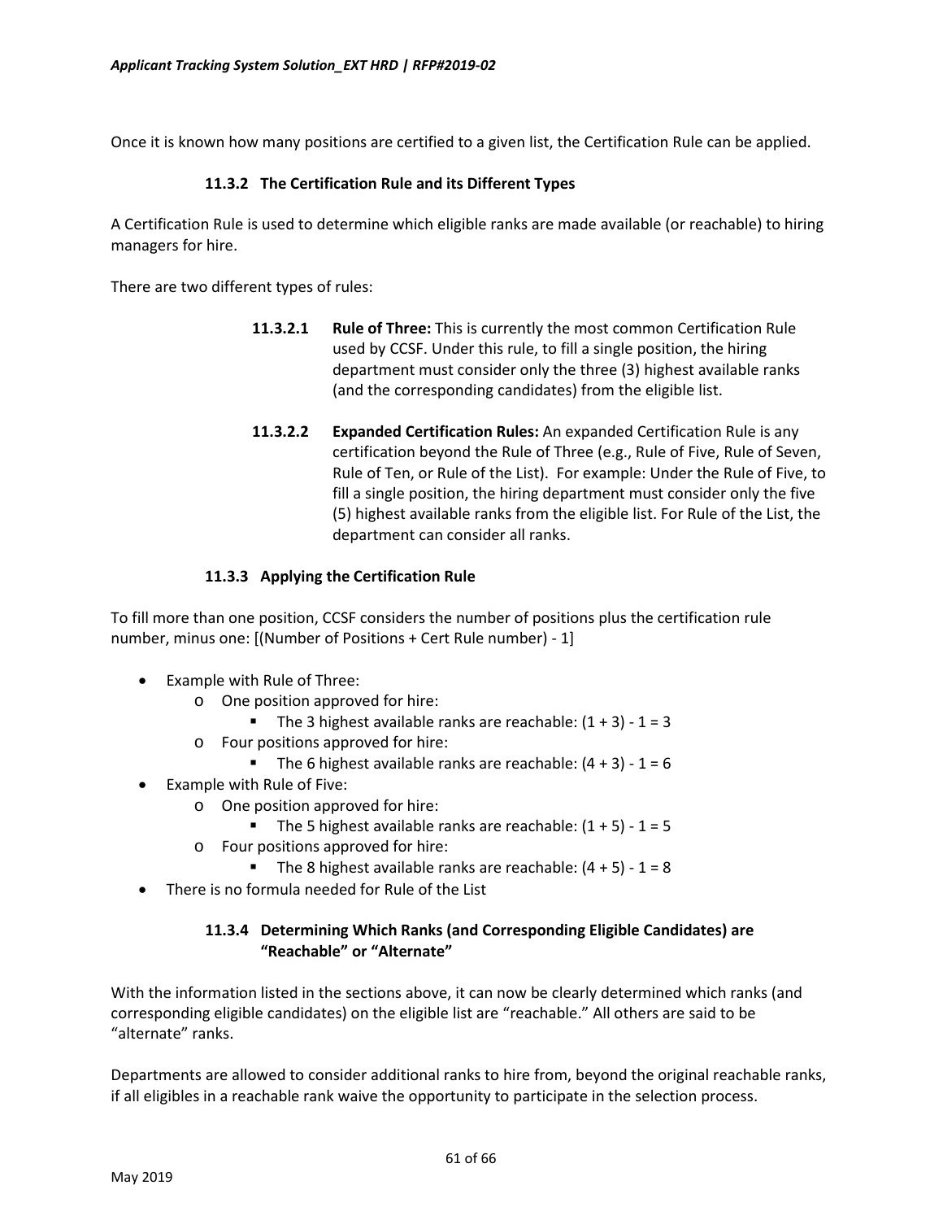Once it is known how many positions are certified to a given list, the Certification Rule can be applied.

### 11.3.2 The Certification Rule and its Different Types

A Certification Rule is used to determine which eligible ranks are made available (or reachable) to hiring managers for hire.

There are two different types of rules:

**11.3.2.1** **Rule of Three:** This is currently the most common Certification Rule used by CCSF. Under this rule, to fill a single position, the hiring department must consider only the three (3) highest available ranks (and the corresponding candidates) from the eligible list.

**11.3.2.2** **Expanded Certification Rules:** An expanded Certification Rule is any certification beyond the Rule of Three (e.g., Rule of Five, Rule of Seven, Rule of Ten, or Rule of the List). For example: Under the Rule of Five, to fill a single position, the hiring department must consider only the five (5) highest available ranks from the eligible list. For Rule of the List, the department can consider all ranks.

### 11.3.3 Applying the Certification Rule

To fill more than one position, CCSF considers the number of positions plus the certification rule number, minus one: [(Number of Positions + Cert Rule number) - 1]

- Example with Rule of Three:
  - One position approved for hire:
    - The 3 highest available ranks are reachable: (1 + 3) - 1 = 3
  - Four positions approved for hire:
    - The 6 highest available ranks are reachable: (4 + 3) - 1 = 6
- Example with Rule of Five:
  - One position approved for hire:
    - The 5 highest available ranks are reachable: (1 + 5) - 1 = 5
  - Four positions approved for hire:
    - The 8 highest available ranks are reachable: (4 + 5) - 1 = 8
- There is no formula needed for Rule of the List

### 11.3.4 Determining Which Ranks (and Corresponding Eligible Candidates) are "Reachable" or "Alternate"

With the information listed in the sections above, it can now be clearly determined which ranks (and corresponding eligible candidates) on the eligible list are "reachable." All others are said to be "alternate" ranks.

Departments are allowed to consider additional ranks to hire from, beyond the original reachable ranks, if all eligibles in a reachable rank waive the opportunity to participate in the selection process.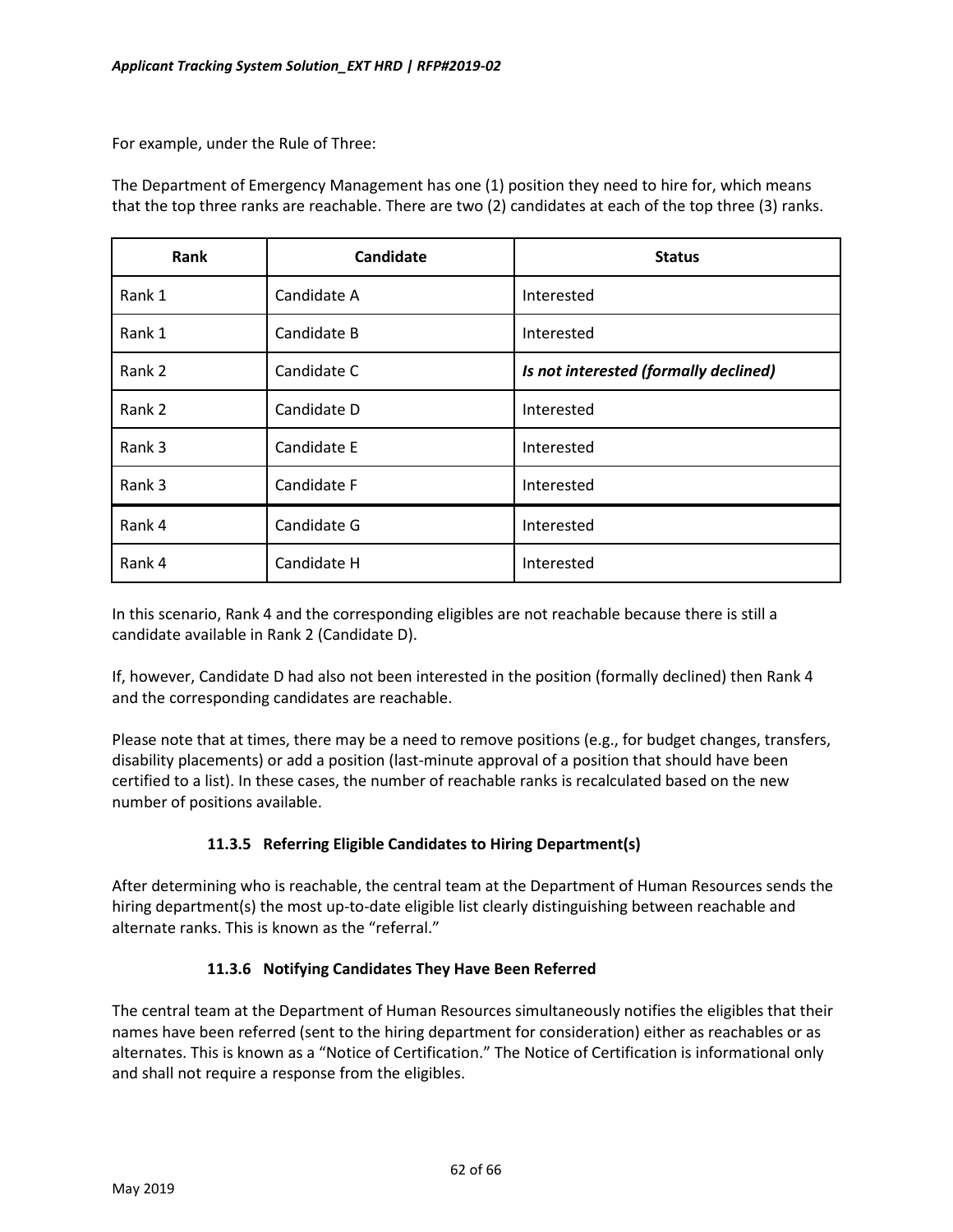For example, under the Rule of Three:

The Department of Emergency Management has one (1) position they need to hire for, which means that the top three ranks are reachable. There are two (2) candidates at each of the top three (3) ranks.

| Rank | Candidate | Status |
|---|---|---|
| Rank 1 | Candidate A | Interested |
| Rank 1 | Candidate B | Interested |
| Rank 2 | Candidate C | ***Is not interested (formally declined)*** |
| Rank 2 | Candidate D | Interested |
| Rank 3 | Candidate E | Interested |
| Rank 3 | Candidate F | Interested |
| Rank 4 | Candidate G | Interested |
| Rank 4 | Candidate H | Interested |

In this scenario, Rank 4 and the corresponding eligibles are not reachable because there is still a candidate available in Rank 2 (Candidate D).

If, however, Candidate D had also not been interested in the position (formally declined) then Rank 4 and the corresponding candidates are reachable.

Please note that at times, there may be a need to remove positions (e.g., for budget changes, transfers, disability placements) or add a position (last-minute approval of a position that should have been certified to a list). In these cases, the number of reachable ranks is recalculated based on the new number of positions available.

#### 11.3.5 Referring Eligible Candidates to Hiring Department(s)

After determining who is reachable, the central team at the Department of Human Resources sends the hiring department(s) the most up-to-date eligible list clearly distinguishing between reachable and alternate ranks. This is known as the "referral."

#### 11.3.6 Notifying Candidates They Have Been Referred

The central team at the Department of Human Resources simultaneously notifies the eligibles that their names have been referred (sent to the hiring department for consideration) either as reachables or as alternates. This is known as a "Notice of Certification." The Notice of Certification is informational only and shall not require a response from the eligibles.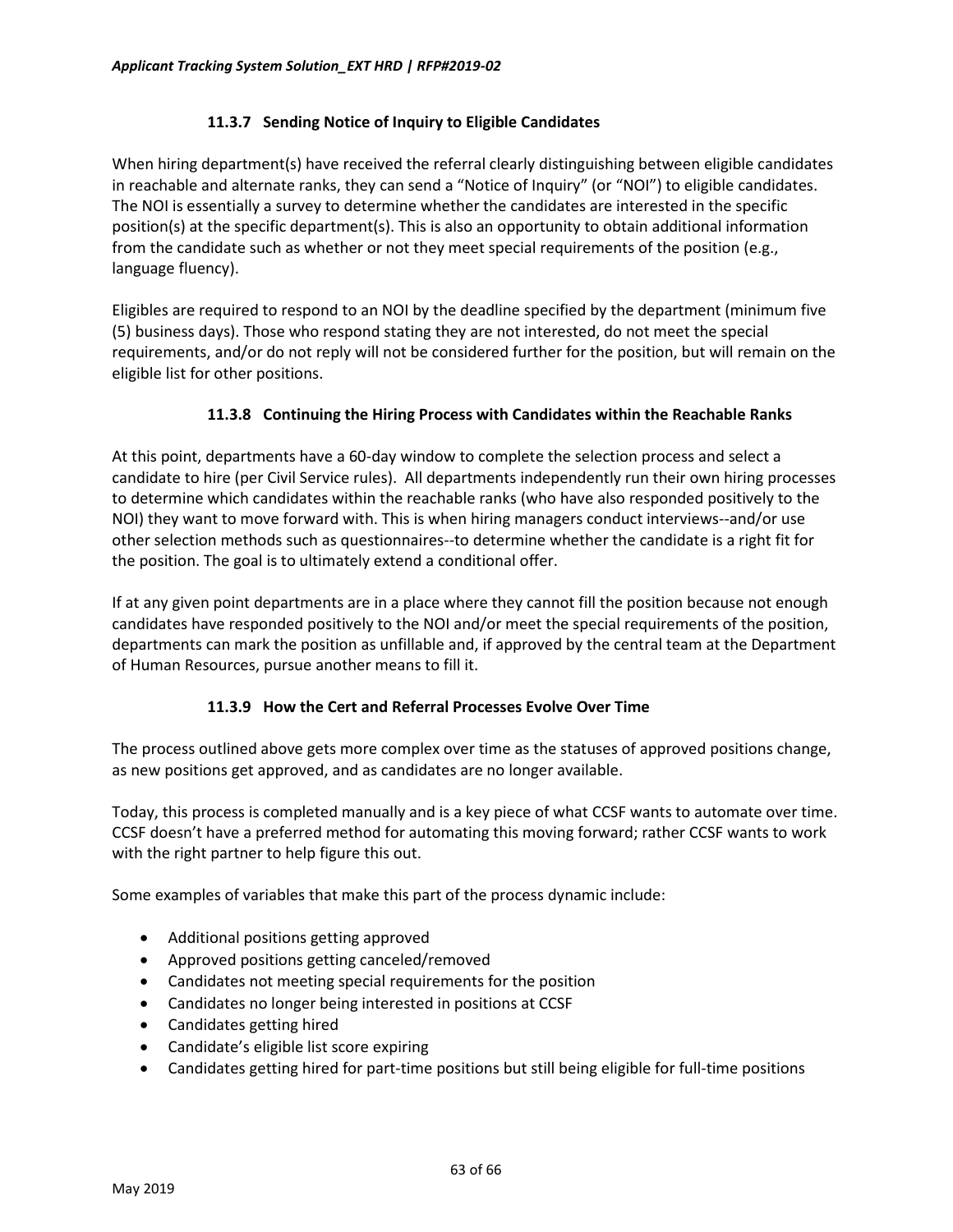### 11.3.7 Sending Notice of Inquiry to Eligible Candidates

When hiring department(s) have received the referral clearly distinguishing between eligible candidates in reachable and alternate ranks, they can send a "Notice of Inquiry" (or "NOI") to eligible candidates. The NOI is essentially a survey to determine whether the candidates are interested in the specific position(s) at the specific department(s). This is also an opportunity to obtain additional information from the candidate such as whether or not they meet special requirements of the position (e.g., language fluency).

Eligibles are required to respond to an NOI by the deadline specified by the department (minimum five (5) business days). Those who respond stating they are not interested, do not meet the special requirements, and/or do not reply will not be considered further for the position, but will remain on the eligible list for other positions.

### 11.3.8 Continuing the Hiring Process with Candidates within the Reachable Ranks

At this point, departments have a 60-day window to complete the selection process and select a candidate to hire (per Civil Service rules). All departments independently run their own hiring processes to determine which candidates within the reachable ranks (who have also responded positively to the NOI) they want to move forward with. This is when hiring managers conduct interviews--and/or use other selection methods such as questionnaires--to determine whether the candidate is a right fit for the position. The goal is to ultimately extend a conditional offer.

If at any given point departments are in a place where they cannot fill the position because not enough candidates have responded positively to the NOI and/or meet the special requirements of the position, departments can mark the position as unfillable and, if approved by the central team at the Department of Human Resources, pursue another means to fill it.

### 11.3.9 How the Cert and Referral Processes Evolve Over Time

The process outlined above gets more complex over time as the statuses of approved positions change, as new positions get approved, and as candidates are no longer available.

Today, this process is completed manually and is a key piece of what CCSF wants to automate over time. CCSF doesn't have a preferred method for automating this moving forward; rather CCSF wants to work with the right partner to help figure this out.

Some examples of variables that make this part of the process dynamic include:

- Additional positions getting approved
- Approved positions getting canceled/removed
- Candidates not meeting special requirements for the position
- Candidates no longer being interested in positions at CCSF
- Candidates getting hired
- Candidate's eligible list score expiring
- Candidates getting hired for part-time positions but still being eligible for full-time positions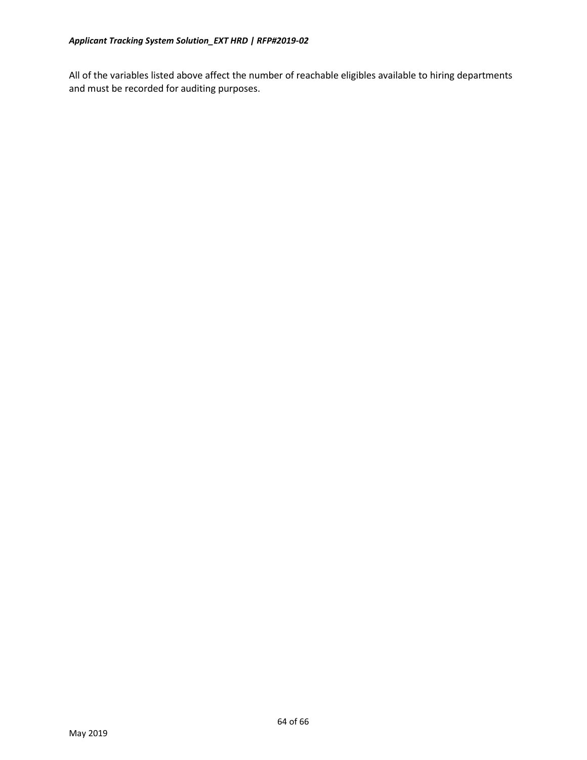All of the variables listed above affect the number of reachable eligibles available to hiring departments and must be recorded for auditing purposes.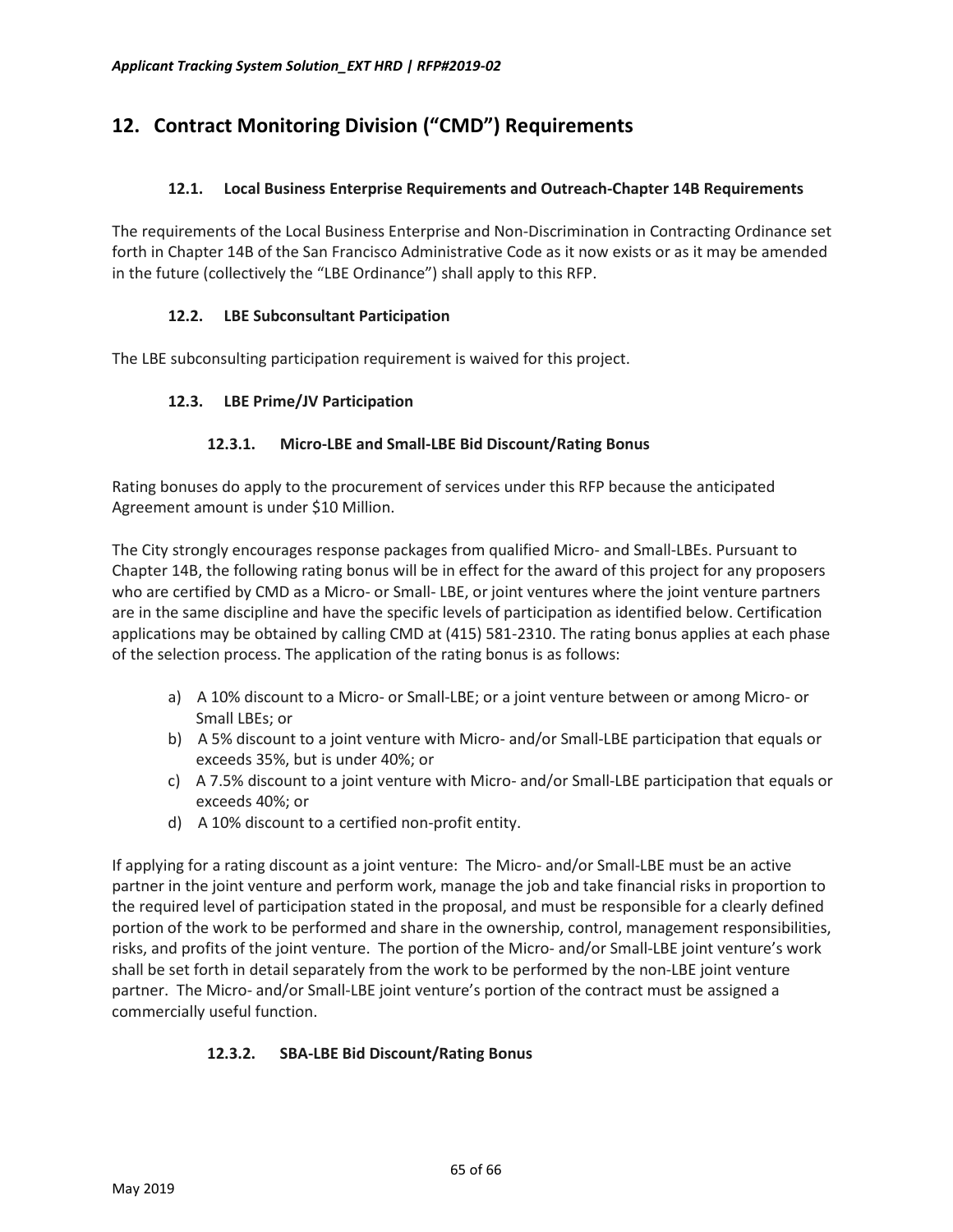## 12. Contract Monitoring Division ("CMD") Requirements

### 12.1. Local Business Enterprise Requirements and Outreach-Chapter 14B Requirements

The requirements of the Local Business Enterprise and Non-Discrimination in Contracting Ordinance set forth in Chapter 14B of the San Francisco Administrative Code as it now exists or as it may be amended in the future (collectively the "LBE Ordinance") shall apply to this RFP.

### 12.2. LBE Subconsultant Participation

The LBE subconsulting participation requirement is waived for this project.

### 12.3. LBE Prime/JV Participation

#### 12.3.1. Micro-LBE and Small-LBE Bid Discount/Rating Bonus

Rating bonuses do apply to the procurement of services under this RFP because the anticipated Agreement amount is under $10 Million.

The City strongly encourages response packages from qualified Micro- and Small-LBEs. Pursuant to Chapter 14B, the following rating bonus will be in effect for the award of this project for any proposers who are certified by CMD as a Micro- or Small- LBE, or joint ventures where the joint venture partners are in the same discipline and have the specific levels of participation as identified below. Certification applications may be obtained by calling CMD at (415) 581-2310. The rating bonus applies at each phase of the selection process. The application of the rating bonus is as follows:

a) A 10% discount to a Micro- or Small-LBE; or a joint venture between or among Micro- or Small LBEs; or
b) A 5% discount to a joint venture with Micro- and/or Small-LBE participation that equals or exceeds 35%, but is under 40%; or
c) A 7.5% discount to a joint venture with Micro- and/or Small-LBE participation that equals or exceeds 40%; or
d) A 10% discount to a certified non-profit entity.

If applying for a rating discount as a joint venture: The Micro- and/or Small-LBE must be an active partner in the joint venture and perform work, manage the job and take financial risks in proportion to the required level of participation stated in the proposal, and must be responsible for a clearly defined portion of the work to be performed and share in the ownership, control, management responsibilities, risks, and profits of the joint venture. The portion of the Micro- and/or Small-LBE joint venture's work shall be set forth in detail separately from the work to be performed by the non-LBE joint venture partner. The Micro- and/or Small-LBE joint venture's portion of the contract must be assigned a commercially useful function.

#### 12.3.2. SBA-LBE Bid Discount/Rating Bonus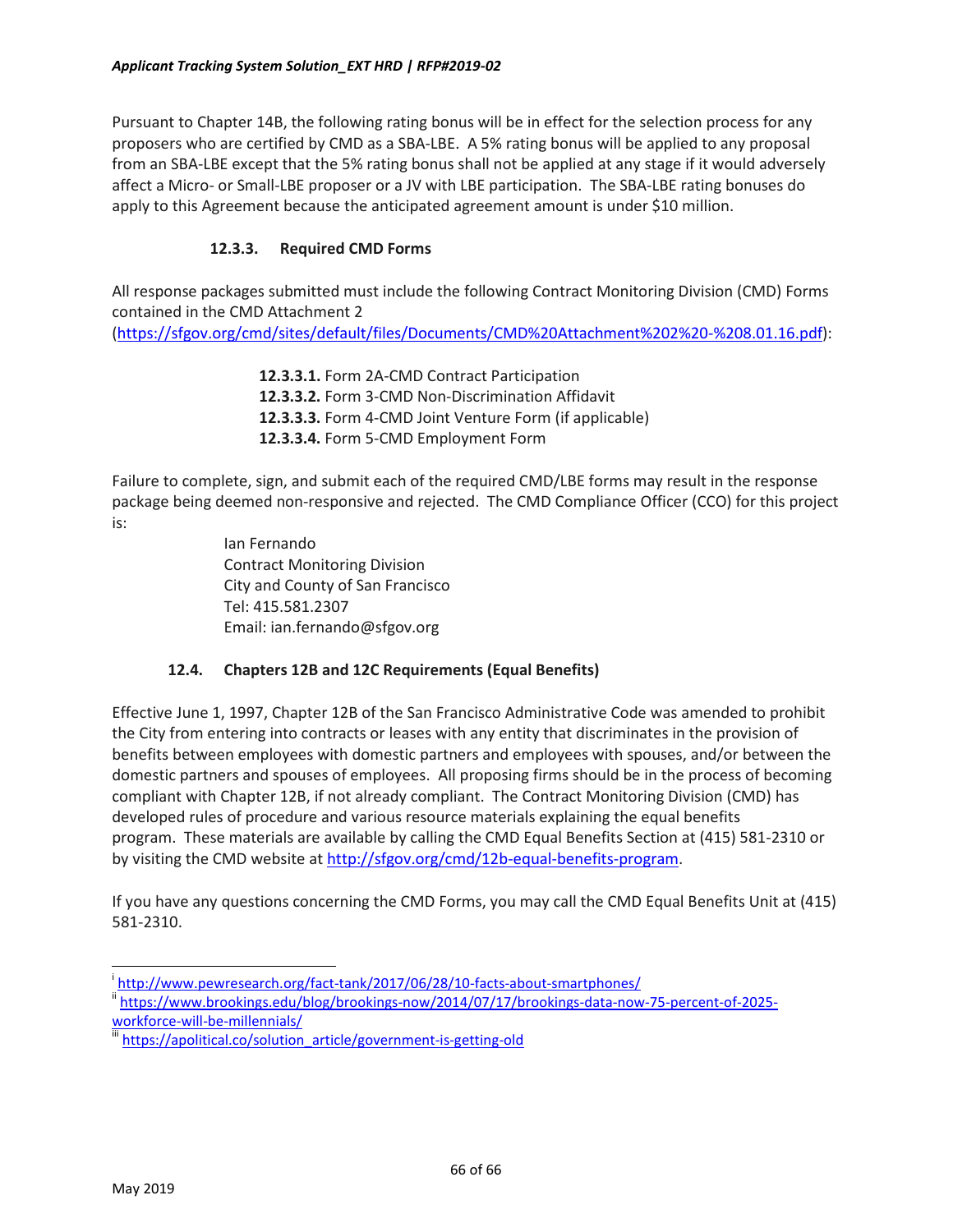Pursuant to Chapter 14B, the following rating bonus will be in effect for the selection process for any proposers who are certified by CMD as a SBA-LBE. A 5% rating bonus will be applied to any proposal from an SBA-LBE except that the 5% rating bonus shall not be applied at any stage if it would adversely affect a Micro- or Small-LBE proposer or a JV with LBE participation. The SBA-LBE rating bonuses do apply to this Agreement because the anticipated agreement amount is under $10 million.

#### 12.3.3. Required CMD Forms

All response packages submitted must include the following Contract Monitoring Division (CMD) Forms contained in the CMD Attachment 2 (https://sfgov.org/cmd/sites/default/files/Documents/CMD%20Attachment%202%20-%208.01.16.pdf):

**12.3.3.1.** Form 2A-CMD Contract Participation
**12.3.3.2.** Form 3-CMD Non-Discrimination Affidavit
**12.3.3.3.** Form 4-CMD Joint Venture Form (if applicable)
**12.3.3.4.** Form 5-CMD Employment Form

Failure to complete, sign, and submit each of the required CMD/LBE forms may result in the response package being deemed non-responsive and rejected. The CMD Compliance Officer (CCO) for this project is:

Ian Fernando
Contract Monitoring Division
City and County of San Francisco
Tel: 415.581.2307
Email: ian.fernando@sfgov.org

### 12.4. Chapters 12B and 12C Requirements (Equal Benefits)

Effective June 1, 1997, Chapter 12B of the San Francisco Administrative Code was amended to prohibit the City from entering into contracts or leases with any entity that discriminates in the provision of benefits between employees with domestic partners and employees with spouses, and/or between the domestic partners and spouses of employees. All proposing firms should be in the process of becoming compliant with Chapter 12B, if not already compliant. The Contract Monitoring Division (CMD) has developed rules of procedure and various resource materials explaining the equal benefits program. These materials are available by calling the CMD Equal Benefits Section at (415) 581-2310 or by visiting the CMD website at http://sfgov.org/cmd/12b-equal-benefits-program.

If you have any questions concerning the CMD Forms, you may call the CMD Equal Benefits Unit at (415) 581-2310.

---

[i] http://www.pewresearch.org/fact-tank/2017/06/28/10-facts-about-smartphones/

[ii] https://www.brookings.edu/blog/brookings-now/2014/07/17/brookings-data-now-75-percent-of-2025-workforce-will-be-millennials/

[iii] https://apolitical.co/solution_article/government-is-getting-old

May 2019